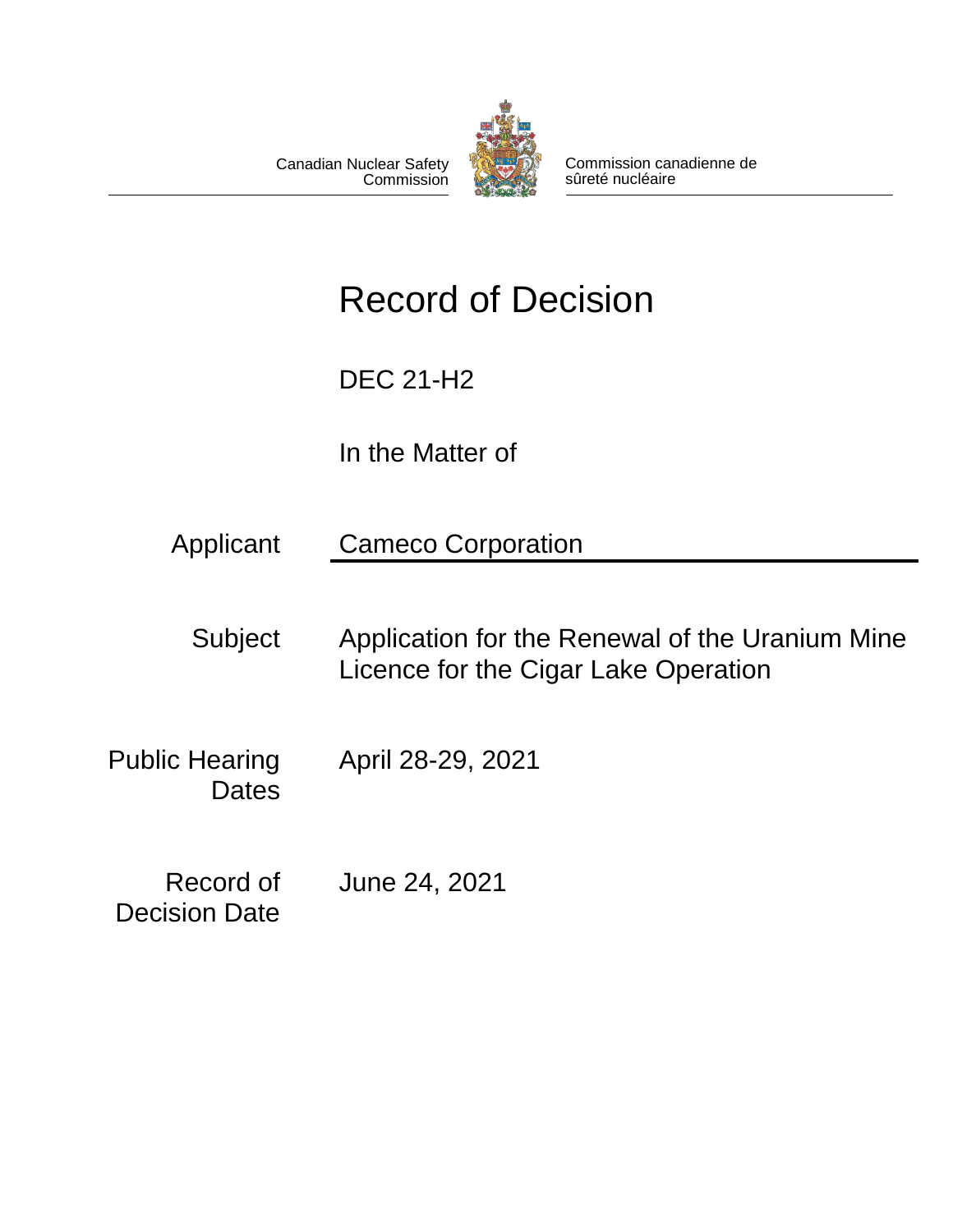Canadian Nuclear Safety Commission

Commission canadienne de sûreté nucléaire

# Record of Decision

DEC 21-H2

In the Matter of

| | |
|---|---|
| Applicant | Cameco Corporation |
| Subject | Application for the Renewal of the Uranium Mine Licence for the Cigar Lake Operation |
| Public Hearing Dates | April 28-29, 2021 |
| Record of Decision Date | June 24, 2021 |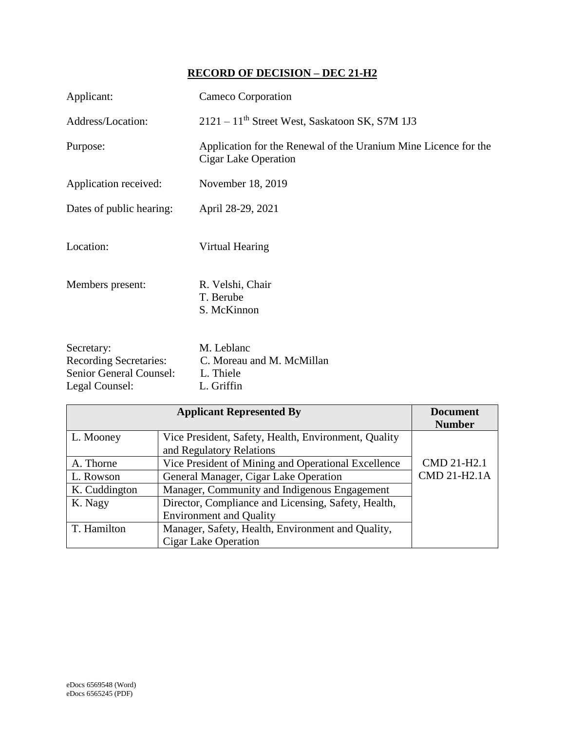# RECORD OF DECISION – DEC 21-H2

Applicant: Cameco Corporation

Address/Location: 2121 – 11th Street West, Saskatoon SK, S7M 1J3

Purpose: Application for the Renewal of the Uranium Mine Licence for the Cigar Lake Operation

Application received: November 18, 2019

Dates of public hearing: April 28-29, 2021

Location: Virtual Hearing

Members present: R. Velshi, Chair
T. Berube
S. McKinnon

Secretary: M. Leblanc
Recording Secretaries: C. Moreau and M. McMillan
Senior General Counsel: L. Thiele
Legal Counsel: L. Griffin

| Applicant Represented By | | Document Number |
|---|---|---|
| L. Mooney | Vice President, Safety, Health, Environment, Quality and Regulatory Relations | CMD 21-H2.1<br>CMD 21-H2.1A |
| A. Thorne | Vice President of Mining and Operational Excellence | |
| L. Rowson | General Manager, Cigar Lake Operation | |
| K. Cuddington | Manager, Community and Indigenous Engagement | |
| K. Nagy | Director, Compliance and Licensing, Safety, Health, Environment and Quality | |
| T. Hamilton | Manager, Safety, Health, Environment and Quality, Cigar Lake Operation | |

eDocs 6569548 (Word)
eDocs 6565245 (PDF)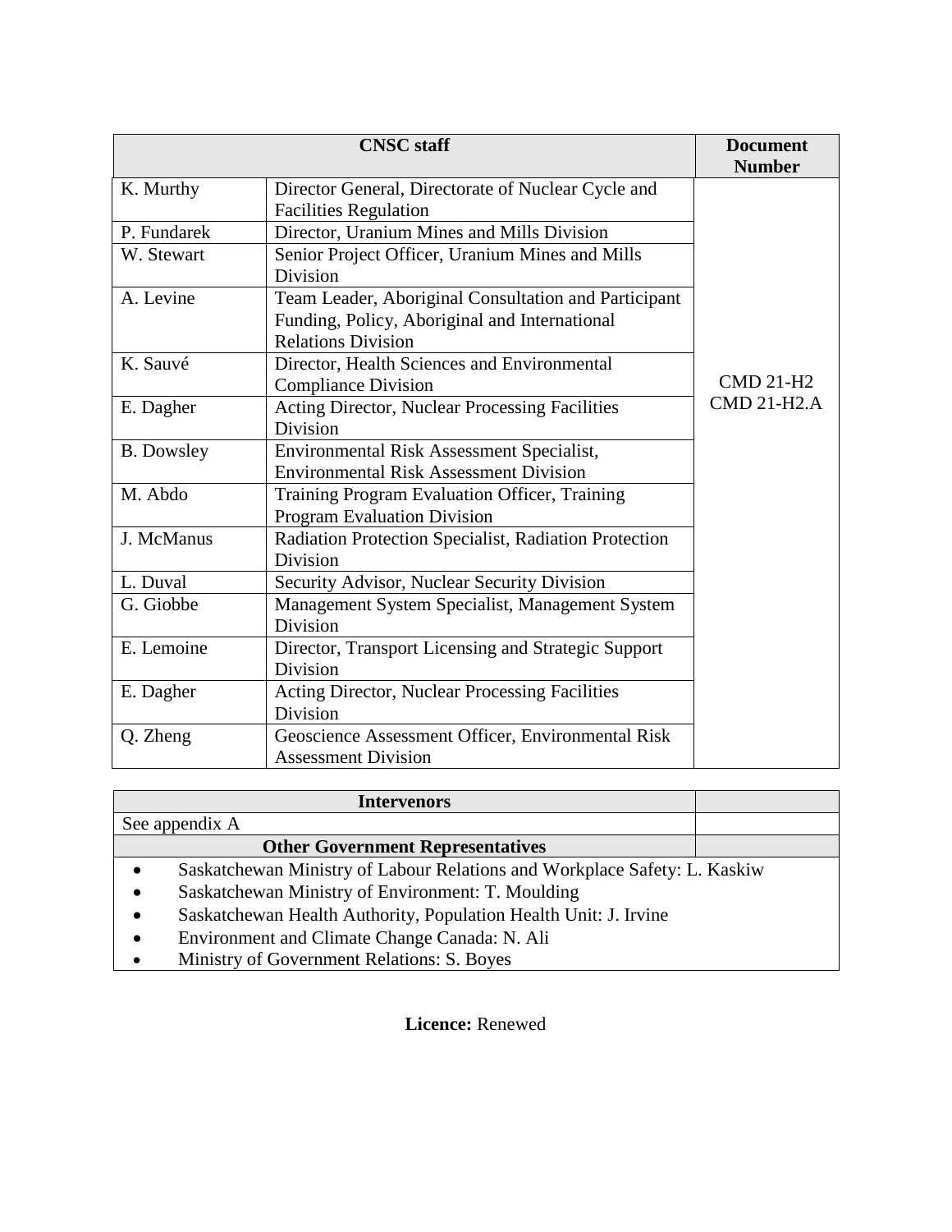| CNSC staff | | Document Number |
| --- | --- | --- |
| K. Murthy | Director General, Directorate of Nuclear Cycle and Facilities Regulation | CMD 21-H2<br>CMD 21-H2.A |
| P. Fundarek | Director, Uranium Mines and Mills Division | |
| W. Stewart | Senior Project Officer, Uranium Mines and Mills Division | |
| A. Levine | Team Leader, Aboriginal Consultation and Participant Funding, Policy, Aboriginal and International Relations Division | |
| K. Sauvé | Director, Health Sciences and Environmental Compliance Division | |
| E. Dagher | Acting Director, Nuclear Processing Facilities Division | |
| B. Dowsley | Environmental Risk Assessment Specialist, Environmental Risk Assessment Division | |
| M. Abdo | Training Program Evaluation Officer, Training Program Evaluation Division | |
| J. McManus | Radiation Protection Specialist, Radiation Protection Division | |
| L. Duval | Security Advisor, Nuclear Security Division | |
| G. Giobbe | Management System Specialist, Management System Division | |
| E. Lemoine | Director, Transport Licensing and Strategic Support Division | |
| E. Dagher | Acting Director, Nuclear Processing Facilities Division | |
| Q. Zheng | Geoscience Assessment Officer, Environmental Risk Assessment Division | |

| Intervenors | |
| --- | --- |
| See appendix A | |
| **Other Government Representatives** | |
| • Saskatchewan Ministry of Labour Relations and Workplace Safety: L. Kaskiw<br>• Saskatchewan Ministry of Environment: T. Moulding<br>• Saskatchewan Health Authority, Population Health Unit: J. Irvine<br>• Environment and Climate Change Canada: N. Ali<br>• Ministry of Government Relations: S. Boyes | |

**Licence:** Renewed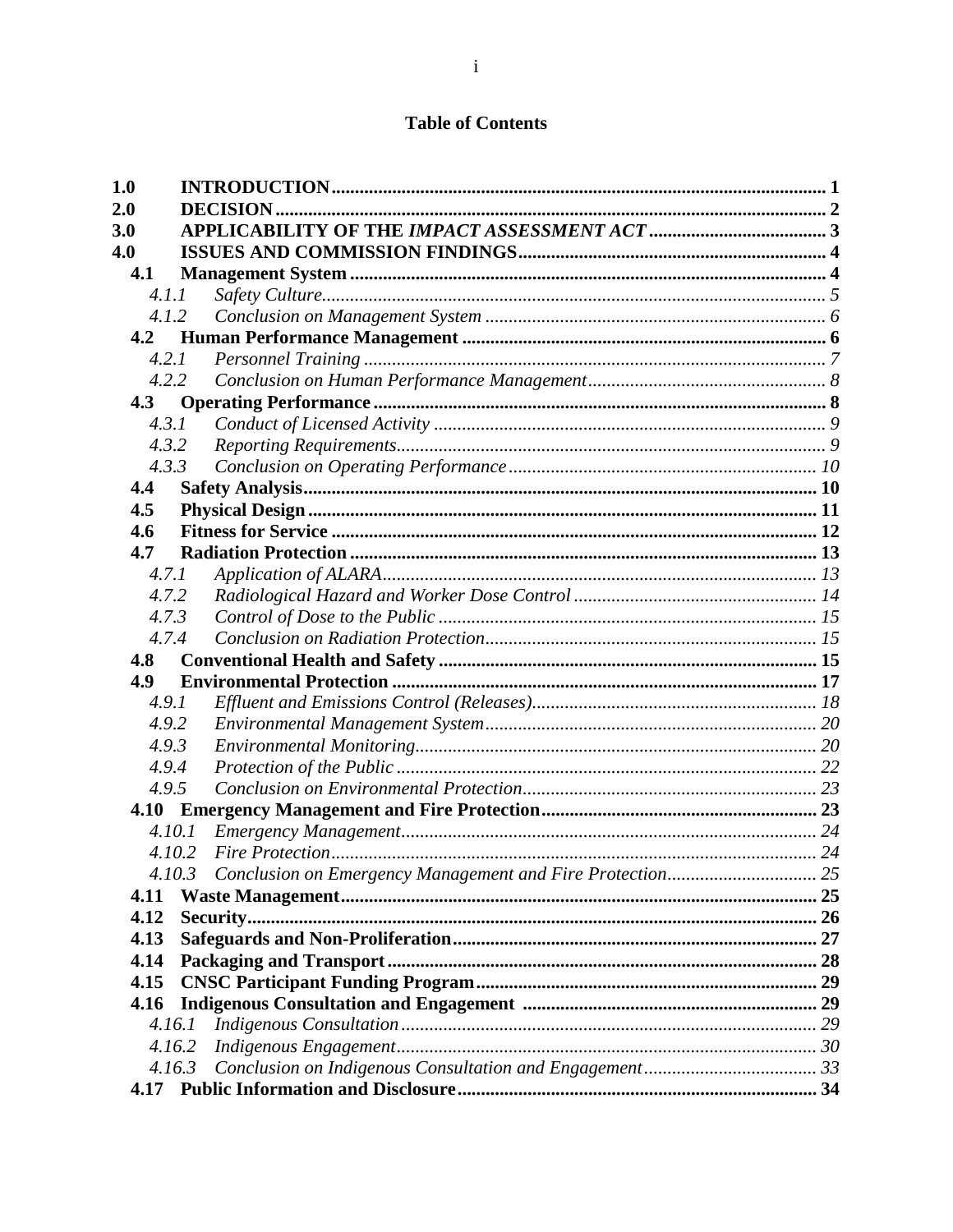## Table of Contents

| | | |
|---|---|---|
| **1.0** | **INTRODUCTION** | **1** |
| **2.0** | **DECISION** | **2** |
| **3.0** | **APPLICABILITY OF THE *IMPACT ASSESSMENT ACT*** | **3** |
| **4.0** | **ISSUES AND COMMISSION FINDINGS** | **4** |
| **4.1** | **Management System** | **4** |
| *4.1.1* | *Safety Culture* | *5* |
| *4.1.2* | *Conclusion on Management System* | *6* |
| **4.2** | **Human Performance Management** | **6** |
| *4.2.1* | *Personnel Training* | *7* |
| *4.2.2* | *Conclusion on Human Performance Management* | *8* |
| **4.3** | **Operating Performance** | **8** |
| *4.3.1* | *Conduct of Licensed Activity* | *9* |
| *4.3.2* | *Reporting Requirements* | *9* |
| *4.3.3* | *Conclusion on Operating Performance* | *10* |
| **4.4** | **Safety Analysis** | **10** |
| **4.5** | **Physical Design** | **11** |
| **4.6** | **Fitness for Service** | **12** |
| **4.7** | **Radiation Protection** | **13** |
| *4.7.1* | *Application of ALARA* | *13* |
| *4.7.2* | *Radiological Hazard and Worker Dose Control* | *14* |
| *4.7.3* | *Control of Dose to the Public* | *15* |
| *4.7.4* | *Conclusion on Radiation Protection* | *15* |
| **4.8** | **Conventional Health and Safety** | **15** |
| **4.9** | **Environmental Protection** | **17** |
| *4.9.1* | *Effluent and Emissions Control (Releases)* | *18* |
| *4.9.2* | *Environmental Management System* | *20* |
| *4.9.3* | *Environmental Monitoring* | *20* |
| *4.9.4* | *Protection of the Public* | *22* |
| *4.9.5* | *Conclusion on Environmental Protection* | *23* |
| **4.10** | **Emergency Management and Fire Protection** | **23** |
| *4.10.1* | *Emergency Management* | *24* |
| *4.10.2* | *Fire Protection* | *24* |
| *4.10.3* | *Conclusion on Emergency Management and Fire Protection* | *25* |
| **4.11** | **Waste Management** | **25** |
| **4.12** | **Security** | **26** |
| **4.13** | **Safeguards and Non-Proliferation** | **27** |
| **4.14** | **Packaging and Transport** | **28** |
| **4.15** | **CNSC Participant Funding Program** | **29** |
| **4.16** | **Indigenous Consultation and Engagement** | **29** |
| *4.16.1* | *Indigenous Consultation* | *29* |
| *4.16.2* | *Indigenous Engagement* | *30* |
| *4.16.3* | *Conclusion on Indigenous Consultation and Engagement* | *33* |
| **4.17** | **Public Information and Disclosure** | **34** |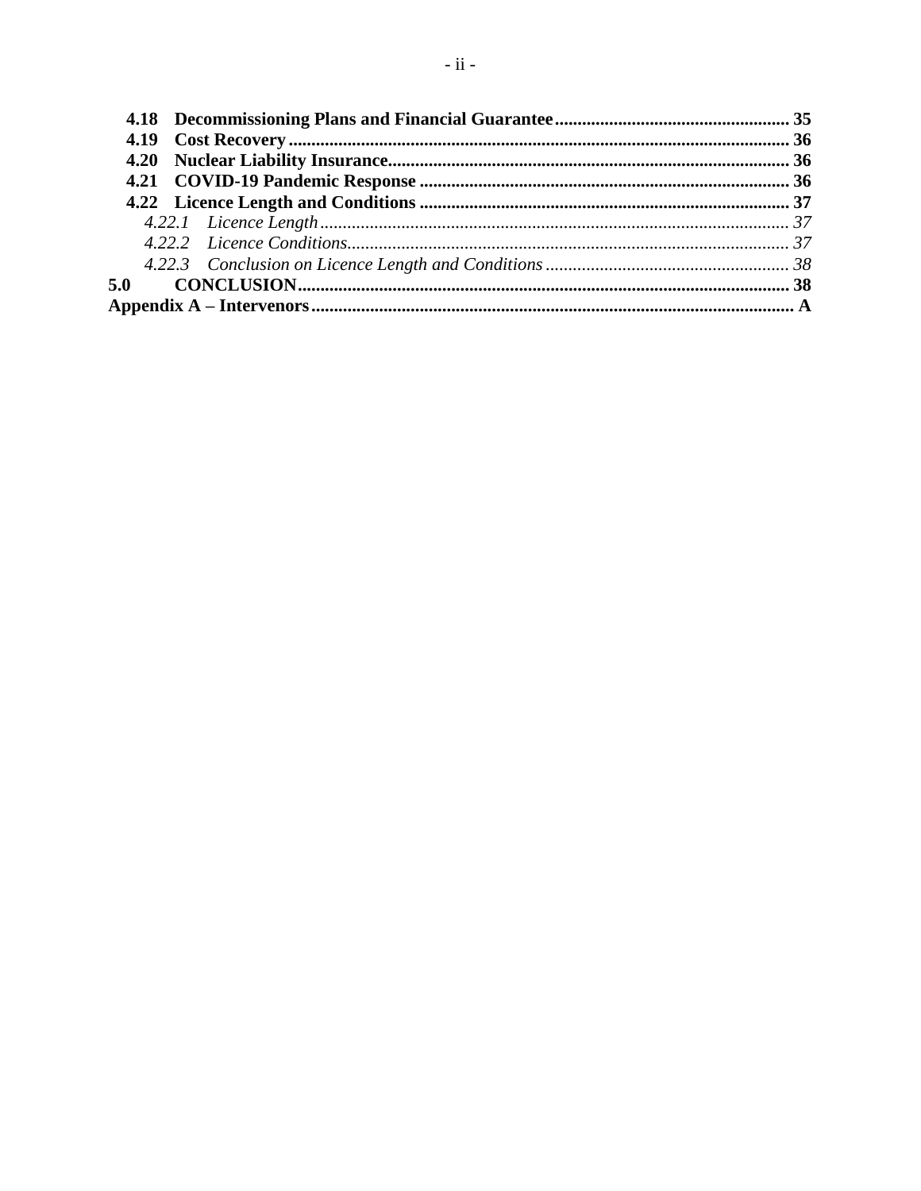**4.18 Decommissioning Plans and Financial Guarantee** .................................................. **35**
**4.19 Cost Recovery** .................................................................................................... **36**
**4.20 Nuclear Liability Insurance** ................................................................................ **36**
**4.21 COVID-19 Pandemic Response** .......................................................................... **36**
**4.22 Licence Length and Conditions** .......................................................................... **37**
*4.22.1 Licence Length* ...................................................................................................... *37*
*4.22.2 Licence Conditions* ............................................................................................... *37*
*4.22.3 Conclusion on Licence Length and Conditions* ................................................... *38*
**5.0 CONCLUSION** ......................................................................................................... **38**
**Appendix A – Intervenors** ............................................................................................ **A**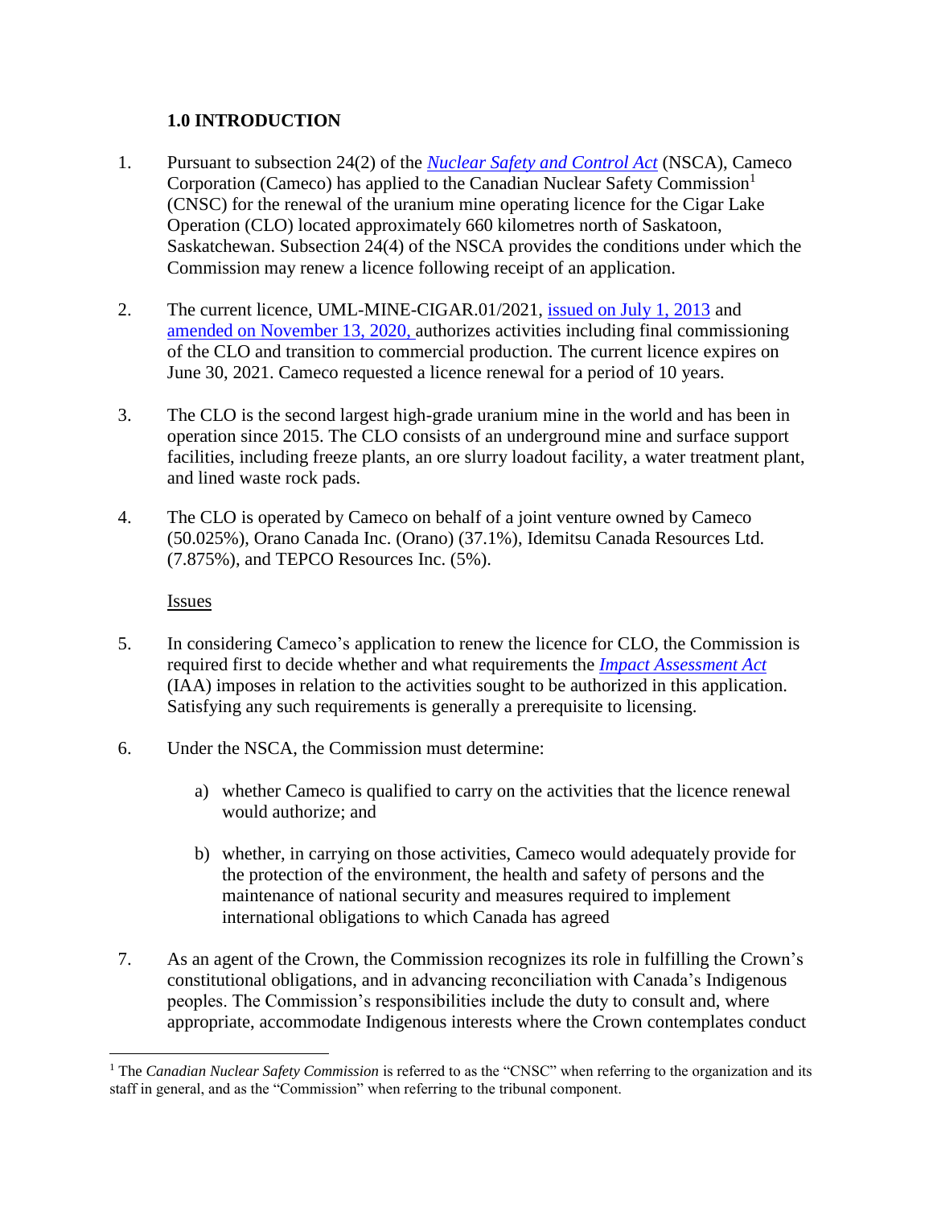## 1.0 INTRODUCTION

1. Pursuant to subsection 24(2) of the *Nuclear Safety and Control Act* (NSCA), Cameco Corporation (Cameco) has applied to the Canadian Nuclear Safety Commission[1] (CNSC) for the renewal of the uranium mine operating licence for the Cigar Lake Operation (CLO) located approximately 660 kilometres north of Saskatoon, Saskatchewan. Subsection 24(4) of the NSCA provides the conditions under which the Commission may renew a licence following receipt of an application.

2. The current licence, UML-MINE-CIGAR.01/2021, issued on July 1, 2013 and amended on November 13, 2020, authorizes activities including final commissioning of the CLO and transition to commercial production. The current licence expires on June 30, 2021. Cameco requested a licence renewal for a period of 10 years.

3. The CLO is the second largest high-grade uranium mine in the world and has been in operation since 2015. The CLO consists of an underground mine and surface support facilities, including freeze plants, an ore slurry loadout facility, a water treatment plant, and lined waste rock pads.

4. The CLO is operated by Cameco on behalf of a joint venture owned by Cameco (50.025%), Orano Canada Inc. (Orano) (37.1%), Idemitsu Canada Resources Ltd. (7.875%), and TEPCO Resources Inc. (5%).

Issues

5. In considering Cameco's application to renew the licence for CLO, the Commission is required first to decide whether and what requirements the *Impact Assessment Act* (IAA) imposes in relation to the activities sought to be authorized in this application. Satisfying any such requirements is generally a prerequisite to licensing.

6. Under the NSCA, the Commission must determine:

   a) whether Cameco is qualified to carry on the activities that the licence renewal would authorize; and

   b) whether, in carrying on those activities, Cameco would adequately provide for the protection of the environment, the health and safety of persons and the maintenance of national security and measures required to implement international obligations to which Canada has agreed

7. As an agent of the Crown, the Commission recognizes its role in fulfilling the Crown's constitutional obligations, and in advancing reconciliation with Canada's Indigenous peoples. The Commission's responsibilities include the duty to consult and, where appropriate, accommodate Indigenous interests where the Crown contemplates conduct

[1] The *Canadian Nuclear Safety Commission* is referred to as the "CNSC" when referring to the organization and its staff in general, and as the "Commission" when referring to the tribunal component.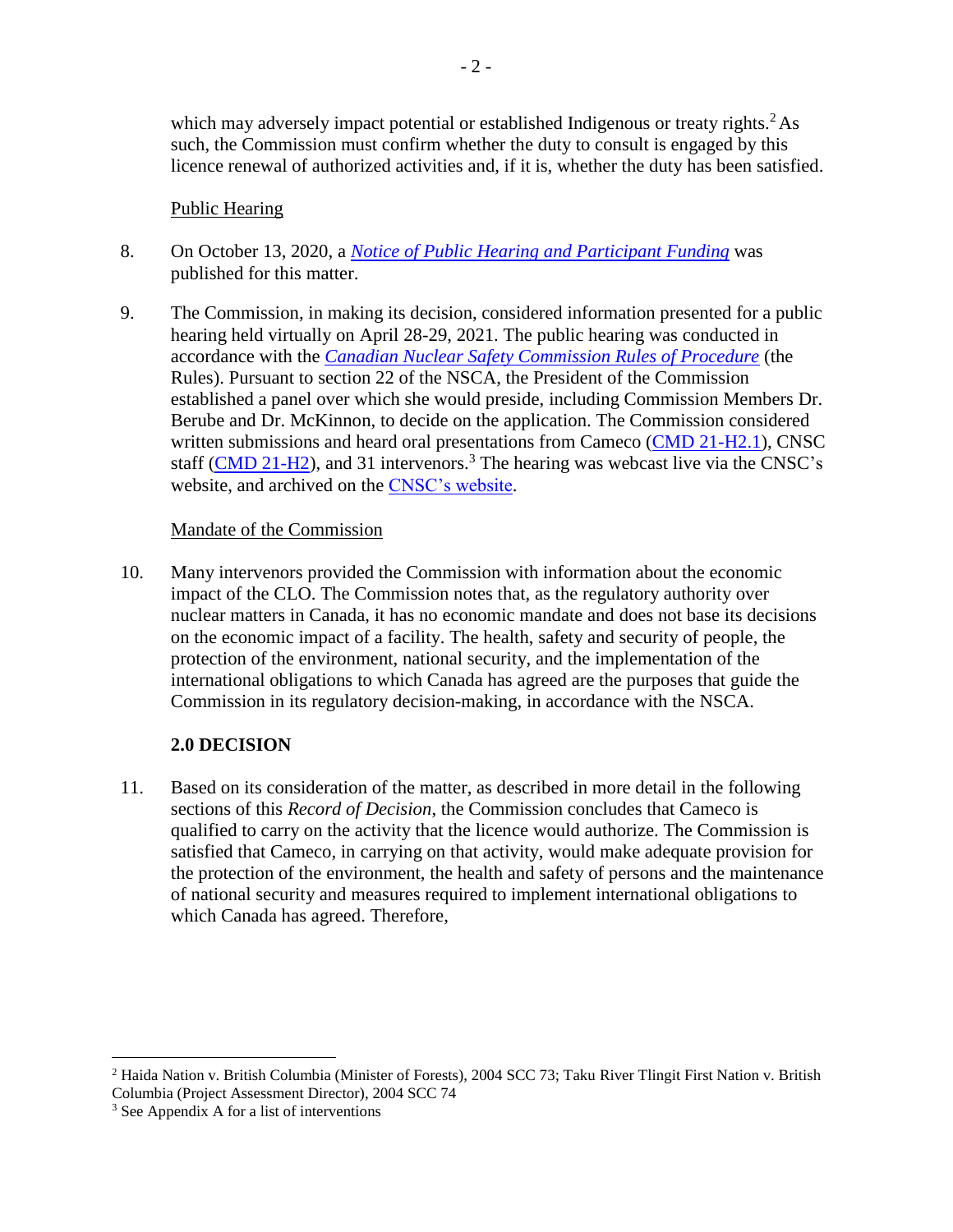which may adversely impact potential or established Indigenous or treaty rights.[2] As such, the Commission must confirm whether the duty to consult is engaged by this licence renewal of authorized activities and, if it is, whether the duty has been satisfied.

Public Hearing

8. On October 13, 2020, a *Notice of Public Hearing and Participant Funding* was published for this matter.

9. The Commission, in making its decision, considered information presented for a public hearing held virtually on April 28-29, 2021. The public hearing was conducted in accordance with the *Canadian Nuclear Safety Commission Rules of Procedure* (the Rules). Pursuant to section 22 of the NSCA, the President of the Commission established a panel over which she would preside, including Commission Members Dr. Berube and Dr. McKinnon, to decide on the application. The Commission considered written submissions and heard oral presentations from Cameco (CMD 21-H2.1), CNSC staff (CMD 21-H2), and 31 intervenors.[3] The hearing was webcast live via the CNSC's website, and archived on the CNSC's website.

Mandate of the Commission

10. Many intervenors provided the Commission with information about the economic impact of the CLO. The Commission notes that, as the regulatory authority over nuclear matters in Canada, it has no economic mandate and does not base its decisions on the economic impact of a facility. The health, safety and security of people, the protection of the environment, national security, and the implementation of the international obligations to which Canada has agreed are the purposes that guide the Commission in its regulatory decision-making, in accordance with the NSCA.

## 2.0 DECISION

11. Based on its consideration of the matter, as described in more detail in the following sections of this *Record of Decision*, the Commission concludes that Cameco is qualified to carry on the activity that the licence would authorize. The Commission is satisfied that Cameco, in carrying on that activity, would make adequate provision for the protection of the environment, the health and safety of persons and the maintenance of national security and measures required to implement international obligations to which Canada has agreed. Therefore,

---

[2] Haida Nation v. British Columbia (Minister of Forests), 2004 SCC 73; Taku River Tlingit First Nation v. British Columbia (Project Assessment Director), 2004 SCC 74

[3] See Appendix A for a list of interventions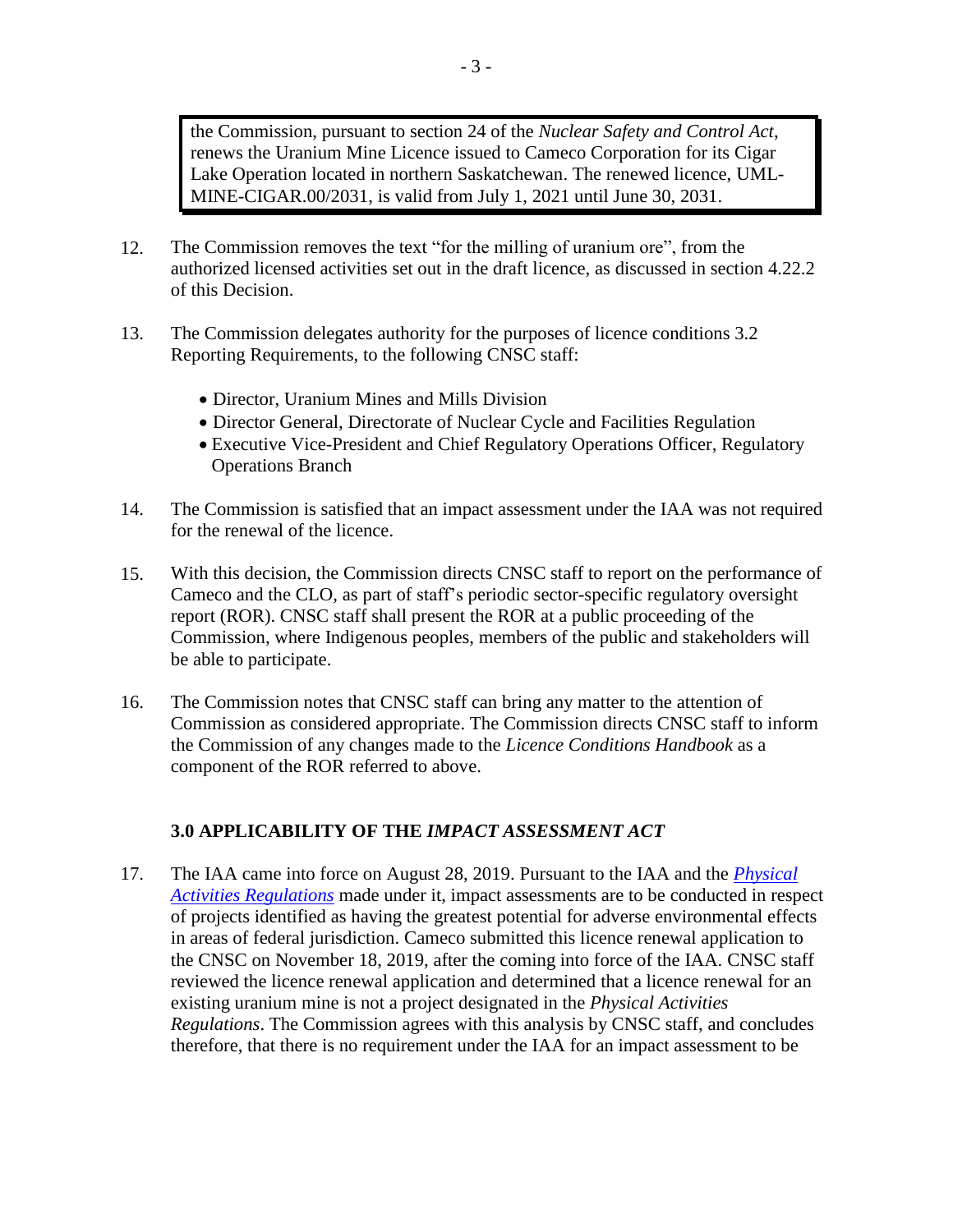> the Commission, pursuant to section 24 of the *Nuclear Safety and Control Act*, renews the Uranium Mine Licence issued to Cameco Corporation for its Cigar Lake Operation located in northern Saskatchewan. The renewed licence, UML-MINE-CIGAR.00/2031, is valid from July 1, 2021 until June 30, 2031.

12. The Commission removes the text "for the milling of uranium ore", from the authorized licensed activities set out in the draft licence, as discussed in section 4.22.2 of this Decision.

13. The Commission delegates authority for the purposes of licence conditions 3.2 Reporting Requirements, to the following CNSC staff:

    - Director, Uranium Mines and Mills Division
    - Director General, Directorate of Nuclear Cycle and Facilities Regulation
    - Executive Vice-President and Chief Regulatory Operations Officer, Regulatory Operations Branch

14. The Commission is satisfied that an impact assessment under the IAA was not required for the renewal of the licence.

15. With this decision, the Commission directs CNSC staff to report on the performance of Cameco and the CLO, as part of staff's periodic sector-specific regulatory oversight report (ROR). CNSC staff shall present the ROR at a public proceeding of the Commission, where Indigenous peoples, members of the public and stakeholders will be able to participate.

16. The Commission notes that CNSC staff can bring any matter to the attention of Commission as considered appropriate. The Commission directs CNSC staff to inform the Commission of any changes made to the *Licence Conditions Handbook* as a component of the ROR referred to above.

## 3.0 APPLICABILITY OF THE *IMPACT ASSESSMENT ACT*

17. The IAA came into force on August 28, 2019. Pursuant to the IAA and the *Physical Activities Regulations* made under it, impact assessments are to be conducted in respect of projects identified as having the greatest potential for adverse environmental effects in areas of federal jurisdiction. Cameco submitted this licence renewal application to the CNSC on November 18, 2019, after the coming into force of the IAA. CNSC staff reviewed the licence renewal application and determined that a licence renewal for an existing uranium mine is not a project designated in the *Physical Activities Regulations*. The Commission agrees with this analysis by CNSC staff, and concludes therefore, that there is no requirement under the IAA for an impact assessment to be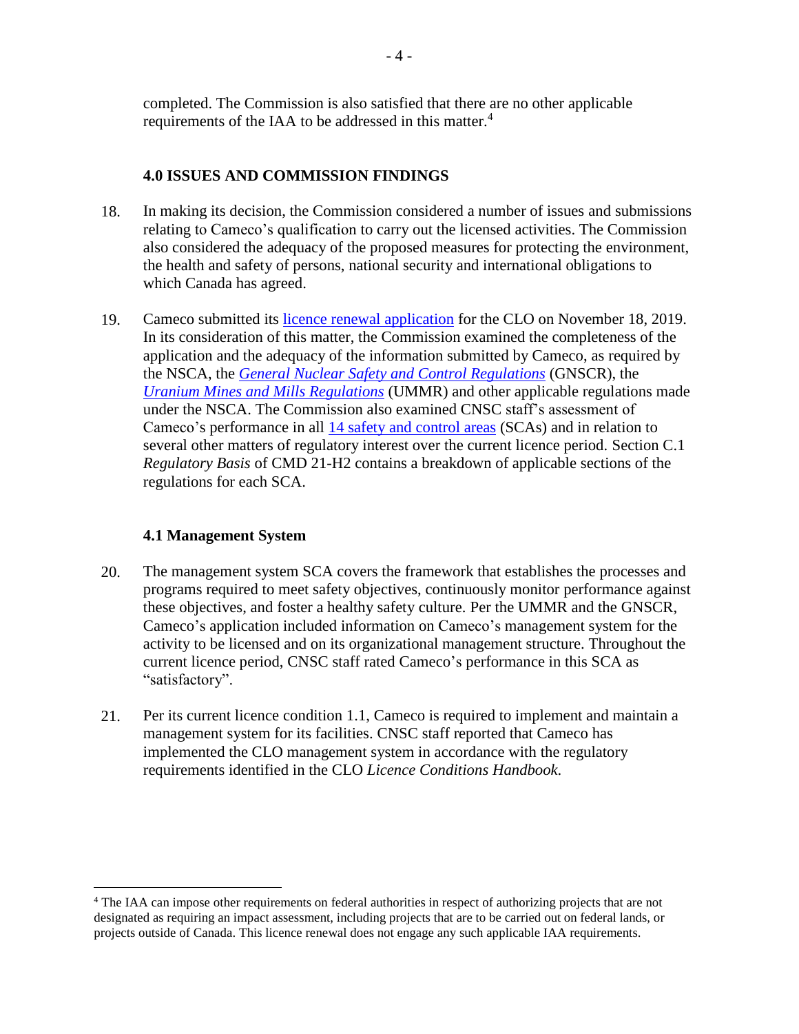completed. The Commission is also satisfied that there are no other applicable requirements of the IAA to be addressed in this matter.[4]

## 4.0 ISSUES AND COMMISSION FINDINGS

18. In making its decision, the Commission considered a number of issues and submissions relating to Cameco's qualification to carry out the licensed activities. The Commission also considered the adequacy of the proposed measures for protecting the environment, the health and safety of persons, national security and international obligations to which Canada has agreed.

19. Cameco submitted its licence renewal application for the CLO on November 18, 2019. In its consideration of this matter, the Commission examined the completeness of the application and the adequacy of the information submitted by Cameco, as required by the NSCA, the *General Nuclear Safety and Control Regulations* (GNSCR), the *Uranium Mines and Mills Regulations* (UMMR) and other applicable regulations made under the NSCA. The Commission also examined CNSC staff's assessment of Cameco's performance in all 14 safety and control areas (SCAs) and in relation to several other matters of regulatory interest over the current licence period. Section C.1 *Regulatory Basis* of CMD 21-H2 contains a breakdown of applicable sections of the regulations for each SCA.

### 4.1 Management System

20. The management system SCA covers the framework that establishes the processes and programs required to meet safety objectives, continuously monitor performance against these objectives, and foster a healthy safety culture. Per the UMMR and the GNSCR, Cameco's application included information on Cameco's management system for the activity to be licensed and on its organizational management structure. Throughout the current licence period, CNSC staff rated Cameco's performance in this SCA as "satisfactory".

21. Per its current licence condition 1.1, Cameco is required to implement and maintain a management system for its facilities. CNSC staff reported that Cameco has implemented the CLO management system in accordance with the regulatory requirements identified in the CLO *Licence Conditions Handbook*.

---

[4] The IAA can impose other requirements on federal authorities in respect of authorizing projects that are not designated as requiring an impact assessment, including projects that are to be carried out on federal lands, or projects outside of Canada. This licence renewal does not engage any such applicable IAA requirements.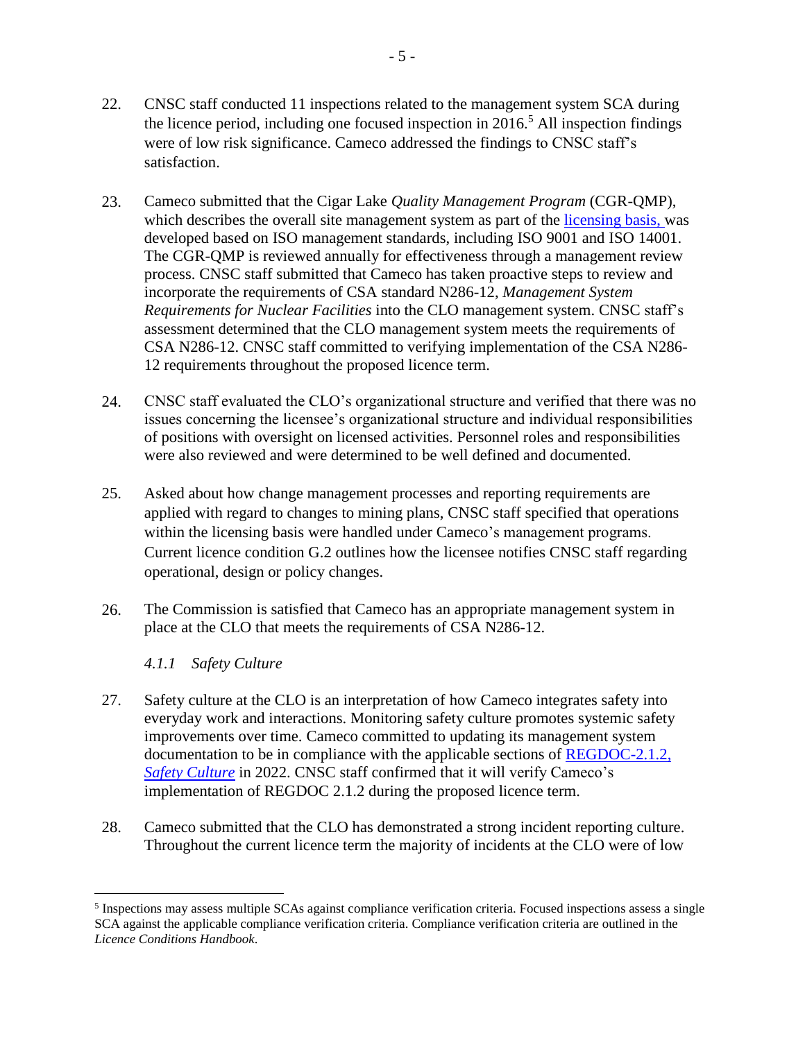22. CNSC staff conducted 11 inspections related to the management system SCA during the licence period, including one focused inspection in 2016.[5] All inspection findings were of low risk significance. Cameco addressed the findings to CNSC staff's satisfaction.

23. Cameco submitted that the Cigar Lake *Quality Management Program* (CGR-QMP), which describes the overall site management system as part of the [licensing basis,](#) was developed based on ISO management standards, including ISO 9001 and ISO 14001. The CGR-QMP is reviewed annually for effectiveness through a management review process. CNSC staff submitted that Cameco has taken proactive steps to review and incorporate the requirements of CSA standard N286-12, *Management System Requirements for Nuclear Facilities* into the CLO management system. CNSC staff's assessment determined that the CLO management system meets the requirements of CSA N286-12. CNSC staff committed to verifying implementation of the CSA N286-12 requirements throughout the proposed licence term.

24. CNSC staff evaluated the CLO's organizational structure and verified that there was no issues concerning the licensee's organizational structure and individual responsibilities of positions with oversight on licensed activities. Personnel roles and responsibilities were also reviewed and were determined to be well defined and documented.

25. Asked about how change management processes and reporting requirements are applied with regard to changes to mining plans, CNSC staff specified that operations within the licensing basis were handled under Cameco's management programs. Current licence condition G.2 outlines how the licensee notifies CNSC staff regarding operational, design or policy changes.

26. The Commission is satisfied that Cameco has an appropriate management system in place at the CLO that meets the requirements of CSA N286-12.

#### *4.1.1 Safety Culture*

27. Safety culture at the CLO is an interpretation of how Cameco integrates safety into everyday work and interactions. Monitoring safety culture promotes systemic safety improvements over time. Cameco committed to updating its management system documentation to be in compliance with the applicable sections of [REGDOC-2.1.2, *Safety Culture*](#) in 2022. CNSC staff confirmed that it will verify Cameco's implementation of REGDOC 2.1.2 during the proposed licence term.

28. Cameco submitted that the CLO has demonstrated a strong incident reporting culture. Throughout the current licence term the majority of incidents at the CLO were of low

---

[5] Inspections may assess multiple SCAs against compliance verification criteria. Focused inspections assess a single SCA against the applicable compliance verification criteria. Compliance verification criteria are outlined in the *Licence Conditions Handbook*.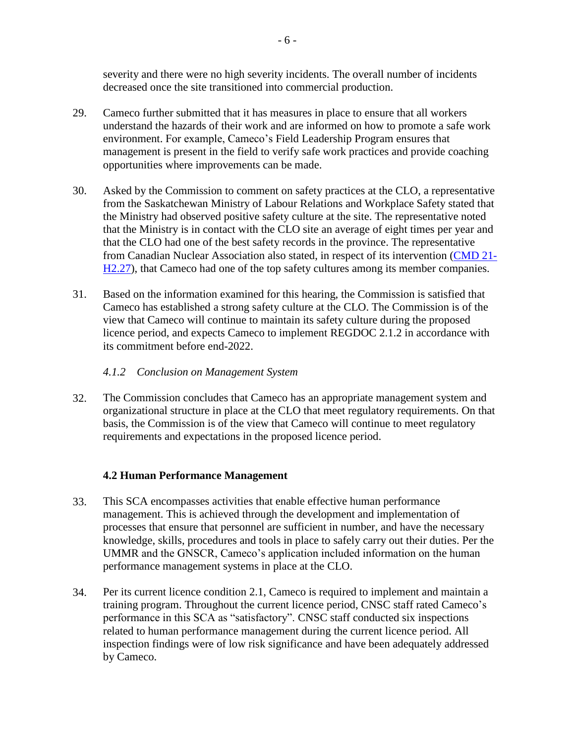severity and there were no high severity incidents. The overall number of incidents decreased once the site transitioned into commercial production.

29. Cameco further submitted that it has measures in place to ensure that all workers understand the hazards of their work and are informed on how to promote a safe work environment. For example, Cameco's Field Leadership Program ensures that management is present in the field to verify safe work practices and provide coaching opportunities where improvements can be made.

30. Asked by the Commission to comment on safety practices at the CLO, a representative from the Saskatchewan Ministry of Labour Relations and Workplace Safety stated that the Ministry had observed positive safety culture at the site. The representative noted that the Ministry is in contact with the CLO site an average of eight times per year and that the CLO had one of the best safety records in the province. The representative from Canadian Nuclear Association also stated, in respect of its intervention (CMD 21-H2.27), that Cameco had one of the top safety cultures among its member companies.

31. Based on the information examined for this hearing, the Commission is satisfied that Cameco has established a strong safety culture at the CLO. The Commission is of the view that Cameco will continue to maintain its safety culture during the proposed licence period, and expects Cameco to implement REGDOC 2.1.2 in accordance with its commitment before end-2022.

#### *4.1.2 Conclusion on Management System*

32. The Commission concludes that Cameco has an appropriate management system and organizational structure in place at the CLO that meet regulatory requirements. On that basis, the Commission is of the view that Cameco will continue to meet regulatory requirements and expectations in the proposed licence period.

### 4.2 Human Performance Management

33. This SCA encompasses activities that enable effective human performance management. This is achieved through the development and implementation of processes that ensure that personnel are sufficient in number, and have the necessary knowledge, skills, procedures and tools in place to safely carry out their duties. Per the UMMR and the GNSCR, Cameco's application included information on the human performance management systems in place at the CLO.

34. Per its current licence condition 2.1, Cameco is required to implement and maintain a training program. Throughout the current licence period, CNSC staff rated Cameco's performance in this SCA as "satisfactory". CNSC staff conducted six inspections related to human performance management during the current licence period. All inspection findings were of low risk significance and have been adequately addressed by Cameco.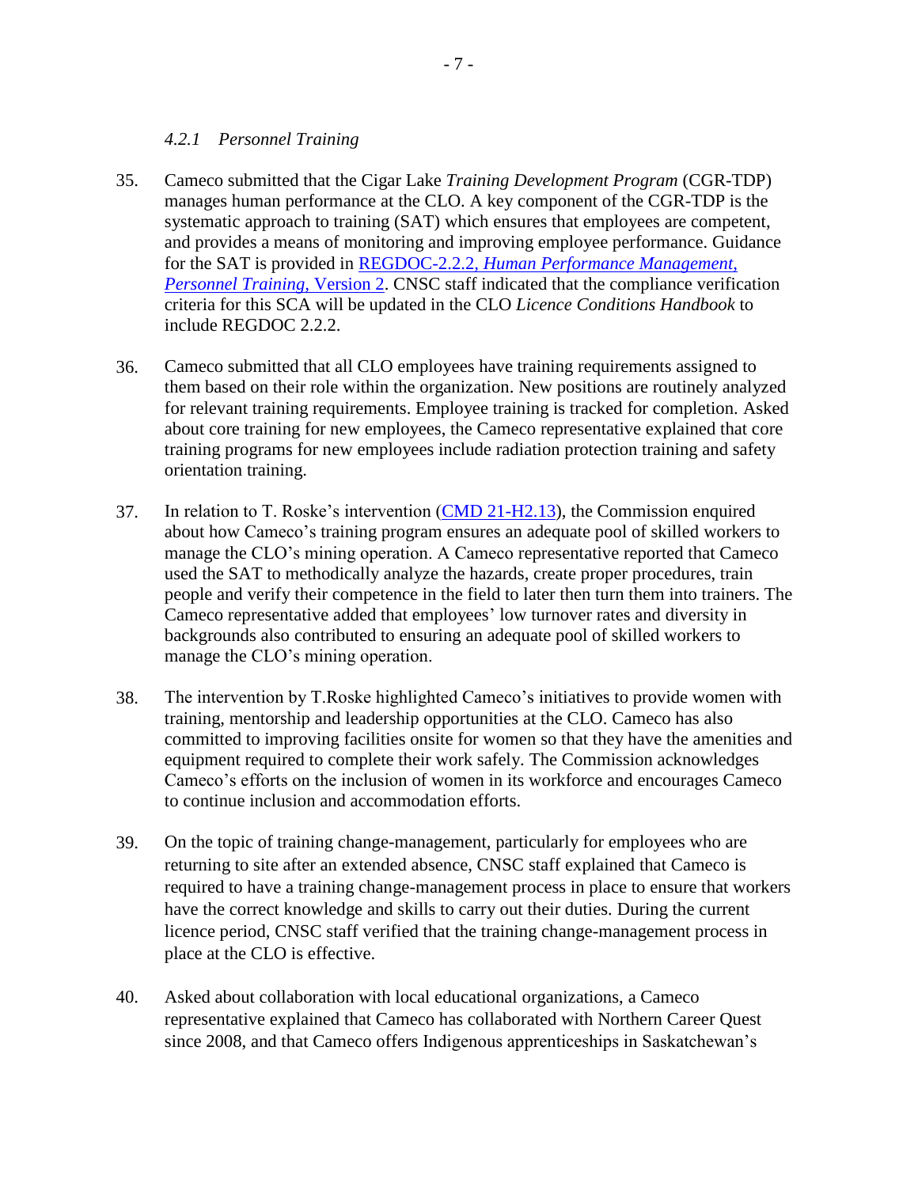#### *4.2.1 Personnel Training*

35. Cameco submitted that the Cigar Lake *Training Development Program* (CGR-TDP) manages human performance at the CLO. A key component of the CGR-TDP is the systematic approach to training (SAT) which ensures that employees are competent, and provides a means of monitoring and improving employee performance. Guidance for the SAT is provided in [REGDOC-2.2.2, *Human Performance Management, Personnel Training*, Version 2](). CNSC staff indicated that the compliance verification criteria for this SCA will be updated in the CLO *Licence Conditions Handbook* to include REGDOC 2.2.2.

36. Cameco submitted that all CLO employees have training requirements assigned to them based on their role within the organization. New positions are routinely analyzed for relevant training requirements. Employee training is tracked for completion. Asked about core training for new employees, the Cameco representative explained that core training programs for new employees include radiation protection training and safety orientation training.

37. In relation to T. Roske's intervention ([CMD 21-H2.13]()), the Commission enquired about how Cameco's training program ensures an adequate pool of skilled workers to manage the CLO's mining operation. A Cameco representative reported that Cameco used the SAT to methodically analyze the hazards, create proper procedures, train people and verify their competence in the field to later then turn them into trainers. The Cameco representative added that employees' low turnover rates and diversity in backgrounds also contributed to ensuring an adequate pool of skilled workers to manage the CLO's mining operation.

38. The intervention by T.Roske highlighted Cameco's initiatives to provide women with training, mentorship and leadership opportunities at the CLO. Cameco has also committed to improving facilities onsite for women so that they have the amenities and equipment required to complete their work safely. The Commission acknowledges Cameco's efforts on the inclusion of women in its workforce and encourages Cameco to continue inclusion and accommodation efforts.

39. On the topic of training change-management, particularly for employees who are returning to site after an extended absence, CNSC staff explained that Cameco is required to have a training change-management process in place to ensure that workers have the correct knowledge and skills to carry out their duties. During the current licence period, CNSC staff verified that the training change-management process in place at the CLO is effective.

40. Asked about collaboration with local educational organizations, a Cameco representative explained that Cameco has collaborated with Northern Career Quest since 2008, and that Cameco offers Indigenous apprenticeships in Saskatchewan's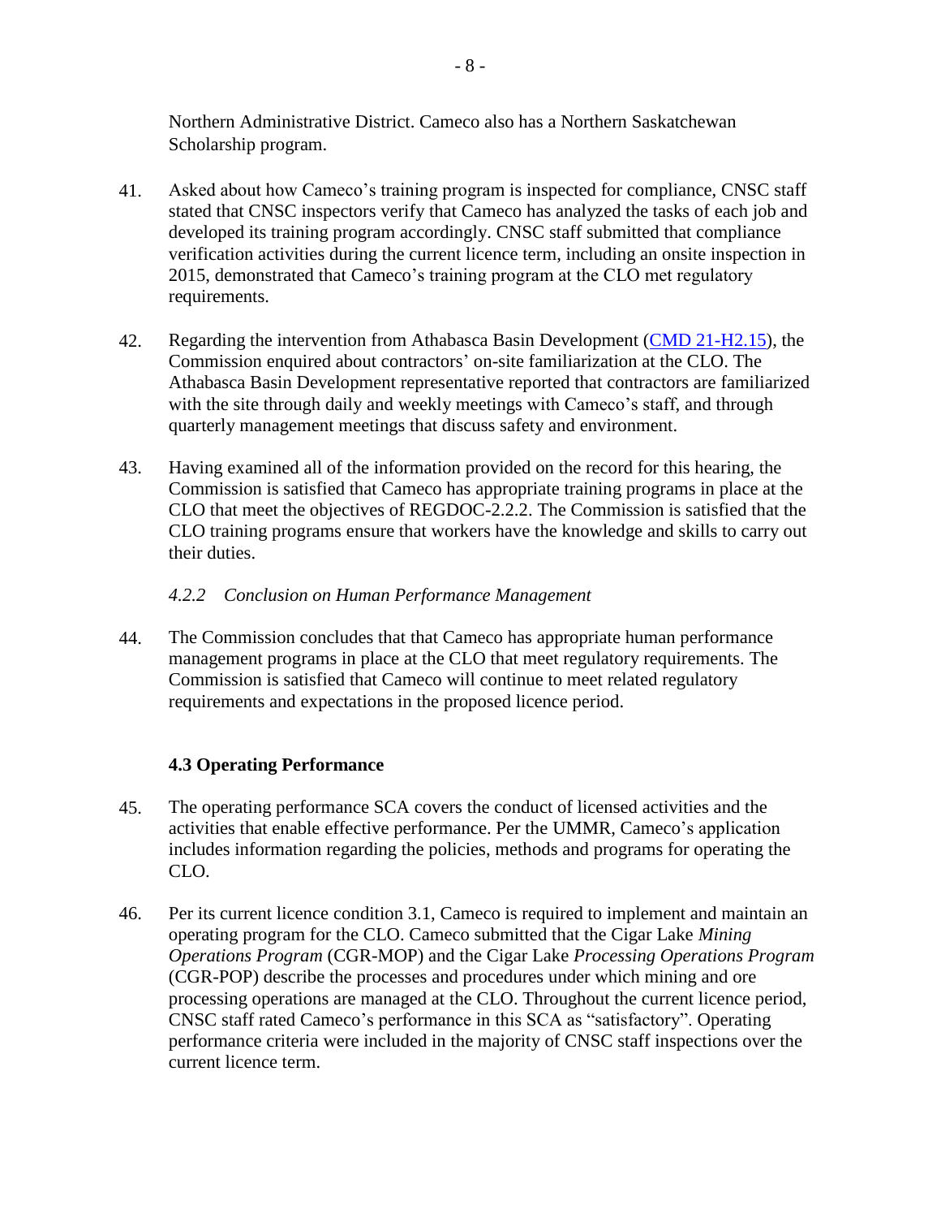Northern Administrative District. Cameco also has a Northern Saskatchewan Scholarship program.

41. Asked about how Cameco's training program is inspected for compliance, CNSC staff stated that CNSC inspectors verify that Cameco has analyzed the tasks of each job and developed its training program accordingly. CNSC staff submitted that compliance verification activities during the current licence term, including an onsite inspection in 2015, demonstrated that Cameco's training program at the CLO met regulatory requirements.

42. Regarding the intervention from Athabasca Basin Development (CMD 21-H2.15), the Commission enquired about contractors' on-site familiarization at the CLO. The Athabasca Basin Development representative reported that contractors are familiarized with the site through daily and weekly meetings with Cameco's staff, and through quarterly management meetings that discuss safety and environment.

43. Having examined all of the information provided on the record for this hearing, the Commission is satisfied that Cameco has appropriate training programs in place at the CLO that meet the objectives of REGDOC-2.2.2. The Commission is satisfied that the CLO training programs ensure that workers have the knowledge and skills to carry out their duties.

#### *4.2.2 Conclusion on Human Performance Management*

44. The Commission concludes that that Cameco has appropriate human performance management programs in place at the CLO that meet regulatory requirements. The Commission is satisfied that Cameco will continue to meet related regulatory requirements and expectations in the proposed licence period.

### **4.3 Operating Performance**

45. The operating performance SCA covers the conduct of licensed activities and the activities that enable effective performance. Per the UMMR, Cameco's application includes information regarding the policies, methods and programs for operating the CLO.

46. Per its current licence condition 3.1, Cameco is required to implement and maintain an operating program for the CLO. Cameco submitted that the Cigar Lake *Mining Operations Program* (CGR-MOP) and the Cigar Lake *Processing Operations Program* (CGR-POP) describe the processes and procedures under which mining and ore processing operations are managed at the CLO. Throughout the current licence period, CNSC staff rated Cameco's performance in this SCA as "satisfactory". Operating performance criteria were included in the majority of CNSC staff inspections over the current licence term.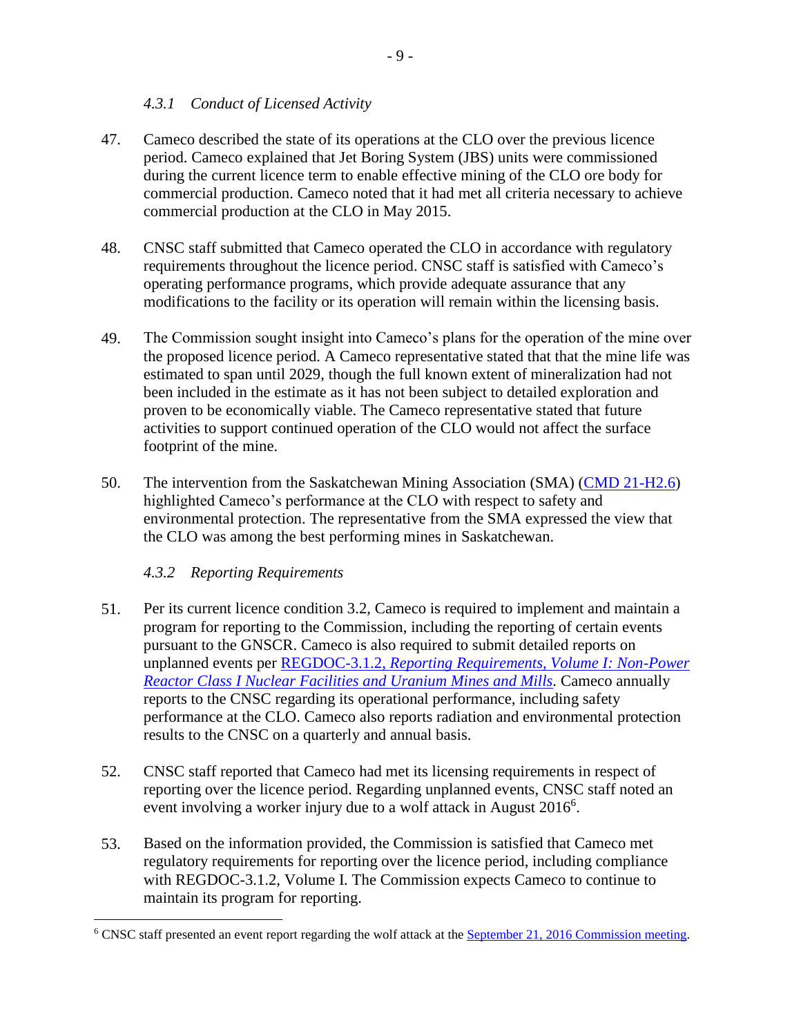#### *4.3.1 Conduct of Licensed Activity*

47. Cameco described the state of its operations at the CLO over the previous licence period. Cameco explained that Jet Boring System (JBS) units were commissioned during the current licence term to enable effective mining of the CLO ore body for commercial production. Cameco noted that it had met all criteria necessary to achieve commercial production at the CLO in May 2015.

48. CNSC staff submitted that Cameco operated the CLO in accordance with regulatory requirements throughout the licence period. CNSC staff is satisfied with Cameco's operating performance programs, which provide adequate assurance that any modifications to the facility or its operation will remain within the licensing basis.

49. The Commission sought insight into Cameco's plans for the operation of the mine over the proposed licence period. A Cameco representative stated that that the mine life was estimated to span until 2029, though the full known extent of mineralization had not been included in the estimate as it has not been subject to detailed exploration and proven to be economically viable. The Cameco representative stated that future activities to support continued operation of the CLO would not affect the surface footprint of the mine.

50. The intervention from the Saskatchewan Mining Association (SMA) (CMD 21-H2.6) highlighted Cameco's performance at the CLO with respect to safety and environmental protection. The representative from the SMA expressed the view that the CLO was among the best performing mines in Saskatchewan.

#### *4.3.2 Reporting Requirements*

51. Per its current licence condition 3.2, Cameco is required to implement and maintain a program for reporting to the Commission, including the reporting of certain events pursuant to the GNSCR. Cameco is also required to submit detailed reports on unplanned events per REGDOC-3.1.2, *Reporting Requirements, Volume I: Non-Power Reactor Class I Nuclear Facilities and Uranium Mines and Mills*. Cameco annually reports to the CNSC regarding its operational performance, including safety performance at the CLO. Cameco also reports radiation and environmental protection results to the CNSC on a quarterly and annual basis.

52. CNSC staff reported that Cameco had met its licensing requirements in respect of reporting over the licence period. Regarding unplanned events, CNSC staff noted an event involving a worker injury due to a wolf attack in August 2016[6].

53. Based on the information provided, the Commission is satisfied that Cameco met regulatory requirements for reporting over the licence period, including compliance with REGDOC-3.1.2, Volume I. The Commission expects Cameco to continue to maintain its program for reporting.

---

[6] CNSC staff presented an event report regarding the wolf attack at the September 21, 2016 Commission meeting.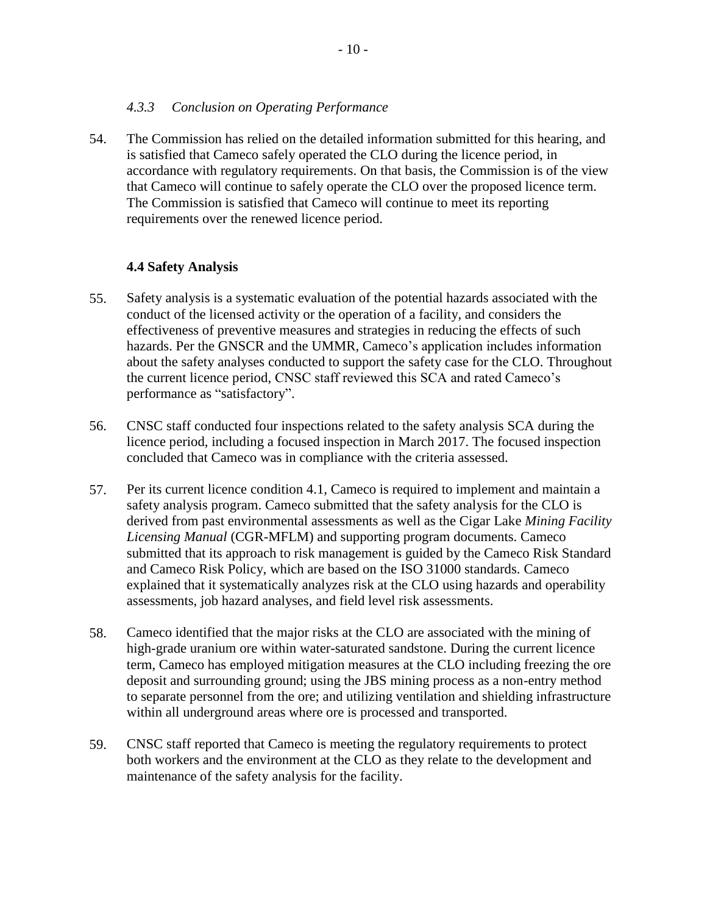#### *4.3.3 Conclusion on Operating Performance*

54. The Commission has relied on the detailed information submitted for this hearing, and is satisfied that Cameco safely operated the CLO during the licence period, in accordance with regulatory requirements. On that basis, the Commission is of the view that Cameco will continue to safely operate the CLO over the proposed licence term. The Commission is satisfied that Cameco will continue to meet its reporting requirements over the renewed licence period.

### 4.4 Safety Analysis

55. Safety analysis is a systematic evaluation of the potential hazards associated with the conduct of the licensed activity or the operation of a facility, and considers the effectiveness of preventive measures and strategies in reducing the effects of such hazards. Per the GNSCR and the UMMR, Cameco's application includes information about the safety analyses conducted to support the safety case for the CLO. Throughout the current licence period, CNSC staff reviewed this SCA and rated Cameco's performance as "satisfactory".

56. CNSC staff conducted four inspections related to the safety analysis SCA during the licence period, including a focused inspection in March 2017. The focused inspection concluded that Cameco was in compliance with the criteria assessed.

57. Per its current licence condition 4.1, Cameco is required to implement and maintain a safety analysis program. Cameco submitted that the safety analysis for the CLO is derived from past environmental assessments as well as the Cigar Lake *Mining Facility Licensing Manual* (CGR-MFLM) and supporting program documents. Cameco submitted that its approach to risk management is guided by the Cameco Risk Standard and Cameco Risk Policy, which are based on the ISO 31000 standards. Cameco explained that it systematically analyzes risk at the CLO using hazards and operability assessments, job hazard analyses, and field level risk assessments.

58. Cameco identified that the major risks at the CLO are associated with the mining of high-grade uranium ore within water-saturated sandstone. During the current licence term, Cameco has employed mitigation measures at the CLO including freezing the ore deposit and surrounding ground; using the JBS mining process as a non-entry method to separate personnel from the ore; and utilizing ventilation and shielding infrastructure within all underground areas where ore is processed and transported.

59. CNSC staff reported that Cameco is meeting the regulatory requirements to protect both workers and the environment at the CLO as they relate to the development and maintenance of the safety analysis for the facility.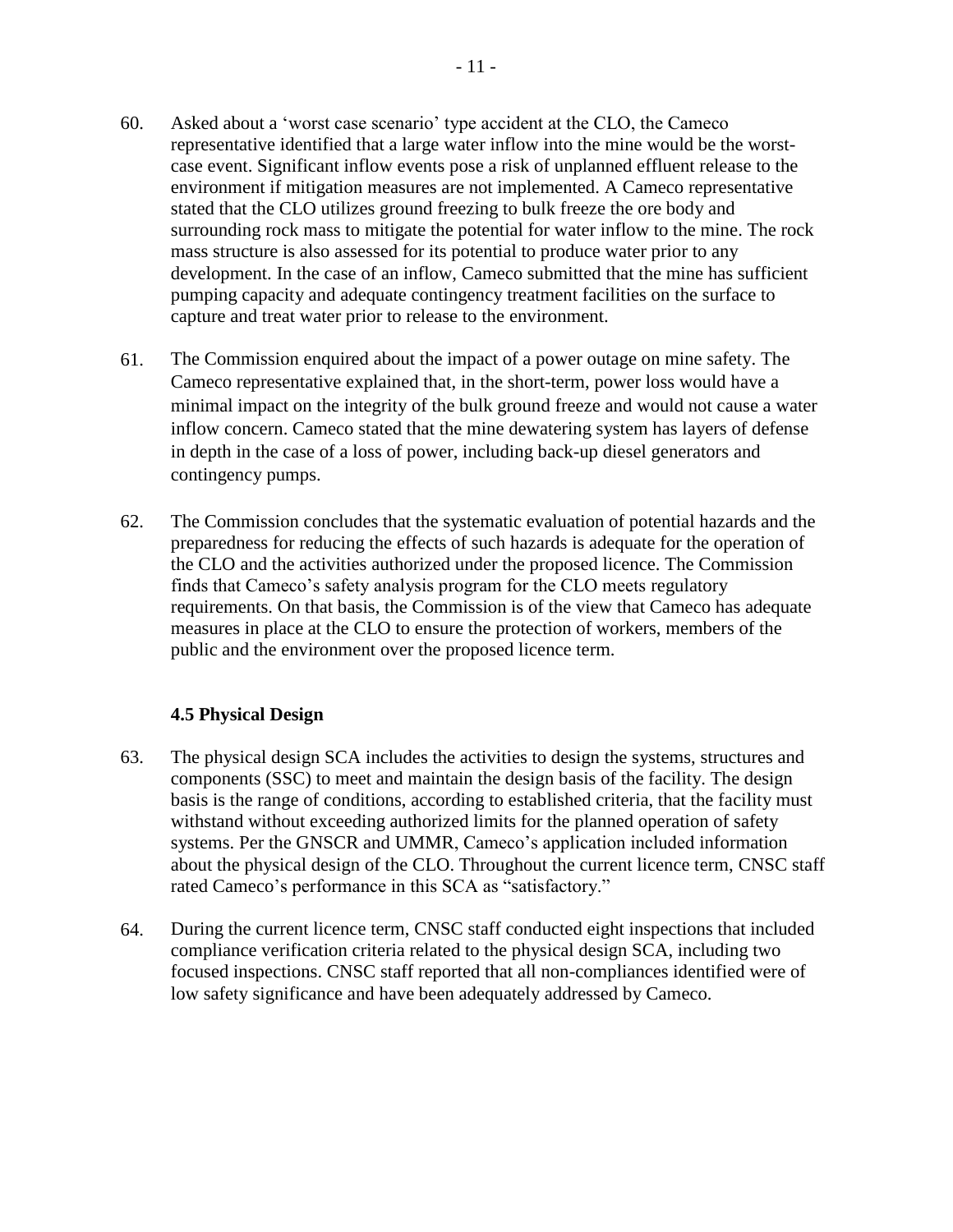60. Asked about a 'worst case scenario' type accident at the CLO, the Cameco representative identified that a large water inflow into the mine would be the worst-case event. Significant inflow events pose a risk of unplanned effluent release to the environment if mitigation measures are not implemented. A Cameco representative stated that the CLO utilizes ground freezing to bulk freeze the ore body and surrounding rock mass to mitigate the potential for water inflow to the mine. The rock mass structure is also assessed for its potential to produce water prior to any development. In the case of an inflow, Cameco submitted that the mine has sufficient pumping capacity and adequate contingency treatment facilities on the surface to capture and treat water prior to release to the environment.

61. The Commission enquired about the impact of a power outage on mine safety. The Cameco representative explained that, in the short-term, power loss would have a minimal impact on the integrity of the bulk ground freeze and would not cause a water inflow concern. Cameco stated that the mine dewatering system has layers of defense in depth in the case of a loss of power, including back-up diesel generators and contingency pumps.

62. The Commission concludes that the systematic evaluation of potential hazards and the preparedness for reducing the effects of such hazards is adequate for the operation of the CLO and the activities authorized under the proposed licence. The Commission finds that Cameco's safety analysis program for the CLO meets regulatory requirements. On that basis, the Commission is of the view that Cameco has adequate measures in place at the CLO to ensure the protection of workers, members of the public and the environment over the proposed licence term.

### 4.5 Physical Design

63. The physical design SCA includes the activities to design the systems, structures and components (SSC) to meet and maintain the design basis of the facility. The design basis is the range of conditions, according to established criteria, that the facility must withstand without exceeding authorized limits for the planned operation of safety systems. Per the GNSCR and UMMR, Cameco's application included information about the physical design of the CLO. Throughout the current licence term, CNSC staff rated Cameco's performance in this SCA as "satisfactory."

64. During the current licence term, CNSC staff conducted eight inspections that included compliance verification criteria related to the physical design SCA, including two focused inspections. CNSC staff reported that all non-compliances identified were of low safety significance and have been adequately addressed by Cameco.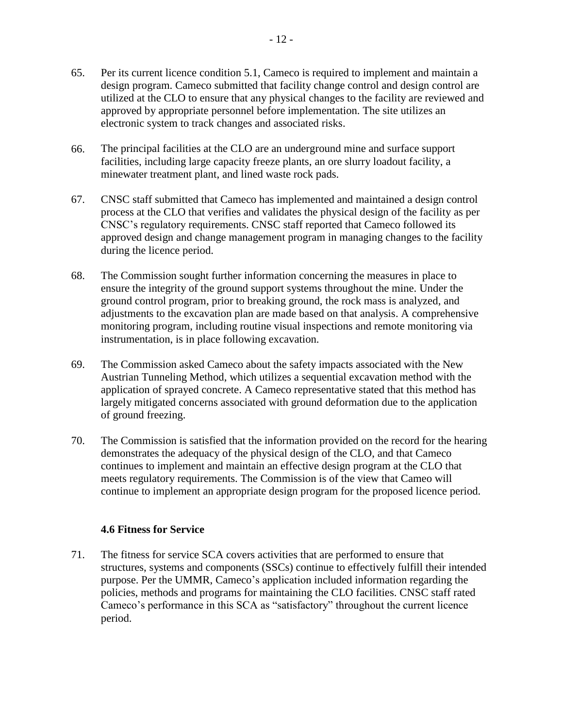65. Per its current licence condition 5.1, Cameco is required to implement and maintain a design program. Cameco submitted that facility change control and design control are utilized at the CLO to ensure that any physical changes to the facility are reviewed and approved by appropriate personnel before implementation. The site utilizes an electronic system to track changes and associated risks.

66. The principal facilities at the CLO are an underground mine and surface support facilities, including large capacity freeze plants, an ore slurry loadout facility, a minewater treatment plant, and lined waste rock pads.

67. CNSC staff submitted that Cameco has implemented and maintained a design control process at the CLO that verifies and validates the physical design of the facility as per CNSC's regulatory requirements. CNSC staff reported that Cameco followed its approved design and change management program in managing changes to the facility during the licence period.

68. The Commission sought further information concerning the measures in place to ensure the integrity of the ground support systems throughout the mine. Under the ground control program, prior to breaking ground, the rock mass is analyzed, and adjustments to the excavation plan are made based on that analysis. A comprehensive monitoring program, including routine visual inspections and remote monitoring via instrumentation, is in place following excavation.

69. The Commission asked Cameco about the safety impacts associated with the New Austrian Tunneling Method, which utilizes a sequential excavation method with the application of sprayed concrete. A Cameco representative stated that this method has largely mitigated concerns associated with ground deformation due to the application of ground freezing.

70. The Commission is satisfied that the information provided on the record for the hearing demonstrates the adequacy of the physical design of the CLO, and that Cameco continues to implement and maintain an effective design program at the CLO that meets regulatory requirements. The Commission is of the view that Cameo will continue to implement an appropriate design program for the proposed licence period.

### 4.6 Fitness for Service

71. The fitness for service SCA covers activities that are performed to ensure that structures, systems and components (SSCs) continue to effectively fulfill their intended purpose. Per the UMMR, Cameco's application included information regarding the policies, methods and programs for maintaining the CLO facilities. CNSC staff rated Cameco's performance in this SCA as "satisfactory" throughout the current licence period.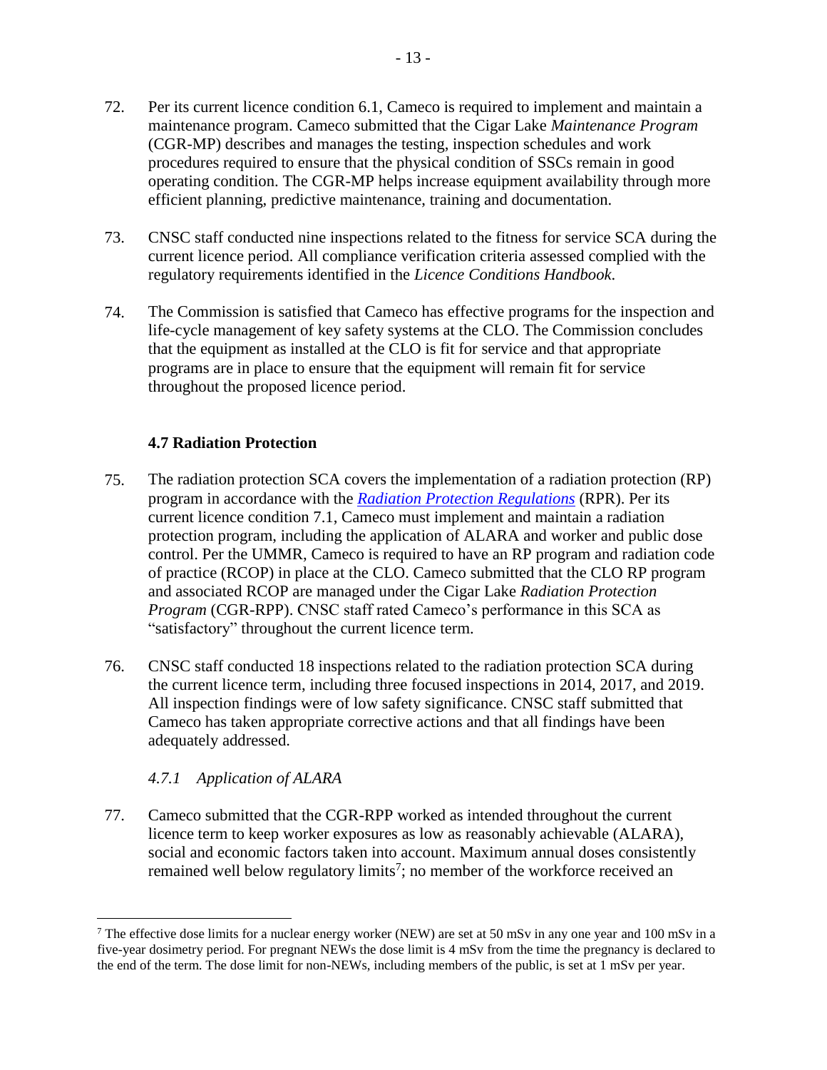72. Per its current licence condition 6.1, Cameco is required to implement and maintain a maintenance program. Cameco submitted that the Cigar Lake *Maintenance Program* (CGR-MP) describes and manages the testing, inspection schedules and work procedures required to ensure that the physical condition of SSCs remain in good operating condition. The CGR-MP helps increase equipment availability through more efficient planning, predictive maintenance, training and documentation.

73. CNSC staff conducted nine inspections related to the fitness for service SCA during the current licence period. All compliance verification criteria assessed complied with the regulatory requirements identified in the *Licence Conditions Handbook*.

74. The Commission is satisfied that Cameco has effective programs for the inspection and life-cycle management of key safety systems at the CLO. The Commission concludes that the equipment as installed at the CLO is fit for service and that appropriate programs are in place to ensure that the equipment will remain fit for service throughout the proposed licence period.

### 4.7 Radiation Protection

75. The radiation protection SCA covers the implementation of a radiation protection (RP) program in accordance with the *Radiation Protection Regulations* (RPR). Per its current licence condition 7.1, Cameco must implement and maintain a radiation protection program, including the application of ALARA and worker and public dose control. Per the UMMR, Cameco is required to have an RP program and radiation code of practice (RCOP) in place at the CLO. Cameco submitted that the CLO RP program and associated RCOP are managed under the Cigar Lake *Radiation Protection Program* (CGR-RPP). CNSC staff rated Cameco's performance in this SCA as "satisfactory" throughout the current licence term.

76. CNSC staff conducted 18 inspections related to the radiation protection SCA during the current licence term, including three focused inspections in 2014, 2017, and 2019. All inspection findings were of low safety significance. CNSC staff submitted that Cameco has taken appropriate corrective actions and that all findings have been adequately addressed.

#### *4.7.1 Application of ALARA*

77. Cameco submitted that the CGR-RPP worked as intended throughout the current licence term to keep worker exposures as low as reasonably achievable (ALARA), social and economic factors taken into account. Maximum annual doses consistently remained well below regulatory limits[7]; no member of the workforce received an

[7] The effective dose limits for a nuclear energy worker (NEW) are set at 50 mSv in any one year and 100 mSv in a five-year dosimetry period. For pregnant NEWs the dose limit is 4 mSv from the time the pregnancy is declared to the end of the term. The dose limit for non-NEWs, including members of the public, is set at 1 mSv per year.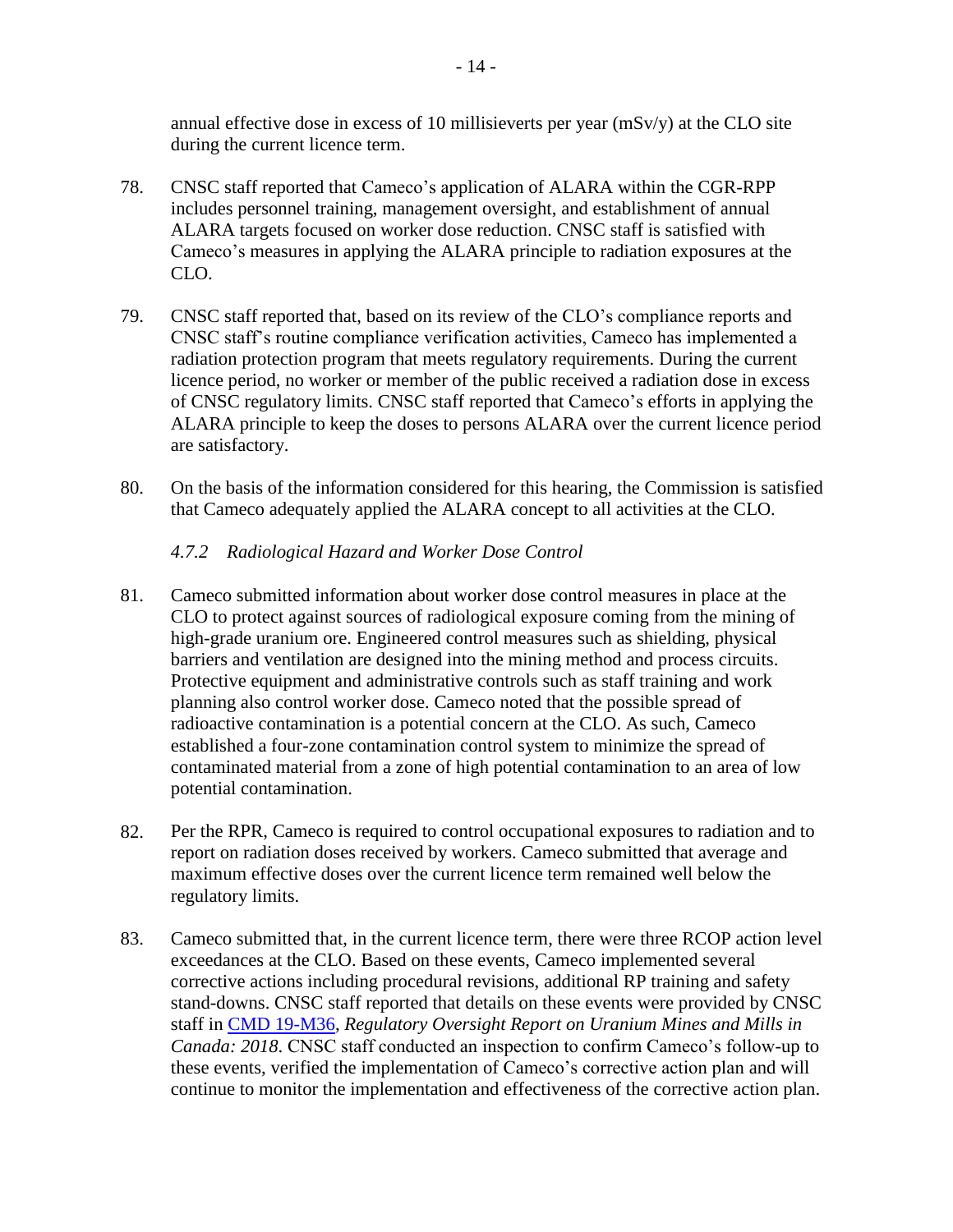annual effective dose in excess of 10 millisieverts per year (mSv/y) at the CLO site during the current licence term.

78. CNSC staff reported that Cameco's application of ALARA within the CGR-RPP includes personnel training, management oversight, and establishment of annual ALARA targets focused on worker dose reduction. CNSC staff is satisfied with Cameco's measures in applying the ALARA principle to radiation exposures at the CLO.

79. CNSC staff reported that, based on its review of the CLO's compliance reports and CNSC staff's routine compliance verification activities, Cameco has implemented a radiation protection program that meets regulatory requirements. During the current licence period, no worker or member of the public received a radiation dose in excess of CNSC regulatory limits. CNSC staff reported that Cameco's efforts in applying the ALARA principle to keep the doses to persons ALARA over the current licence period are satisfactory.

80. On the basis of the information considered for this hearing, the Commission is satisfied that Cameco adequately applied the ALARA concept to all activities at the CLO.

#### *4.7.2 Radiological Hazard and Worker Dose Control*

81. Cameco submitted information about worker dose control measures in place at the CLO to protect against sources of radiological exposure coming from the mining of high-grade uranium ore. Engineered control measures such as shielding, physical barriers and ventilation are designed into the mining method and process circuits. Protective equipment and administrative controls such as staff training and work planning also control worker dose. Cameco noted that the possible spread of radioactive contamination is a potential concern at the CLO. As such, Cameco established a four-zone contamination control system to minimize the spread of contaminated material from a zone of high potential contamination to an area of low potential contamination.

82. Per the RPR, Cameco is required to control occupational exposures to radiation and to report on radiation doses received by workers. Cameco submitted that average and maximum effective doses over the current licence term remained well below the regulatory limits.

83. Cameco submitted that, in the current licence term, there were three RCOP action level exceedances at the CLO. Based on these events, Cameco implemented several corrective actions including procedural revisions, additional RP training and safety stand-downs. CNSC staff reported that details on these events were provided by CNSC staff in CMD 19-M36, *Regulatory Oversight Report on Uranium Mines and Mills in Canada: 2018*. CNSC staff conducted an inspection to confirm Cameco's follow-up to these events, verified the implementation of Cameco's corrective action plan and will continue to monitor the implementation and effectiveness of the corrective action plan.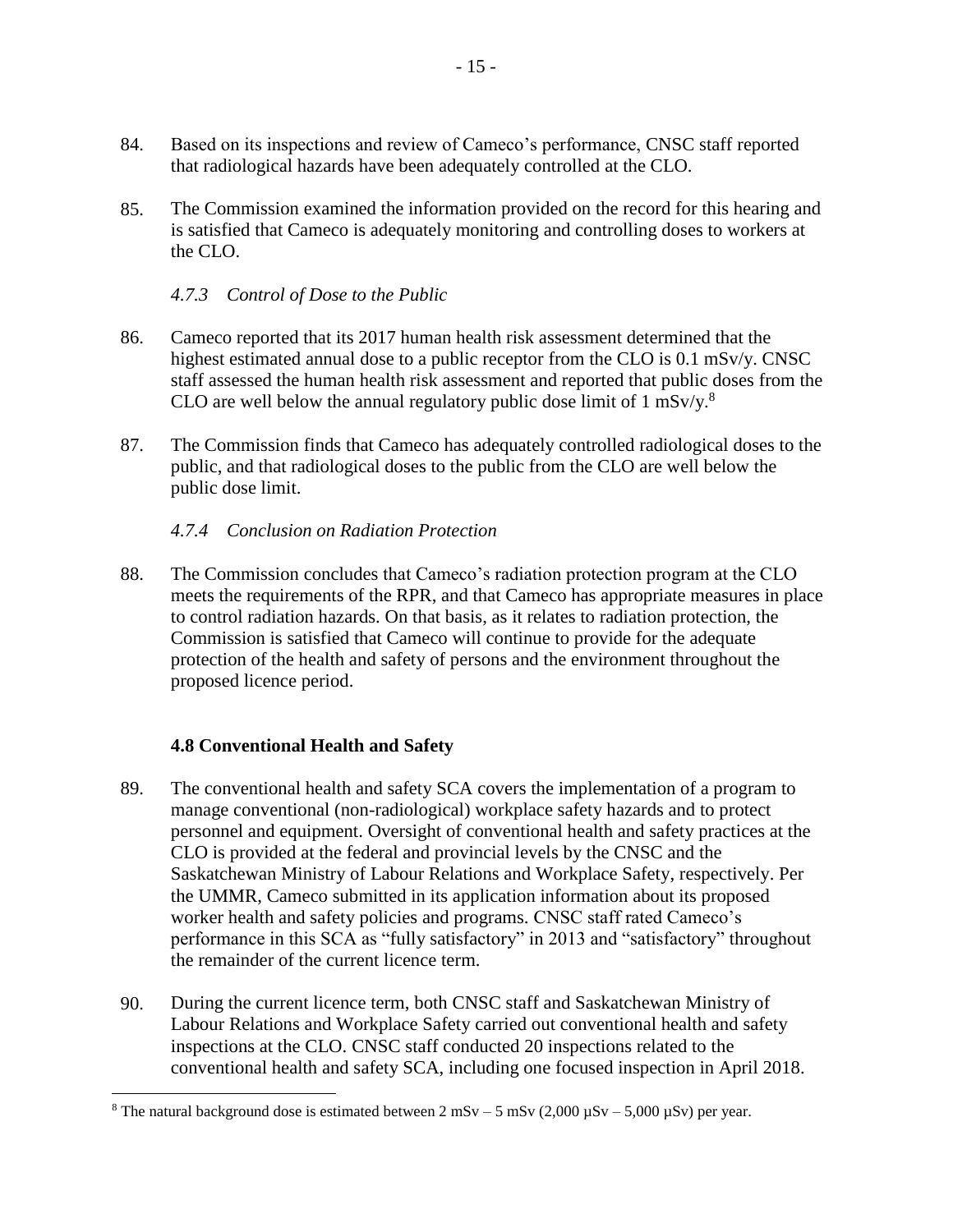84. Based on its inspections and review of Cameco's performance, CNSC staff reported that radiological hazards have been adequately controlled at the CLO.

85. The Commission examined the information provided on the record for this hearing and is satisfied that Cameco is adequately monitoring and controlling doses to workers at the CLO.

#### *4.7.3 Control of Dose to the Public*

86. Cameco reported that its 2017 human health risk assessment determined that the highest estimated annual dose to a public receptor from the CLO is 0.1 mSv/y. CNSC staff assessed the human health risk assessment and reported that public doses from the CLO are well below the annual regulatory public dose limit of 1 mSv/y.[8]

87. The Commission finds that Cameco has adequately controlled radiological doses to the public, and that radiological doses to the public from the CLO are well below the public dose limit.

#### *4.7.4 Conclusion on Radiation Protection*

88. The Commission concludes that Cameco's radiation protection program at the CLO meets the requirements of the RPR, and that Cameco has appropriate measures in place to control radiation hazards. On that basis, as it relates to radiation protection, the Commission is satisfied that Cameco will continue to provide for the adequate protection of the health and safety of persons and the environment throughout the proposed licence period.

### 4.8 Conventional Health and Safety

89. The conventional health and safety SCA covers the implementation of a program to manage conventional (non-radiological) workplace safety hazards and to protect personnel and equipment. Oversight of conventional health and safety practices at the CLO is provided at the federal and provincial levels by the CNSC and the Saskatchewan Ministry of Labour Relations and Workplace Safety, respectively. Per the UMMR, Cameco submitted in its application information about its proposed worker health and safety policies and programs. CNSC staff rated Cameco's performance in this SCA as "fully satisfactory" in 2013 and "satisfactory" throughout the remainder of the current licence term.

90. During the current licence term, both CNSC staff and Saskatchewan Ministry of Labour Relations and Workplace Safety carried out conventional health and safety inspections at the CLO. CNSC staff conducted 20 inspections related to the conventional health and safety SCA, including one focused inspection in April 2018.

---

[8] The natural background dose is estimated between 2 mSv – 5 mSv (2,000 µSv – 5,000 µSv) per year.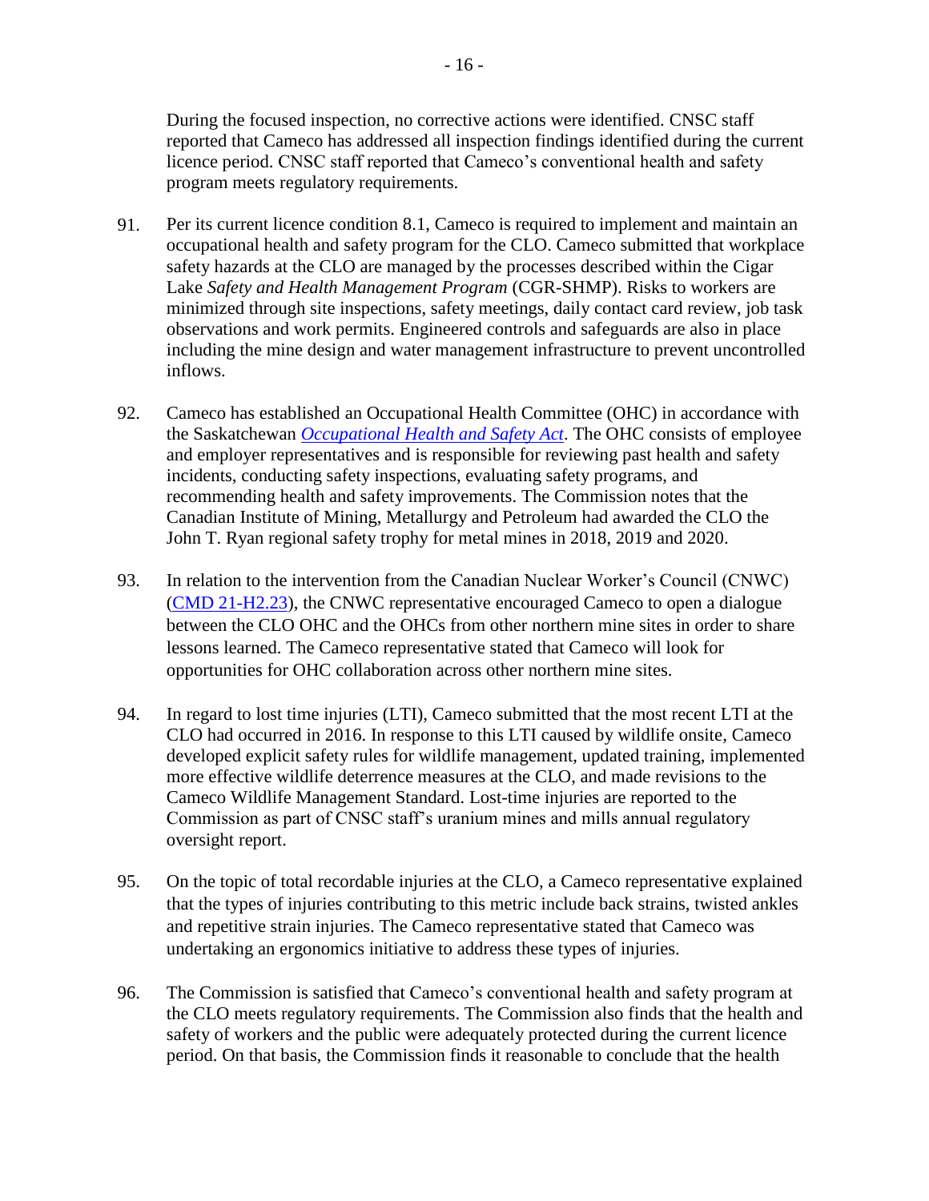During the focused inspection, no corrective actions were identified. CNSC staff reported that Cameco has addressed all inspection findings identified during the current licence period. CNSC staff reported that Cameco's conventional health and safety program meets regulatory requirements.

91. Per its current licence condition 8.1, Cameco is required to implement and maintain an occupational health and safety program for the CLO. Cameco submitted that workplace safety hazards at the CLO are managed by the processes described within the Cigar Lake *Safety and Health Management Program* (CGR-SHMP). Risks to workers are minimized through site inspections, safety meetings, daily contact card review, job task observations and work permits. Engineered controls and safeguards are also in place including the mine design and water management infrastructure to prevent uncontrolled inflows.

92. Cameco has established an Occupational Health Committee (OHC) in accordance with the Saskatchewan *Occupational Health and Safety Act*. The OHC consists of employee and employer representatives and is responsible for reviewing past health and safety incidents, conducting safety inspections, evaluating safety programs, and recommending health and safety improvements. The Commission notes that the Canadian Institute of Mining, Metallurgy and Petroleum had awarded the CLO the John T. Ryan regional safety trophy for metal mines in 2018, 2019 and 2020.

93. In relation to the intervention from the Canadian Nuclear Worker's Council (CNWC) (CMD 21-H2.23), the CNWC representative encouraged Cameco to open a dialogue between the CLO OHC and the OHCs from other northern mine sites in order to share lessons learned. The Cameco representative stated that Cameco will look for opportunities for OHC collaboration across other northern mine sites.

94. In regard to lost time injuries (LTI), Cameco submitted that the most recent LTI at the CLO had occurred in 2016. In response to this LTI caused by wildlife onsite, Cameco developed explicit safety rules for wildlife management, updated training, implemented more effective wildlife deterrence measures at the CLO, and made revisions to the Cameco Wildlife Management Standard. Lost-time injuries are reported to the Commission as part of CNSC staff's uranium mines and mills annual regulatory oversight report.

95. On the topic of total recordable injuries at the CLO, a Cameco representative explained that the types of injuries contributing to this metric include back strains, twisted ankles and repetitive strain injuries. The Cameco representative stated that Cameco was undertaking an ergonomics initiative to address these types of injuries.

96. The Commission is satisfied that Cameco's conventional health and safety program at the CLO meets regulatory requirements. The Commission also finds that the health and safety of workers and the public were adequately protected during the current licence period. On that basis, the Commission finds it reasonable to conclude that the health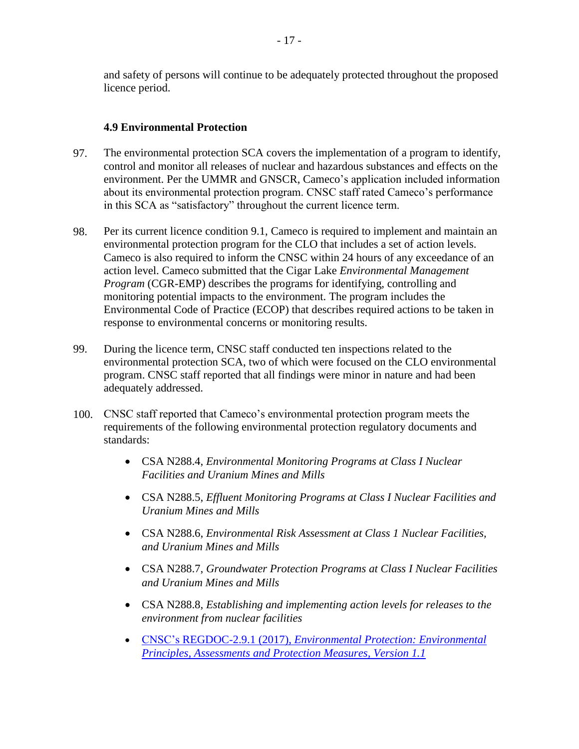and safety of persons will continue to be adequately protected throughout the proposed licence period.

### 4.9 Environmental Protection

97. The environmental protection SCA covers the implementation of a program to identify, control and monitor all releases of nuclear and hazardous substances and effects on the environment. Per the UMMR and GNSCR, Cameco's application included information about its environmental protection program. CNSC staff rated Cameco's performance in this SCA as "satisfactory" throughout the current licence term.

98. Per its current licence condition 9.1, Cameco is required to implement and maintain an environmental protection program for the CLO that includes a set of action levels. Cameco is also required to inform the CNSC within 24 hours of any exceedance of an action level. Cameco submitted that the Cigar Lake *Environmental Management Program* (CGR-EMP) describes the programs for identifying, controlling and monitoring potential impacts to the environment. The program includes the Environmental Code of Practice (ECOP) that describes required actions to be taken in response to environmental concerns or monitoring results.

99. During the licence term, CNSC staff conducted ten inspections related to the environmental protection SCA, two of which were focused on the CLO environmental program. CNSC staff reported that all findings were minor in nature and had been adequately addressed.

100. CNSC staff reported that Cameco's environmental protection program meets the requirements of the following environmental protection regulatory documents and standards:

    - CSA N288.4, *Environmental Monitoring Programs at Class I Nuclear Facilities and Uranium Mines and Mills*
    - CSA N288.5, *Effluent Monitoring Programs at Class I Nuclear Facilities and Uranium Mines and Mills*
    - CSA N288.6, *Environmental Risk Assessment at Class 1 Nuclear Facilities, and Uranium Mines and Mills*
    - CSA N288.7, *Groundwater Protection Programs at Class I Nuclear Facilities and Uranium Mines and Mills*
    - CSA N288.8, *Establishing and implementing action levels for releases to the environment from nuclear facilities*
    - CNSC's REGDOC-2.9.1 (2017), *Environmental Protection: Environmental Principles, Assessments and Protection Measures, Version 1.1*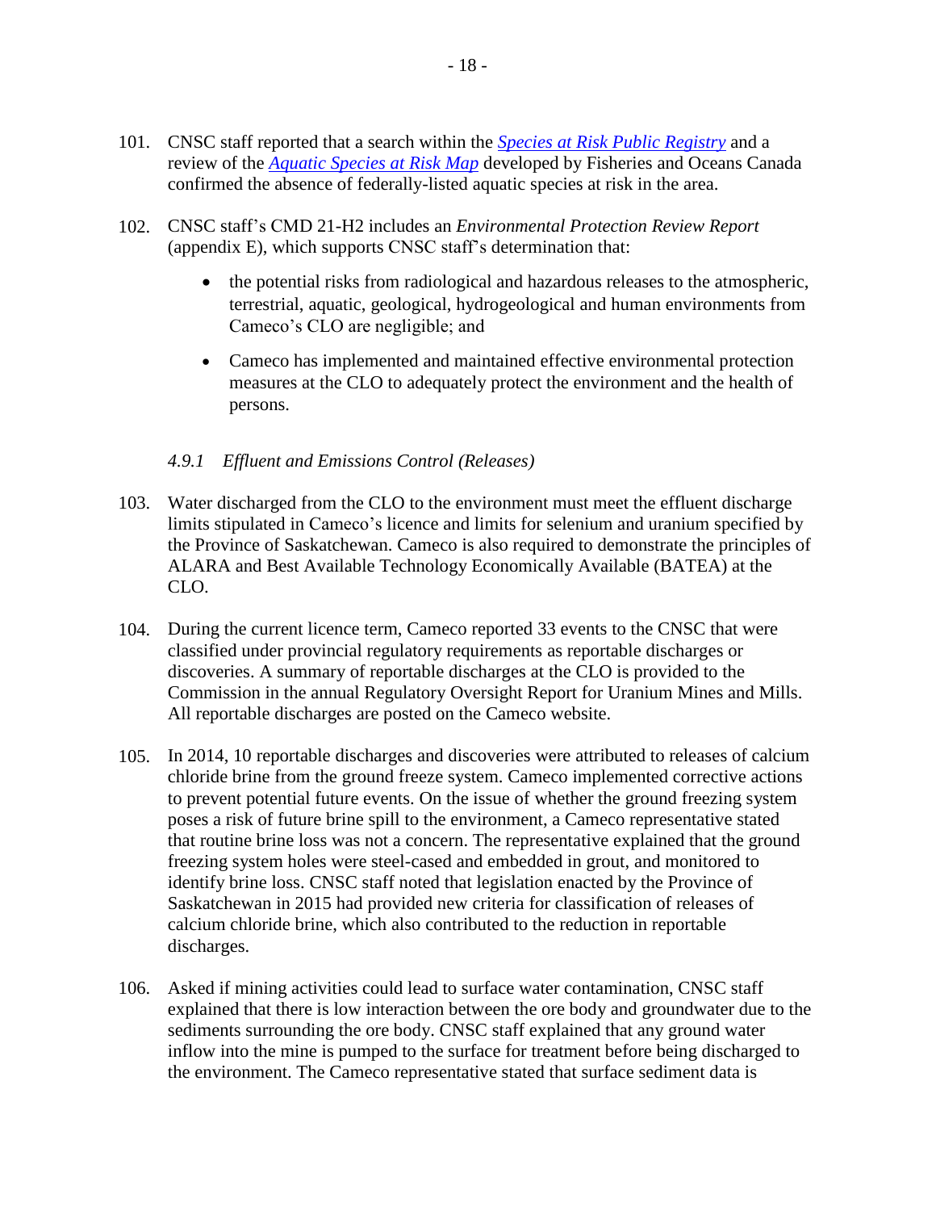101. CNSC staff reported that a search within the *[Species at Risk Public Registry](#)* and a review of the *[Aquatic Species at Risk Map](#)* developed by Fisheries and Oceans Canada confirmed the absence of federally-listed aquatic species at risk in the area.

102. CNSC staff's CMD 21-H2 includes an *Environmental Protection Review Report* (appendix E), which supports CNSC staff's determination that:

    - the potential risks from radiological and hazardous releases to the atmospheric, terrestrial, aquatic, geological, hydrogeological and human environments from Cameco's CLO are negligible; and
    - Cameco has implemented and maintained effective environmental protection measures at the CLO to adequately protect the environment and the health of persons.

#### *4.9.1 Effluent and Emissions Control (Releases)*

103. Water discharged from the CLO to the environment must meet the effluent discharge limits stipulated in Cameco's licence and limits for selenium and uranium specified by the Province of Saskatchewan. Cameco is also required to demonstrate the principles of ALARA and Best Available Technology Economically Available (BATEA) at the CLO.

104. During the current licence term, Cameco reported 33 events to the CNSC that were classified under provincial regulatory requirements as reportable discharges or discoveries. A summary of reportable discharges at the CLO is provided to the Commission in the annual Regulatory Oversight Report for Uranium Mines and Mills. All reportable discharges are posted on the Cameco website.

105. In 2014, 10 reportable discharges and discoveries were attributed to releases of calcium chloride brine from the ground freeze system. Cameco implemented corrective actions to prevent potential future events. On the issue of whether the ground freezing system poses a risk of future brine spill to the environment, a Cameco representative stated that routine brine loss was not a concern. The representative explained that the ground freezing system holes were steel-cased and embedded in grout, and monitored to identify brine loss. CNSC staff noted that legislation enacted by the Province of Saskatchewan in 2015 had provided new criteria for classification of releases of calcium chloride brine, which also contributed to the reduction in reportable discharges.

106. Asked if mining activities could lead to surface water contamination, CNSC staff explained that there is low interaction between the ore body and groundwater due to the sediments surrounding the ore body. CNSC staff explained that any ground water inflow into the mine is pumped to the surface for treatment before being discharged to the environment. The Cameco representative stated that surface sediment data is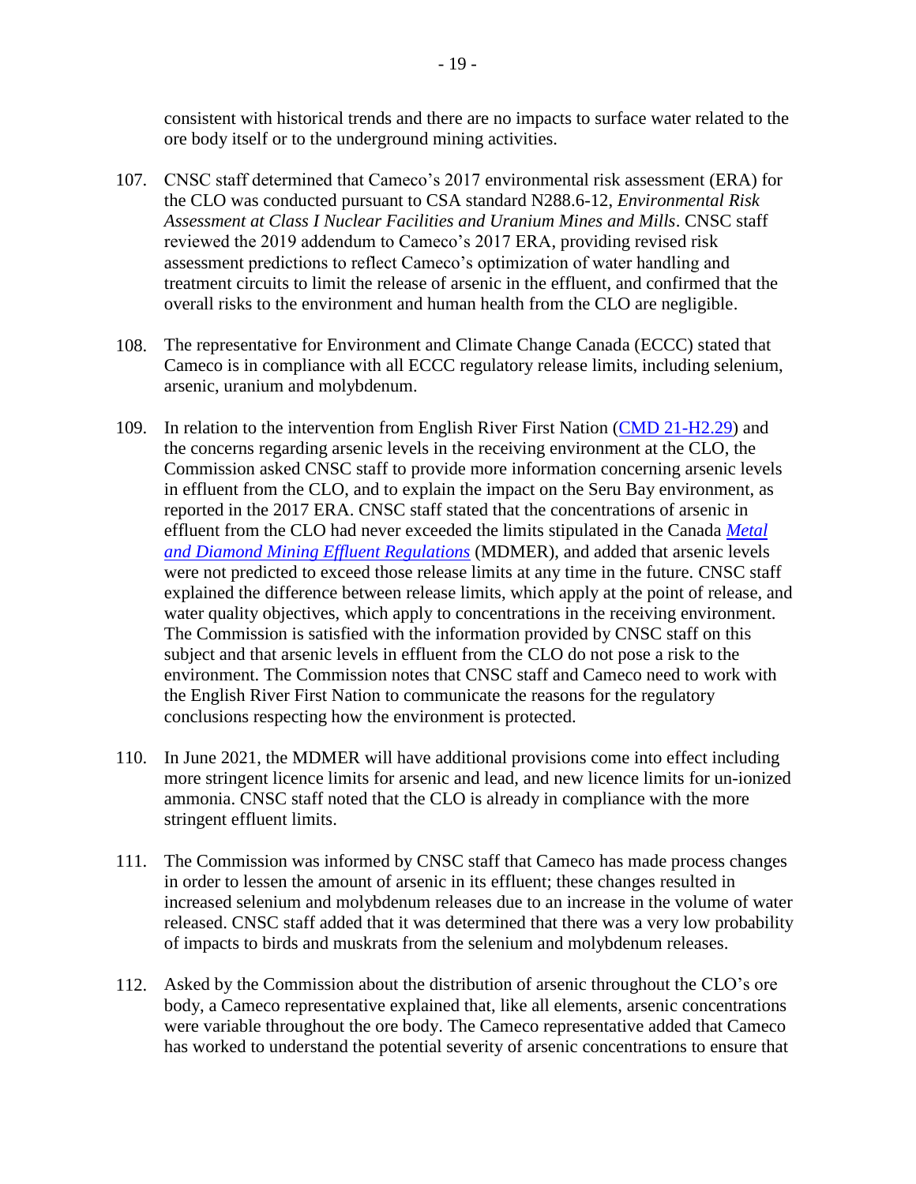consistent with historical trends and there are no impacts to surface water related to the ore body itself or to the underground mining activities.

107. CNSC staff determined that Cameco's 2017 environmental risk assessment (ERA) for the CLO was conducted pursuant to CSA standard N288.6-12, *Environmental Risk Assessment at Class I Nuclear Facilities and Uranium Mines and Mills*. CNSC staff reviewed the 2019 addendum to Cameco's 2017 ERA, providing revised risk assessment predictions to reflect Cameco's optimization of water handling and treatment circuits to limit the release of arsenic in the effluent, and confirmed that the overall risks to the environment and human health from the CLO are negligible.

108. The representative for Environment and Climate Change Canada (ECCC) stated that Cameco is in compliance with all ECCC regulatory release limits, including selenium, arsenic, uranium and molybdenum.

109. In relation to the intervention from English River First Nation (CMD 21-H2.29) and the concerns regarding arsenic levels in the receiving environment at the CLO, the Commission asked CNSC staff to provide more information concerning arsenic levels in effluent from the CLO, and to explain the impact on the Seru Bay environment, as reported in the 2017 ERA. CNSC staff stated that the concentrations of arsenic in effluent from the CLO had never exceeded the limits stipulated in the Canada *Metal and Diamond Mining Effluent Regulations* (MDMER), and added that arsenic levels were not predicted to exceed those release limits at any time in the future. CNSC staff explained the difference between release limits, which apply at the point of release, and water quality objectives, which apply to concentrations in the receiving environment. The Commission is satisfied with the information provided by CNSC staff on this subject and that arsenic levels in effluent from the CLO do not pose a risk to the environment. The Commission notes that CNSC staff and Cameco need to work with the English River First Nation to communicate the reasons for the regulatory conclusions respecting how the environment is protected.

110. In June 2021, the MDMER will have additional provisions come into effect including more stringent licence limits for arsenic and lead, and new licence limits for un-ionized ammonia. CNSC staff noted that the CLO is already in compliance with the more stringent effluent limits.

111. The Commission was informed by CNSC staff that Cameco has made process changes in order to lessen the amount of arsenic in its effluent; these changes resulted in increased selenium and molybdenum releases due to an increase in the volume of water released. CNSC staff added that it was determined that there was a very low probability of impacts to birds and muskrats from the selenium and molybdenum releases.

112. Asked by the Commission about the distribution of arsenic throughout the CLO's ore body, a Cameco representative explained that, like all elements, arsenic concentrations were variable throughout the ore body. The Cameco representative added that Cameco has worked to understand the potential severity of arsenic concentrations to ensure that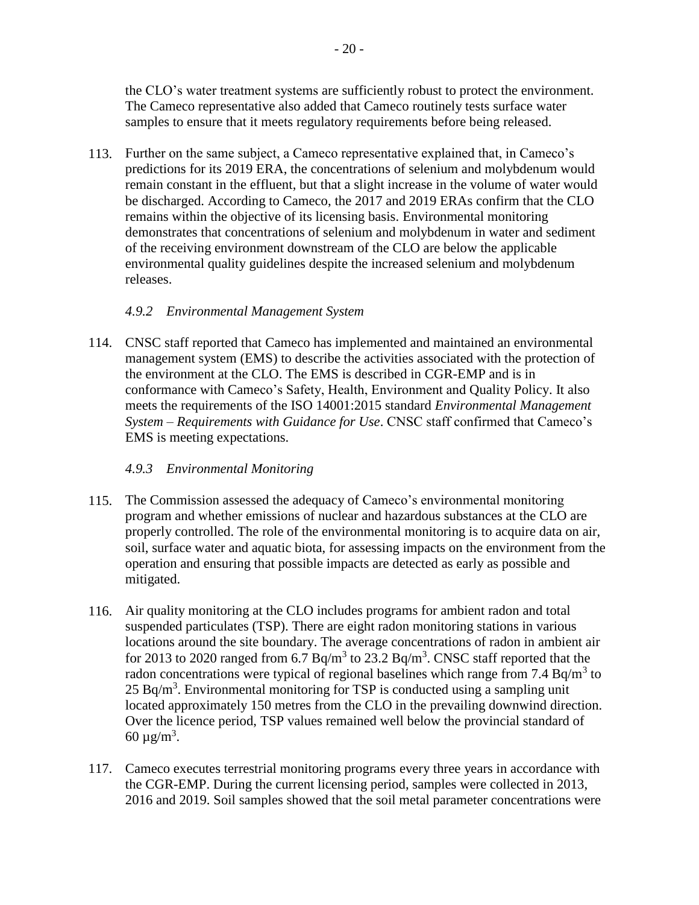the CLO's water treatment systems are sufficiently robust to protect the environment. The Cameco representative also added that Cameco routinely tests surface water samples to ensure that it meets regulatory requirements before being released.

113. Further on the same subject, a Cameco representative explained that, in Cameco's predictions for its 2019 ERA, the concentrations of selenium and molybdenum would remain constant in the effluent, but that a slight increase in the volume of water would be discharged. According to Cameco, the 2017 and 2019 ERAs confirm that the CLO remains within the objective of its licensing basis. Environmental monitoring demonstrates that concentrations of selenium and molybdenum in water and sediment of the receiving environment downstream of the CLO are below the applicable environmental quality guidelines despite the increased selenium and molybdenum releases.

### *4.9.2 Environmental Management System*

114. CNSC staff reported that Cameco has implemented and maintained an environmental management system (EMS) to describe the activities associated with the protection of the environment at the CLO. The EMS is described in CGR-EMP and is in conformance with Cameco's Safety, Health, Environment and Quality Policy. It also meets the requirements of the ISO 14001:2015 standard *Environmental Management System – Requirements with Guidance for Use*. CNSC staff confirmed that Cameco's EMS is meeting expectations.

### *4.9.3 Environmental Monitoring*

115. The Commission assessed the adequacy of Cameco's environmental monitoring program and whether emissions of nuclear and hazardous substances at the CLO are properly controlled. The role of the environmental monitoring is to acquire data on air, soil, surface water and aquatic biota, for assessing impacts on the environment from the operation and ensuring that possible impacts are detected as early as possible and mitigated.

116. Air quality monitoring at the CLO includes programs for ambient radon and total suspended particulates (TSP). There are eight radon monitoring stations in various locations around the site boundary. The average concentrations of radon in ambient air for 2013 to 2020 ranged from 6.7 $Bq/m^3$ to 23.2 $Bq/m^3$. CNSC staff reported that the radon concentrations were typical of regional baselines which range from 7.4 $Bq/m^3$ to 25 $Bq/m^3$. Environmental monitoring for TSP is conducted using a sampling unit located approximately 150 metres from the CLO in the prevailing downwind direction. Over the licence period, TSP values remained well below the provincial standard of 60 $\mu g/m^3$.

117. Cameco executes terrestrial monitoring programs every three years in accordance with the CGR-EMP. During the current licensing period, samples were collected in 2013, 2016 and 2019. Soil samples showed that the soil metal parameter concentrations were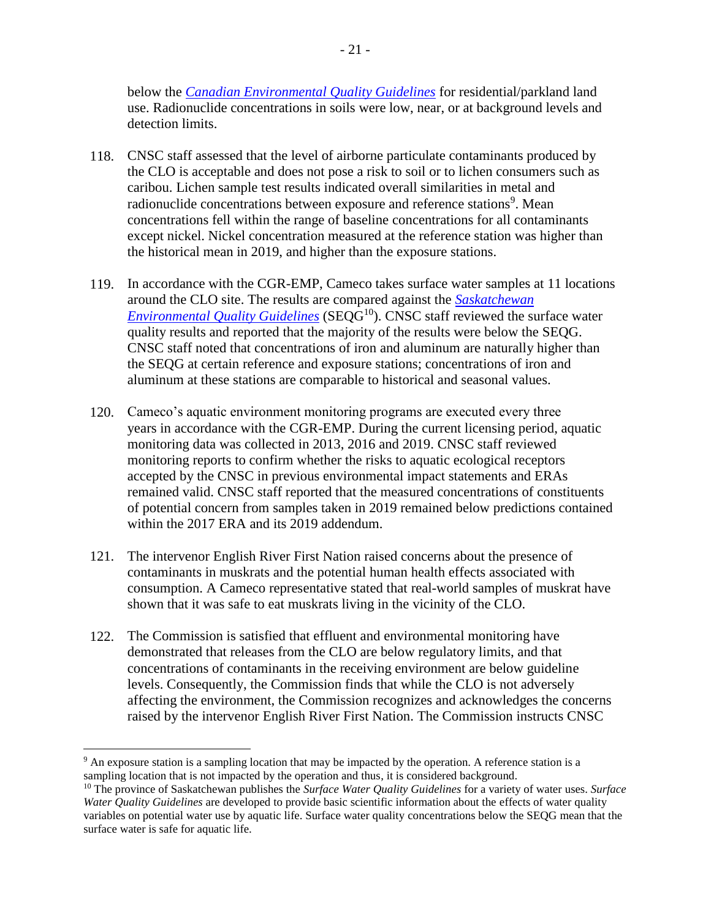below the *Canadian Environmental Quality Guidelines* for residential/parkland land use. Radionuclide concentrations in soils were low, near, or at background levels and detection limits.

118. CNSC staff assessed that the level of airborne particulate contaminants produced by the CLO is acceptable and does not pose a risk to soil or to lichen consumers such as caribou. Lichen sample test results indicated overall similarities in metal and radionuclide concentrations between exposure and reference stations[9]. Mean concentrations fell within the range of baseline concentrations for all contaminants except nickel. Nickel concentration measured at the reference station was higher than the historical mean in 2019, and higher than the exposure stations.

119. In accordance with the CGR-EMP, Cameco takes surface water samples at 11 locations around the CLO site. The results are compared against the *Saskatchewan Environmental Quality Guidelines* (SEQG[10]). CNSC staff reviewed the surface water quality results and reported that the majority of the results were below the SEQG. CNSC staff noted that concentrations of iron and aluminum are naturally higher than the SEQG at certain reference and exposure stations; concentrations of iron and aluminum at these stations are comparable to historical and seasonal values.

120. Cameco's aquatic environment monitoring programs are executed every three years in accordance with the CGR-EMP. During the current licensing period, aquatic monitoring data was collected in 2013, 2016 and 2019. CNSC staff reviewed monitoring reports to confirm whether the risks to aquatic ecological receptors accepted by the CNSC in previous environmental impact statements and ERAs remained valid. CNSC staff reported that the measured concentrations of constituents of potential concern from samples taken in 2019 remained below predictions contained within the 2017 ERA and its 2019 addendum.

121. The intervenor English River First Nation raised concerns about the presence of contaminants in muskrats and the potential human health effects associated with consumption. A Cameco representative stated that real-world samples of muskrat have shown that it was safe to eat muskrats living in the vicinity of the CLO.

122. The Commission is satisfied that effluent and environmental monitoring have demonstrated that releases from the CLO are below regulatory limits, and that concentrations of contaminants in the receiving environment are below guideline levels. Consequently, the Commission finds that while the CLO is not adversely affecting the environment, the Commission recognizes and acknowledges the concerns raised by the intervenor English River First Nation. The Commission instructs CNSC

---

[9] An exposure station is a sampling location that may be impacted by the operation. A reference station is a sampling location that is not impacted by the operation and thus, it is considered background.

[10] The province of Saskatchewan publishes the *Surface Water Quality Guidelines* for a variety of water uses. *Surface Water Quality Guidelines* are developed to provide basic scientific information about the effects of water quality variables on potential water use by aquatic life. Surface water quality concentrations below the SEQG mean that the surface water is safe for aquatic life.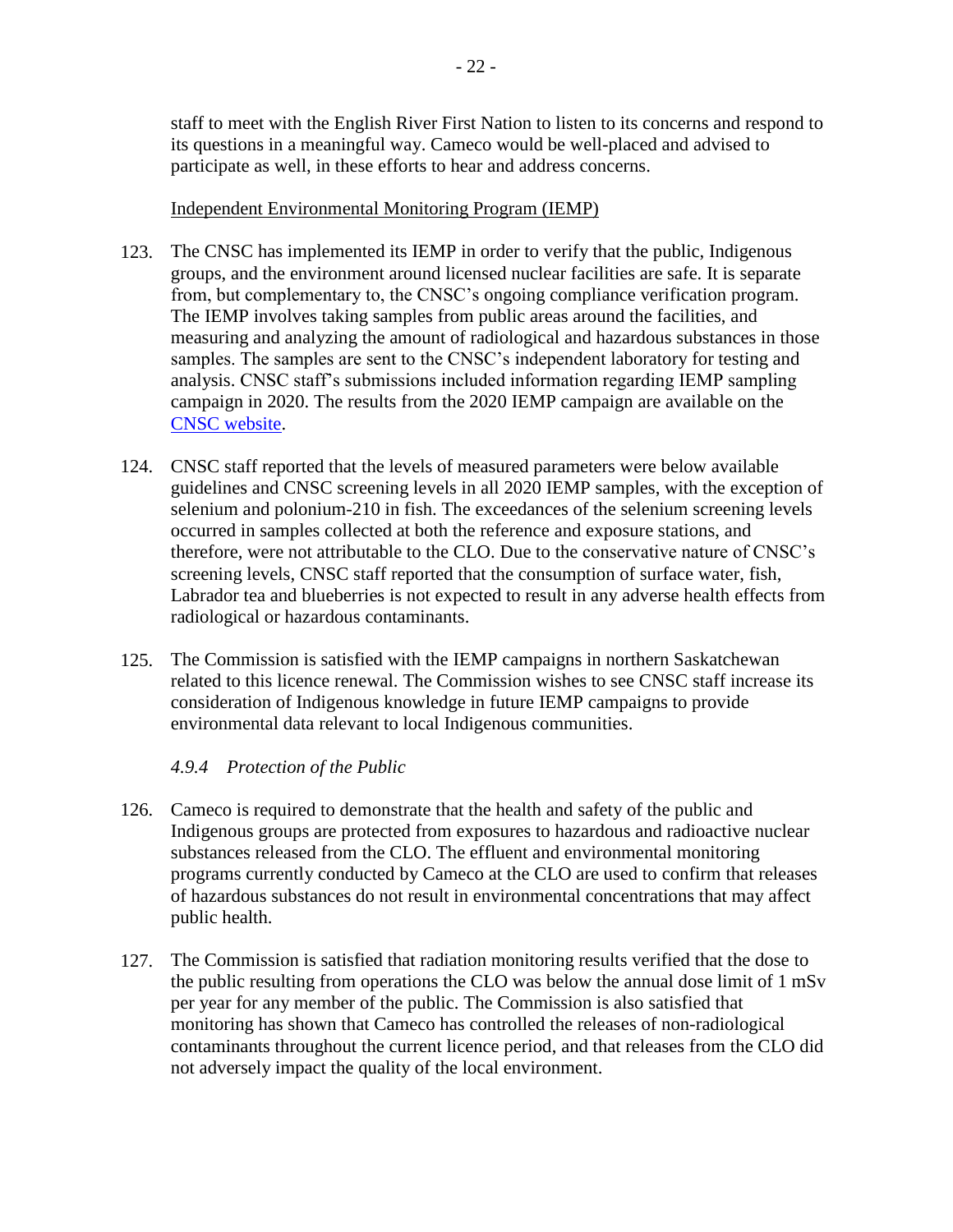staff to meet with the English River First Nation to listen to its concerns and respond to its questions in a meaningful way. Cameco would be well-placed and advised to participate as well, in these efforts to hear and address concerns.

Independent Environmental Monitoring Program (IEMP)

123. The CNSC has implemented its IEMP in order to verify that the public, Indigenous groups, and the environment around licensed nuclear facilities are safe. It is separate from, but complementary to, the CNSC's ongoing compliance verification program. The IEMP involves taking samples from public areas around the facilities, and measuring and analyzing the amount of radiological and hazardous substances in those samples. The samples are sent to the CNSC's independent laboratory for testing and analysis. CNSC staff's submissions included information regarding IEMP sampling campaign in 2020. The results from the 2020 IEMP campaign are available on the [CNSC website](CNSC website).

124. CNSC staff reported that the levels of measured parameters were below available guidelines and CNSC screening levels in all 2020 IEMP samples, with the exception of selenium and polonium-210 in fish. The exceedances of the selenium screening levels occurred in samples collected at both the reference and exposure stations, and therefore, were not attributable to the CLO. Due to the conservative nature of CNSC's screening levels, CNSC staff reported that the consumption of surface water, fish, Labrador tea and blueberries is not expected to result in any adverse health effects from radiological or hazardous contaminants.

125. The Commission is satisfied with the IEMP campaigns in northern Saskatchewan related to this licence renewal. The Commission wishes to see CNSC staff increase its consideration of Indigenous knowledge in future IEMP campaigns to provide environmental data relevant to local Indigenous communities.

#### *4.9.4 Protection of the Public*

126. Cameco is required to demonstrate that the health and safety of the public and Indigenous groups are protected from exposures to hazardous and radioactive nuclear substances released from the CLO. The effluent and environmental monitoring programs currently conducted by Cameco at the CLO are used to confirm that releases of hazardous substances do not result in environmental concentrations that may affect public health.

127. The Commission is satisfied that radiation monitoring results verified that the dose to the public resulting from operations the CLO was below the annual dose limit of 1 mSv per year for any member of the public. The Commission is also satisfied that monitoring has shown that Cameco has controlled the releases of non-radiological contaminants throughout the current licence period, and that releases from the CLO did not adversely impact the quality of the local environment.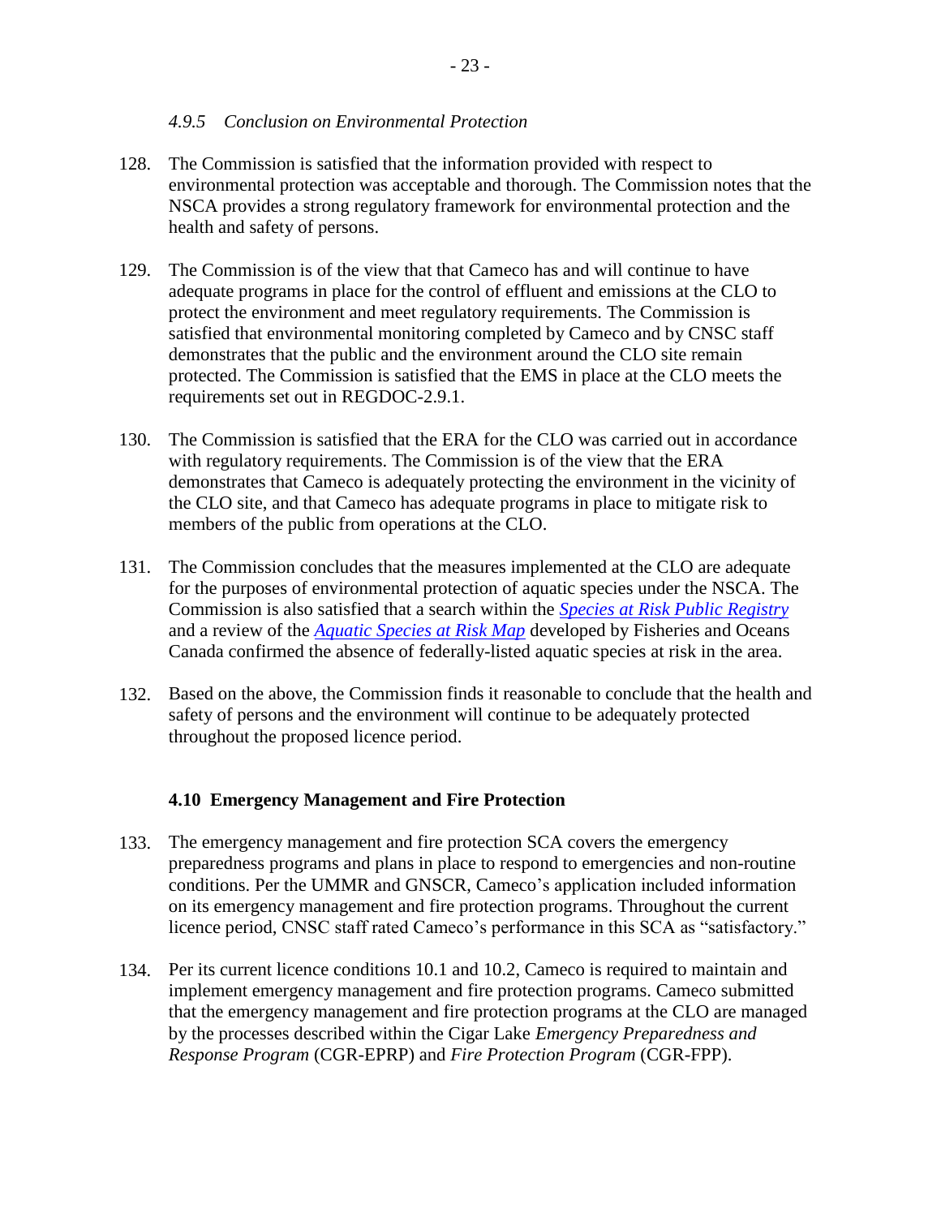#### *4.9.5 Conclusion on Environmental Protection*

128. The Commission is satisfied that the information provided with respect to environmental protection was acceptable and thorough. The Commission notes that the NSCA provides a strong regulatory framework for environmental protection and the health and safety of persons.

129. The Commission is of the view that that Cameco has and will continue to have adequate programs in place for the control of effluent and emissions at the CLO to protect the environment and meet regulatory requirements. The Commission is satisfied that environmental monitoring completed by Cameco and by CNSC staff demonstrates that the public and the environment around the CLO site remain protected. The Commission is satisfied that the EMS in place at the CLO meets the requirements set out in REGDOC-2.9.1.

130. The Commission is satisfied that the ERA for the CLO was carried out in accordance with regulatory requirements. The Commission is of the view that the ERA demonstrates that Cameco is adequately protecting the environment in the vicinity of the CLO site, and that Cameco has adequate programs in place to mitigate risk to members of the public from operations at the CLO.

131. The Commission concludes that the measures implemented at the CLO are adequate for the purposes of environmental protection of aquatic species under the NSCA. The Commission is also satisfied that a search within the *Species at Risk Public Registry* and a review of the *Aquatic Species at Risk Map* developed by Fisheries and Oceans Canada confirmed the absence of federally-listed aquatic species at risk in the area.

132. Based on the above, the Commission finds it reasonable to conclude that the health and safety of persons and the environment will continue to be adequately protected throughout the proposed licence period.

### 4.10 Emergency Management and Fire Protection

133. The emergency management and fire protection SCA covers the emergency preparedness programs and plans in place to respond to emergencies and non-routine conditions. Per the UMMR and GNSCR, Cameco's application included information on its emergency management and fire protection programs. Throughout the current licence period, CNSC staff rated Cameco's performance in this SCA as "satisfactory."

134. Per its current licence conditions 10.1 and 10.2, Cameco is required to maintain and implement emergency management and fire protection programs. Cameco submitted that the emergency management and fire protection programs at the CLO are managed by the processes described within the Cigar Lake *Emergency Preparedness and Response Program* (CGR-EPRP) and *Fire Protection Program* (CGR-FPP).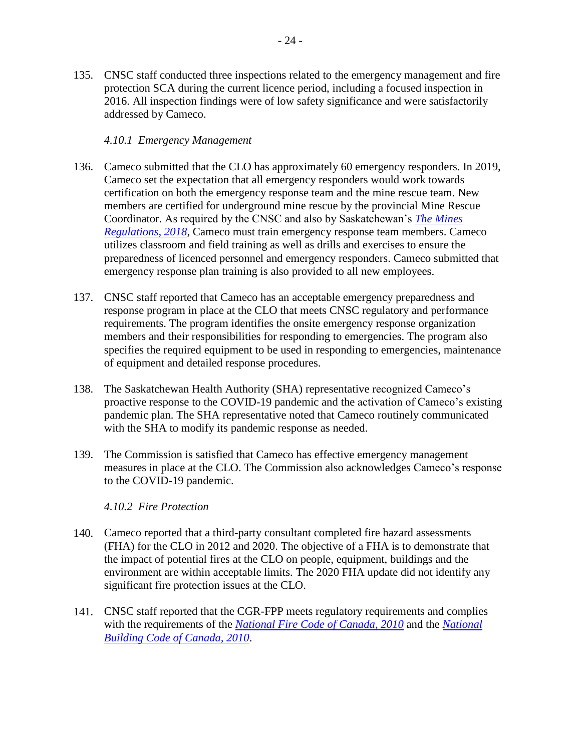135. CNSC staff conducted three inspections related to the emergency management and fire protection SCA during the current licence period, including a focused inspection in 2016. All inspection findings were of low safety significance and were satisfactorily addressed by Cameco.

#### *4.10.1 Emergency Management*

136. Cameco submitted that the CLO has approximately 60 emergency responders. In 2019, Cameco set the expectation that all emergency responders would work towards certification on both the emergency response team and the mine rescue team. New members are certified for underground mine rescue by the provincial Mine Rescue Coordinator. As required by the CNSC and also by Saskatchewan's *The Mines Regulations, 2018*, Cameco must train emergency response team members. Cameco utilizes classroom and field training as well as drills and exercises to ensure the preparedness of licenced personnel and emergency responders. Cameco submitted that emergency response plan training is also provided to all new employees.

137. CNSC staff reported that Cameco has an acceptable emergency preparedness and response program in place at the CLO that meets CNSC regulatory and performance requirements. The program identifies the onsite emergency response organization members and their responsibilities for responding to emergencies. The program also specifies the required equipment to be used in responding to emergencies, maintenance of equipment and detailed response procedures.

138. The Saskatchewan Health Authority (SHA) representative recognized Cameco's proactive response to the COVID-19 pandemic and the activation of Cameco's existing pandemic plan. The SHA representative noted that Cameco routinely communicated with the SHA to modify its pandemic response as needed.

139. The Commission is satisfied that Cameco has effective emergency management measures in place at the CLO. The Commission also acknowledges Cameco's response to the COVID-19 pandemic.

#### *4.10.2 Fire Protection*

140. Cameco reported that a third-party consultant completed fire hazard assessments (FHA) for the CLO in 2012 and 2020. The objective of a FHA is to demonstrate that the impact of potential fires at the CLO on people, equipment, buildings and the environment are within acceptable limits. The 2020 FHA update did not identify any significant fire protection issues at the CLO.

141. CNSC staff reported that the CGR-FPP meets regulatory requirements and complies with the requirements of the *National Fire Code of Canada, 2010* and the *National Building Code of Canada, 2010*.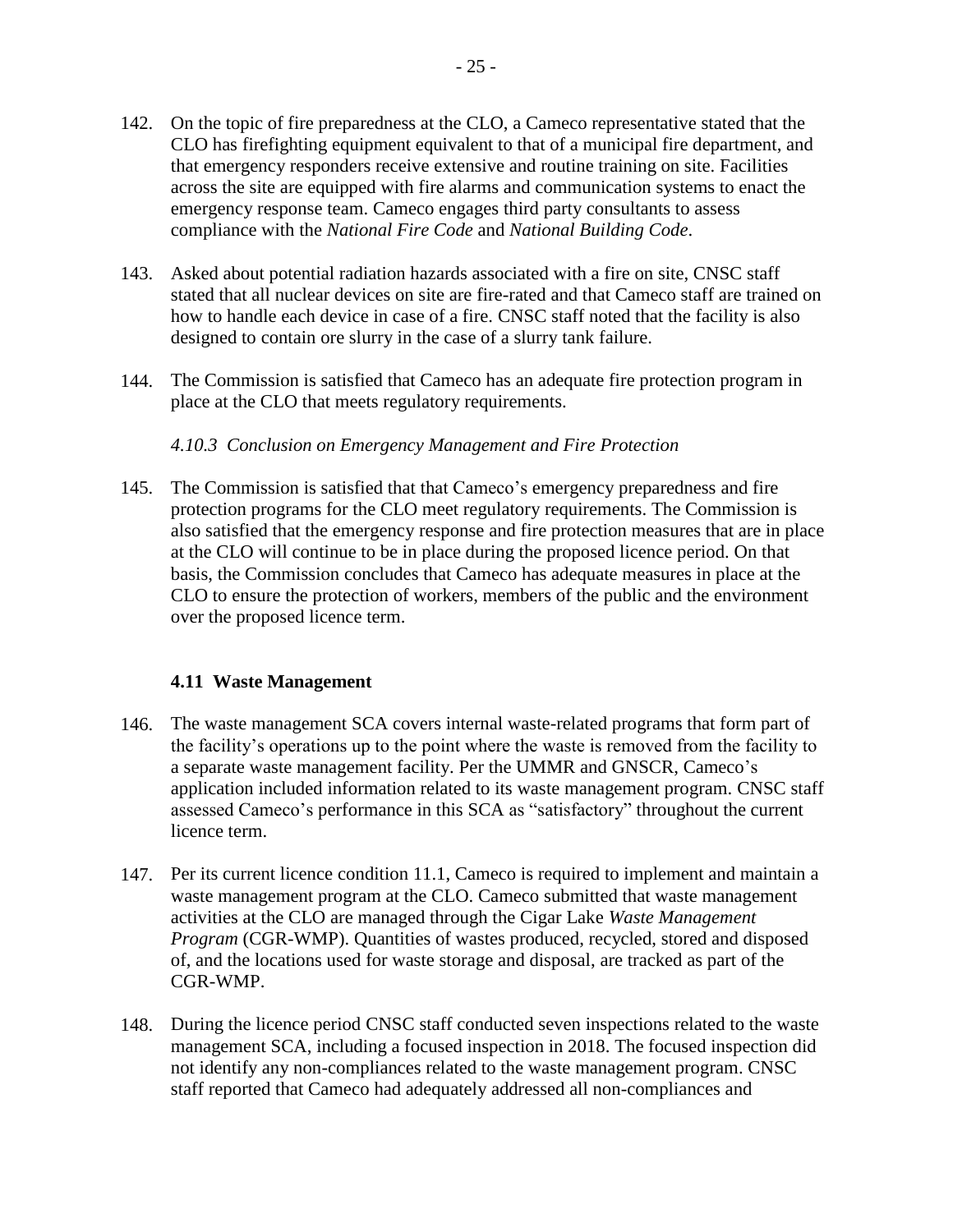142. On the topic of fire preparedness at the CLO, a Cameco representative stated that the CLO has firefighting equipment equivalent to that of a municipal fire department, and that emergency responders receive extensive and routine training on site. Facilities across the site are equipped with fire alarms and communication systems to enact the emergency response team. Cameco engages third party consultants to assess compliance with the *National Fire Code* and *National Building Code*.

143. Asked about potential radiation hazards associated with a fire on site, CNSC staff stated that all nuclear devices on site are fire-rated and that Cameco staff are trained on how to handle each device in case of a fire. CNSC staff noted that the facility is also designed to contain ore slurry in the case of a slurry tank failure.

144. The Commission is satisfied that Cameco has an adequate fire protection program in place at the CLO that meets regulatory requirements.

#### *4.10.3 Conclusion on Emergency Management and Fire Protection*

145. The Commission is satisfied that that Cameco's emergency preparedness and fire protection programs for the CLO meet regulatory requirements. The Commission is also satisfied that the emergency response and fire protection measures that are in place at the CLO will continue to be in place during the proposed licence period. On that basis, the Commission concludes that Cameco has adequate measures in place at the CLO to ensure the protection of workers, members of the public and the environment over the proposed licence term.

### 4.11 Waste Management

146. The waste management SCA covers internal waste-related programs that form part of the facility's operations up to the point where the waste is removed from the facility to a separate waste management facility. Per the UMMR and GNSCR, Cameco's application included information related to its waste management program. CNSC staff assessed Cameco's performance in this SCA as "satisfactory" throughout the current licence term.

147. Per its current licence condition 11.1, Cameco is required to implement and maintain a waste management program at the CLO. Cameco submitted that waste management activities at the CLO are managed through the Cigar Lake *Waste Management Program* (CGR-WMP). Quantities of wastes produced, recycled, stored and disposed of, and the locations used for waste storage and disposal, are tracked as part of the CGR-WMP.

148. During the licence period CNSC staff conducted seven inspections related to the waste management SCA, including a focused inspection in 2018. The focused inspection did not identify any non-compliances related to the waste management program. CNSC staff reported that Cameco had adequately addressed all non-compliances and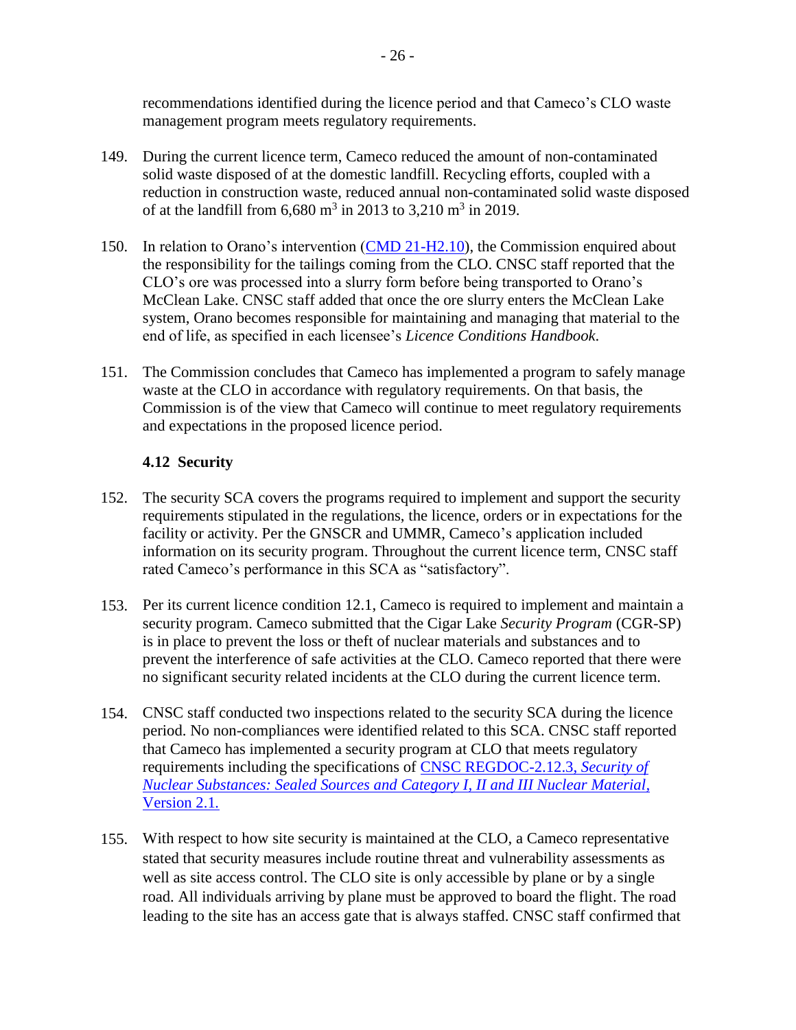recommendations identified during the licence period and that Cameco's CLO waste management program meets regulatory requirements.

149. During the current licence term, Cameco reduced the amount of non-contaminated solid waste disposed of at the domestic landfill. Recycling efforts, coupled with a reduction in construction waste, reduced annual non-contaminated solid waste disposed of at the landfill from 6,680 $m^3$ in 2013 to 3,210 $m^3$ in 2019.

150. In relation to Orano's intervention ([CMD 21-H2.10]()), the Commission enquired about the responsibility for the tailings coming from the CLO. CNSC staff reported that the CLO's ore was processed into a slurry form before being transported to Orano's McClean Lake. CNSC staff added that once the ore slurry enters the McClean Lake system, Orano becomes responsible for maintaining and managing that material to the end of life, as specified in each licensee's *Licence Conditions Handbook*.

151. The Commission concludes that Cameco has implemented a program to safely manage waste at the CLO in accordance with regulatory requirements. On that basis, the Commission is of the view that Cameco will continue to meet regulatory requirements and expectations in the proposed licence period.

### 4.12 Security

152. The security SCA covers the programs required to implement and support the security requirements stipulated in the regulations, the licence, orders or in expectations for the facility or activity. Per the GNSCR and UMMR, Cameco's application included information on its security program. Throughout the current licence term, CNSC staff rated Cameco's performance in this SCA as "satisfactory".

153. Per its current licence condition 12.1, Cameco is required to implement and maintain a security program. Cameco submitted that the Cigar Lake *Security Program* (CGR-SP) is in place to prevent the loss or theft of nuclear materials and substances and to prevent the interference of safe activities at the CLO. Cameco reported that there were no significant security related incidents at the CLO during the current licence term.

154. CNSC staff conducted two inspections related to the security SCA during the licence period. No non-compliances were identified related to this SCA. CNSC staff reported that Cameco has implemented a security program at CLO that meets regulatory requirements including the specifications of [CNSC REGDOC-2.12.3, *Security of Nuclear Substances: Sealed Sources and Category I, II and III Nuclear Material*, Version 2.1.]()

155. With respect to how site security is maintained at the CLO, a Cameco representative stated that security measures include routine threat and vulnerability assessments as well as site access control. The CLO site is only accessible by plane or by a single road. All individuals arriving by plane must be approved to board the flight. The road leading to the site has an access gate that is always staffed. CNSC staff confirmed that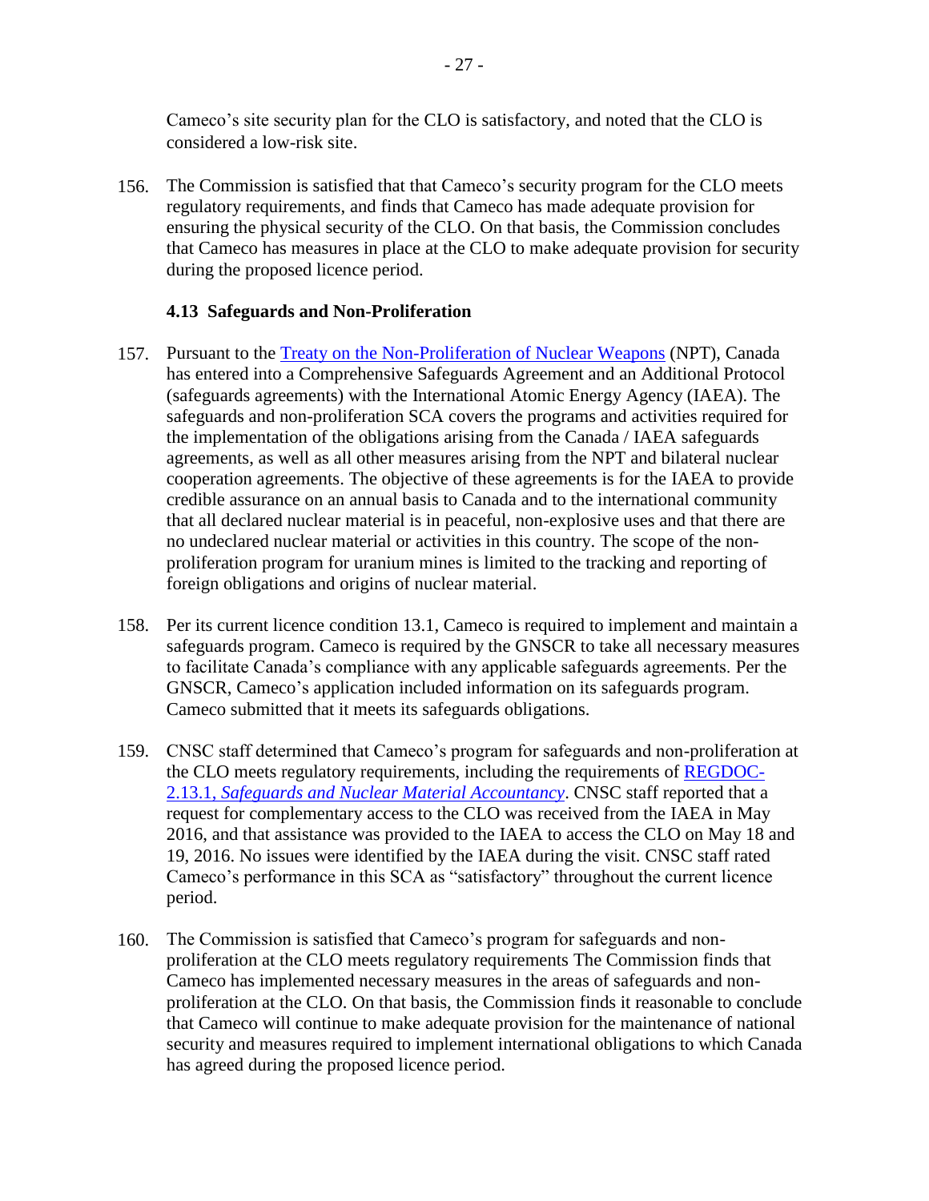Cameco's site security plan for the CLO is satisfactory, and noted that the CLO is considered a low-risk site.

156. The Commission is satisfied that that Cameco's security program for the CLO meets regulatory requirements, and finds that Cameco has made adequate provision for ensuring the physical security of the CLO. On that basis, the Commission concludes that Cameco has measures in place at the CLO to make adequate provision for security during the proposed licence period.

### 4.13 Safeguards and Non-Proliferation

157. Pursuant to the Treaty on the Non-Proliferation of Nuclear Weapons (NPT), Canada has entered into a Comprehensive Safeguards Agreement and an Additional Protocol (safeguards agreements) with the International Atomic Energy Agency (IAEA). The safeguards and non-proliferation SCA covers the programs and activities required for the implementation of the obligations arising from the Canada / IAEA safeguards agreements, as well as all other measures arising from the NPT and bilateral nuclear cooperation agreements. The objective of these agreements is for the IAEA to provide credible assurance on an annual basis to Canada and to the international community that all declared nuclear material is in peaceful, non-explosive uses and that there are no undeclared nuclear material or activities in this country. The scope of the non-proliferation program for uranium mines is limited to the tracking and reporting of foreign obligations and origins of nuclear material.

158. Per its current licence condition 13.1, Cameco is required to implement and maintain a safeguards program. Cameco is required by the GNSCR to take all necessary measures to facilitate Canada's compliance with any applicable safeguards agreements. Per the GNSCR, Cameco's application included information on its safeguards program. Cameco submitted that it meets its safeguards obligations.

159. CNSC staff determined that Cameco's program for safeguards and non-proliferation at the CLO meets regulatory requirements, including the requirements of REGDOC-2.13.1, *Safeguards and Nuclear Material Accountancy*. CNSC staff reported that a request for complementary access to the CLO was received from the IAEA in May 2016, and that assistance was provided to the IAEA to access the CLO on May 18 and 19, 2016. No issues were identified by the IAEA during the visit. CNSC staff rated Cameco's performance in this SCA as "satisfactory" throughout the current licence period.

160. The Commission is satisfied that Cameco's program for safeguards and non-proliferation at the CLO meets regulatory requirements The Commission finds that Cameco has implemented necessary measures in the areas of safeguards and non-proliferation at the CLO. On that basis, the Commission finds it reasonable to conclude that Cameco will continue to make adequate provision for the maintenance of national security and measures required to implement international obligations to which Canada has agreed during the proposed licence period.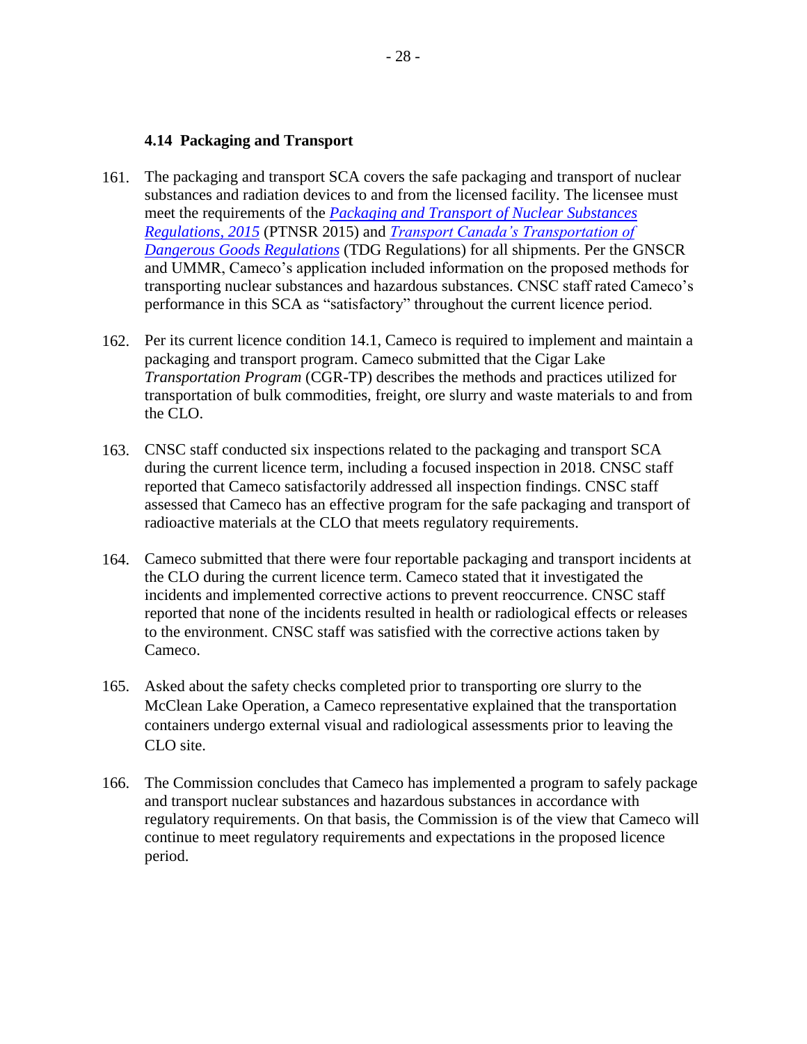### 4.14 Packaging and Transport

161. The packaging and transport SCA covers the safe packaging and transport of nuclear substances and radiation devices to and from the licensed facility. The licensee must meet the requirements of the *Packaging and Transport of Nuclear Substances Regulations, 2015* (PTNSR 2015) and *Transport Canada's Transportation of Dangerous Goods Regulations* (TDG Regulations) for all shipments. Per the GNSCR and UMMR, Cameco's application included information on the proposed methods for transporting nuclear substances and hazardous substances. CNSC staff rated Cameco's performance in this SCA as "satisfactory" throughout the current licence period.

162. Per its current licence condition 14.1, Cameco is required to implement and maintain a packaging and transport program. Cameco submitted that the Cigar Lake *Transportation Program* (CGR-TP) describes the methods and practices utilized for transportation of bulk commodities, freight, ore slurry and waste materials to and from the CLO.

163. CNSC staff conducted six inspections related to the packaging and transport SCA during the current licence term, including a focused inspection in 2018. CNSC staff reported that Cameco satisfactorily addressed all inspection findings. CNSC staff assessed that Cameco has an effective program for the safe packaging and transport of radioactive materials at the CLO that meets regulatory requirements.

164. Cameco submitted that there were four reportable packaging and transport incidents at the CLO during the current licence term. Cameco stated that it investigated the incidents and implemented corrective actions to prevent reoccurrence. CNSC staff reported that none of the incidents resulted in health or radiological effects or releases to the environment. CNSC staff was satisfied with the corrective actions taken by Cameco.

165. Asked about the safety checks completed prior to transporting ore slurry to the McClean Lake Operation, a Cameco representative explained that the transportation containers undergo external visual and radiological assessments prior to leaving the CLO site.

166. The Commission concludes that Cameco has implemented a program to safely package and transport nuclear substances and hazardous substances in accordance with regulatory requirements. On that basis, the Commission is of the view that Cameco will continue to meet regulatory requirements and expectations in the proposed licence period.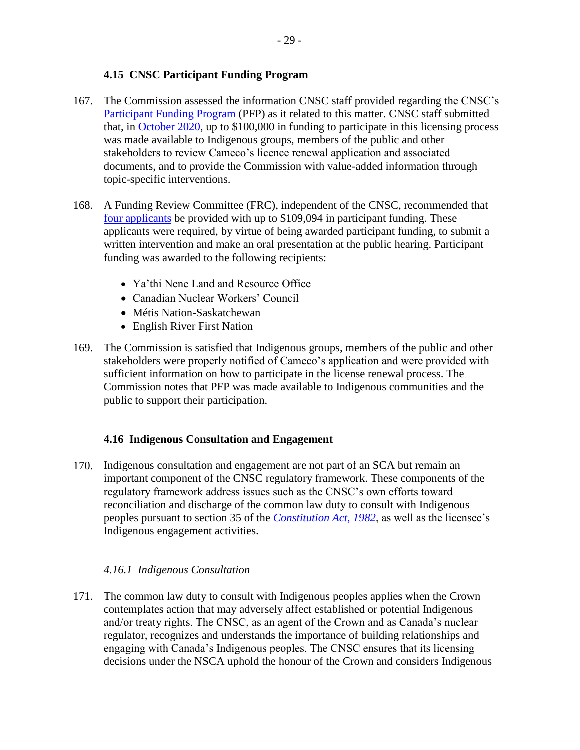### 4.15 CNSC Participant Funding Program

167. The Commission assessed the information CNSC staff provided regarding the CNSC's Participant Funding Program (PFP) as it related to this matter. CNSC staff submitted that, in October 2020, up to $100,000 in funding to participate in this licensing process was made available to Indigenous groups, members of the public and other stakeholders to review Cameco's licence renewal application and associated documents, and to provide the Commission with value-added information through topic-specific interventions.

168. A Funding Review Committee (FRC), independent of the CNSC, recommended that four applicants be provided with up to $109,094 in participant funding. These applicants were required, by virtue of being awarded participant funding, to submit a written intervention and make an oral presentation at the public hearing. Participant funding was awarded to the following recipients:

- Ya'thi Nene Land and Resource Office
- Canadian Nuclear Workers' Council
- Métis Nation-Saskatchewan
- English River First Nation

169. The Commission is satisfied that Indigenous groups, members of the public and other stakeholders were properly notified of Cameco's application and were provided with sufficient information on how to participate in the license renewal process. The Commission notes that PFP was made available to Indigenous communities and the public to support their participation.

### 4.16 Indigenous Consultation and Engagement

170. Indigenous consultation and engagement are not part of an SCA but remain an important component of the CNSC regulatory framework. These components of the regulatory framework address issues such as the CNSC's own efforts toward reconciliation and discharge of the common law duty to consult with Indigenous peoples pursuant to section 35 of the *Constitution Act, 1982*, as well as the licensee's Indigenous engagement activities.

#### *4.16.1 Indigenous Consultation*

171. The common law duty to consult with Indigenous peoples applies when the Crown contemplates action that may adversely affect established or potential Indigenous and/or treaty rights. The CNSC, as an agent of the Crown and as Canada's nuclear regulator, recognizes and understands the importance of building relationships and engaging with Canada's Indigenous peoples. The CNSC ensures that its licensing decisions under the NSCA uphold the honour of the Crown and considers Indigenous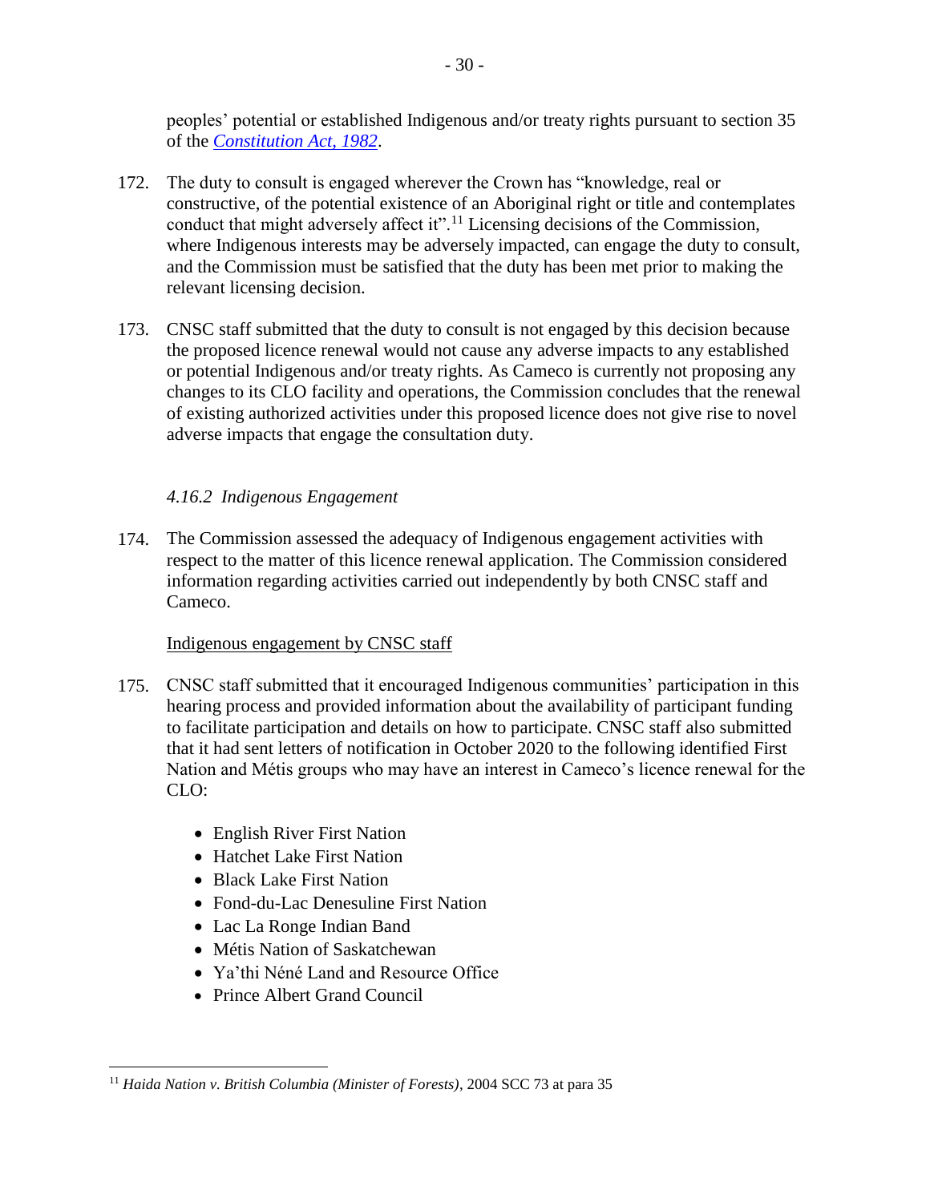peoples' potential or established Indigenous and/or treaty rights pursuant to section 35 of the [*Constitution Act, 1982*](#).

172. The duty to consult is engaged wherever the Crown has "knowledge, real or constructive, of the potential existence of an Aboriginal right or title and contemplates conduct that might adversely affect it".[11] Licensing decisions of the Commission, where Indigenous interests may be adversely impacted, can engage the duty to consult, and the Commission must be satisfied that the duty has been met prior to making the relevant licensing decision.

173. CNSC staff submitted that the duty to consult is not engaged by this decision because the proposed licence renewal would not cause any adverse impacts to any established or potential Indigenous and/or treaty rights. As Cameco is currently not proposing any changes to its CLO facility and operations, the Commission concludes that the renewal of existing authorized activities under this proposed licence does not give rise to novel adverse impacts that engage the consultation duty.

#### *4.16.2 Indigenous Engagement*

174. The Commission assessed the adequacy of Indigenous engagement activities with respect to the matter of this licence renewal application. The Commission considered information regarding activities carried out independently by both CNSC staff and Cameco.

<u>Indigenous engagement by CNSC staff</u>

175. CNSC staff submitted that it encouraged Indigenous communities' participation in this hearing process and provided information about the availability of participant funding to facilitate participation and details on how to participate. CNSC staff also submitted that it had sent letters of notification in October 2020 to the following identified First Nation and Métis groups who may have an interest in Cameco's licence renewal for the CLO:

- English River First Nation
- Hatchet Lake First Nation
- Black Lake First Nation
- Fond-du-Lac Denesuline First Nation
- Lac La Ronge Indian Band
- Métis Nation of Saskatchewan
- Ya'thi Néné Land and Resource Office
- Prince Albert Grand Council

---

[11] *Haida Nation v. British Columbia (Minister of Forests)*, 2004 SCC 73 at para 35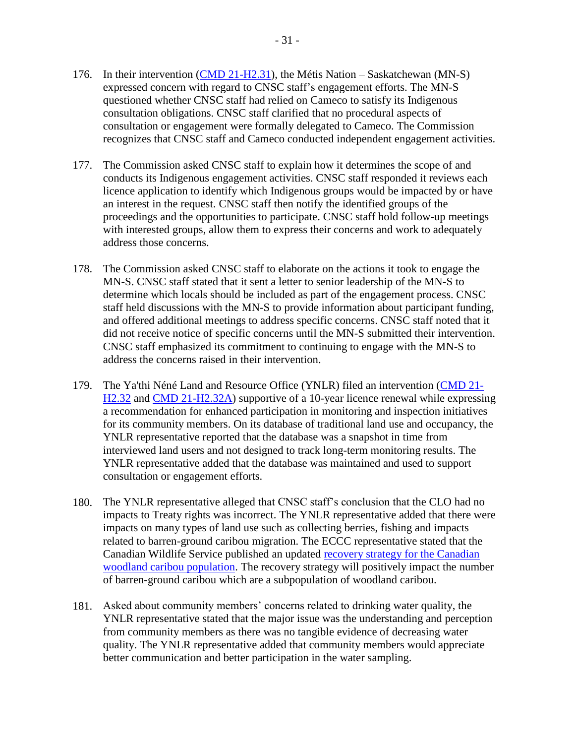176. In their intervention (CMD 21-H2.31), the Métis Nation – Saskatchewan (MN-S) expressed concern with regard to CNSC staff's engagement efforts. The MN-S questioned whether CNSC staff had relied on Cameco to satisfy its Indigenous consultation obligations. CNSC staff clarified that no procedural aspects of consultation or engagement were formally delegated to Cameco. The Commission recognizes that CNSC staff and Cameco conducted independent engagement activities.

177. The Commission asked CNSC staff to explain how it determines the scope of and conducts its Indigenous engagement activities. CNSC staff responded it reviews each licence application to identify which Indigenous groups would be impacted by or have an interest in the request. CNSC staff then notify the identified groups of the proceedings and the opportunities to participate. CNSC staff hold follow-up meetings with interested groups, allow them to express their concerns and work to adequately address those concerns.

178. The Commission asked CNSC staff to elaborate on the actions it took to engage the MN-S. CNSC staff stated that it sent a letter to senior leadership of the MN-S to determine which locals should be included as part of the engagement process. CNSC staff held discussions with the MN-S to provide information about participant funding, and offered additional meetings to address specific concerns. CNSC staff noted that it did not receive notice of specific concerns until the MN-S submitted their intervention. CNSC staff emphasized its commitment to continuing to engage with the MN-S to address the concerns raised in their intervention.

179. The Ya'thi Néné Land and Resource Office (YNLR) filed an intervention (CMD 21-H2.32 and CMD 21-H2.32A) supportive of a 10-year licence renewal while expressing a recommendation for enhanced participation in monitoring and inspection initiatives for its community members. On its database of traditional land use and occupancy, the YNLR representative reported that the database was a snapshot in time from interviewed land users and not designed to track long-term monitoring results. The YNLR representative added that the database was maintained and used to support consultation or engagement efforts.

180. The YNLR representative alleged that CNSC staff's conclusion that the CLO had no impacts to Treaty rights was incorrect. The YNLR representative added that there were impacts on many types of land use such as collecting berries, fishing and impacts related to barren-ground caribou migration. The ECCC representative stated that the Canadian Wildlife Service published an updated recovery strategy for the Canadian woodland caribou population. The recovery strategy will positively impact the number of barren-ground caribou which are a subpopulation of woodland caribou.

181. Asked about community members' concerns related to drinking water quality, the YNLR representative stated that the major issue was the understanding and perception from community members as there was no tangible evidence of decreasing water quality. The YNLR representative added that community members would appreciate better communication and better participation in the water sampling.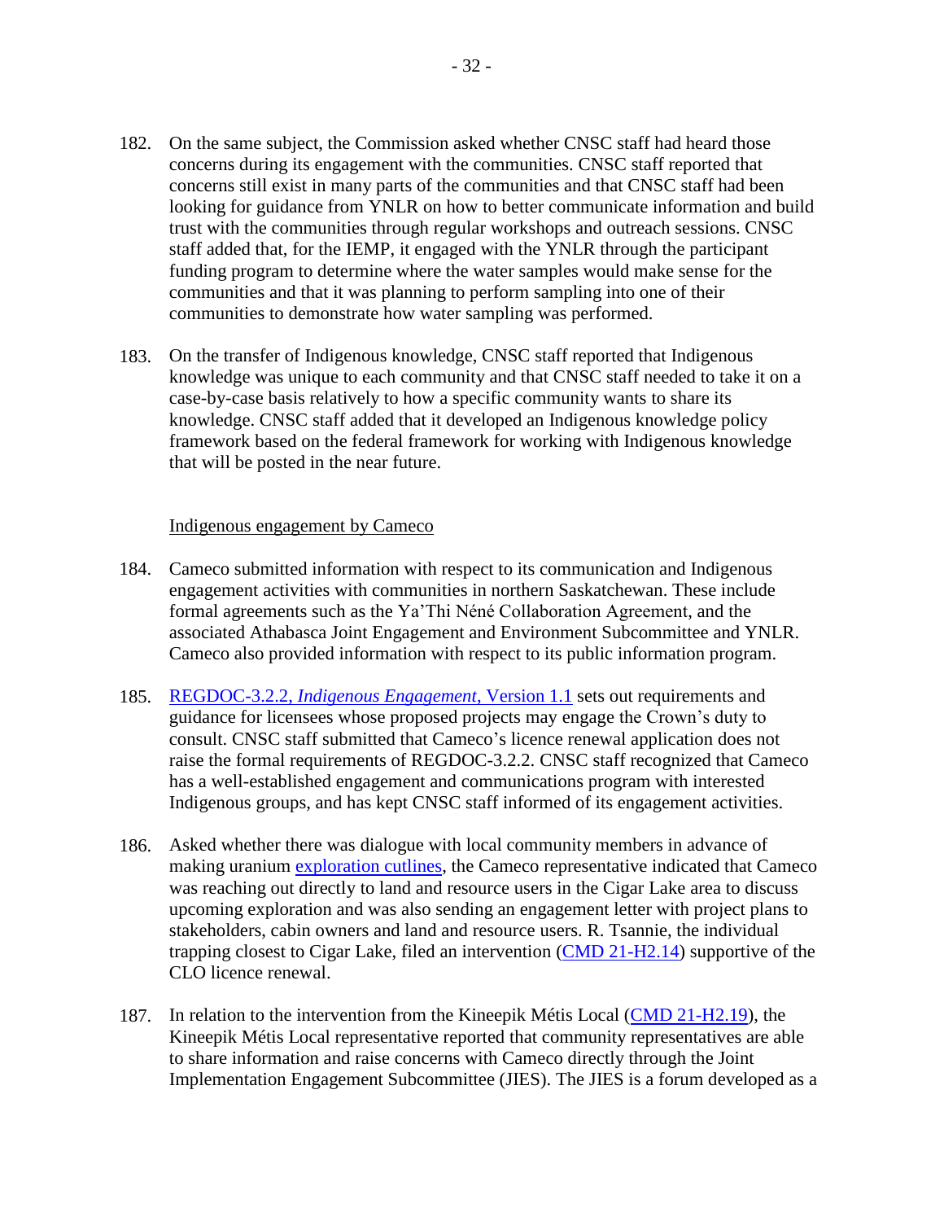182. On the same subject, the Commission asked whether CNSC staff had heard those concerns during its engagement with the communities. CNSC staff reported that concerns still exist in many parts of the communities and that CNSC staff had been looking for guidance from YNLR on how to better communicate information and build trust with the communities through regular workshops and outreach sessions. CNSC staff added that, for the IEMP, it engaged with the YNLR through the participant funding program to determine where the water samples would make sense for the communities and that it was planning to perform sampling into one of their communities to demonstrate how water sampling was performed.

183. On the transfer of Indigenous knowledge, CNSC staff reported that Indigenous knowledge was unique to each community and that CNSC staff needed to take it on a case-by-case basis relatively to how a specific community wants to share its knowledge. CNSC staff added that it developed an Indigenous knowledge policy framework based on the federal framework for working with Indigenous knowledge that will be posted in the near future.

Indigenous engagement by Cameco

184. Cameco submitted information with respect to its communication and Indigenous engagement activities with communities in northern Saskatchewan. These include formal agreements such as the Ya'Thi Néné Collaboration Agreement, and the associated Athabasca Joint Engagement and Environment Subcommittee and YNLR. Cameco also provided information with respect to its public information program.

185. REGDOC-3.2.2, *Indigenous Engagement*, Version 1.1 sets out requirements and guidance for licensees whose proposed projects may engage the Crown's duty to consult. CNSC staff submitted that Cameco's licence renewal application does not raise the formal requirements of REGDOC-3.2.2. CNSC staff recognized that Cameco has a well-established engagement and communications program with interested Indigenous groups, and has kept CNSC staff informed of its engagement activities.

186. Asked whether there was dialogue with local community members in advance of making uranium exploration cutlines, the Cameco representative indicated that Cameco was reaching out directly to land and resource users in the Cigar Lake area to discuss upcoming exploration and was also sending an engagement letter with project plans to stakeholders, cabin owners and land and resource users. R. Tsannie, the individual trapping closest to Cigar Lake, filed an intervention (CMD 21-H2.14) supportive of the CLO licence renewal.

187. In relation to the intervention from the Kineepik Métis Local (CMD 21-H2.19), the Kineepik Métis Local representative reported that community representatives are able to share information and raise concerns with Cameco directly through the Joint Implementation Engagement Subcommittee (JIES). The JIES is a forum developed as a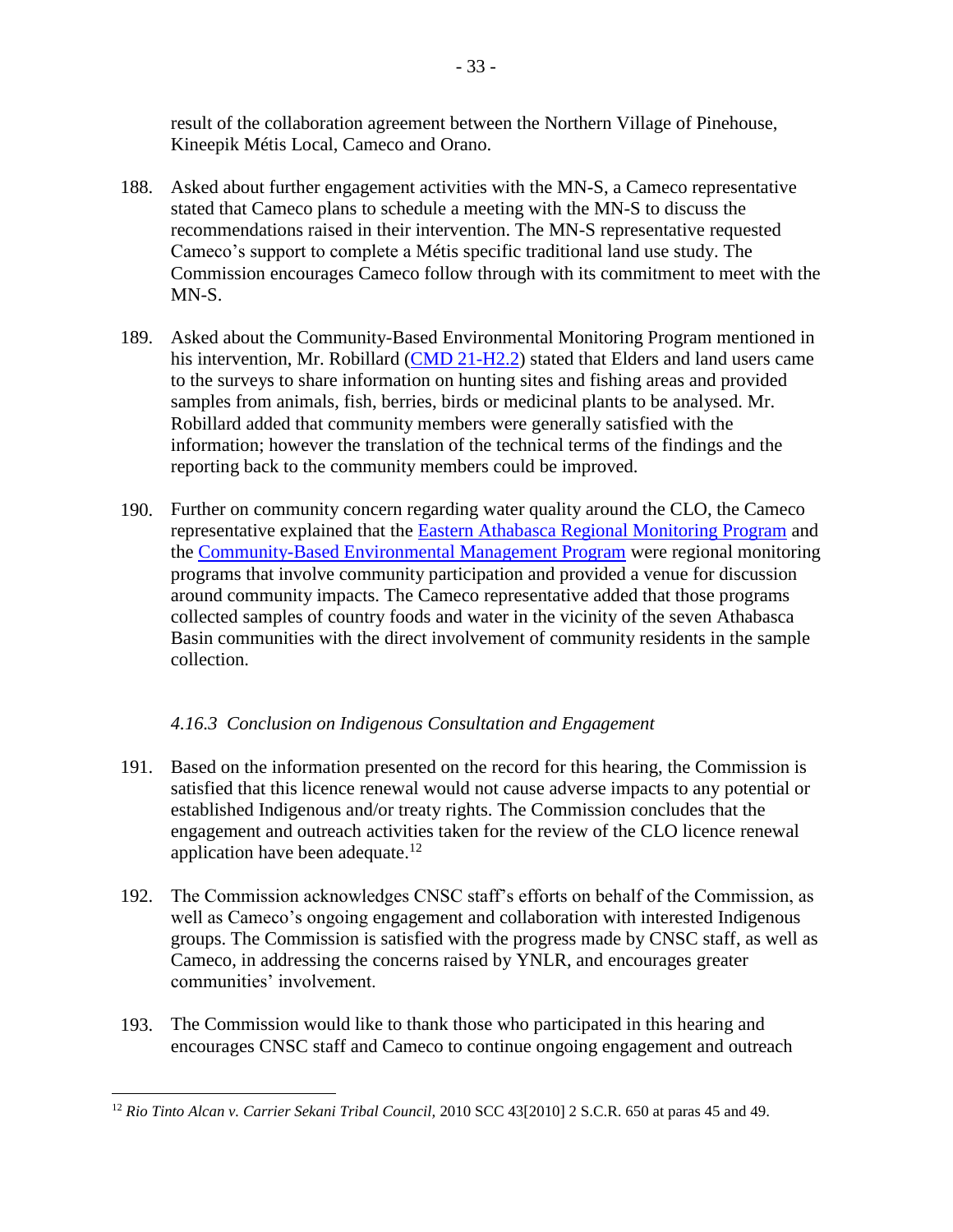result of the collaboration agreement between the Northern Village of Pinehouse, Kineepik Métis Local, Cameco and Orano.

188. Asked about further engagement activities with the MN-S, a Cameco representative stated that Cameco plans to schedule a meeting with the MN-S to discuss the recommendations raised in their intervention. The MN-S representative requested Cameco's support to complete a Métis specific traditional land use study. The Commission encourages Cameco follow through with its commitment to meet with the MN-S.

189. Asked about the Community-Based Environmental Monitoring Program mentioned in his intervention, Mr. Robillard (CMD 21-H2.2) stated that Elders and land users came to the surveys to share information on hunting sites and fishing areas and provided samples from animals, fish, berries, birds or medicinal plants to be analysed. Mr. Robillard added that community members were generally satisfied with the information; however the translation of the technical terms of the findings and the reporting back to the community members could be improved.

190. Further on community concern regarding water quality around the CLO, the Cameco representative explained that the Eastern Athabasca Regional Monitoring Program and the Community-Based Environmental Management Program were regional monitoring programs that involve community participation and provided a venue for discussion around community impacts. The Cameco representative added that those programs collected samples of country foods and water in the vicinity of the seven Athabasca Basin communities with the direct involvement of community residents in the sample collection.

### *4.16.3 Conclusion on Indigenous Consultation and Engagement*

191. Based on the information presented on the record for this hearing, the Commission is satisfied that this licence renewal would not cause adverse impacts to any potential or established Indigenous and/or treaty rights. The Commission concludes that the engagement and outreach activities taken for the review of the CLO licence renewal application have been adequate.[12]

192. The Commission acknowledges CNSC staff's efforts on behalf of the Commission, as well as Cameco's ongoing engagement and collaboration with interested Indigenous groups. The Commission is satisfied with the progress made by CNSC staff, as well as Cameco, in addressing the concerns raised by YNLR, and encourages greater communities' involvement.

193. The Commission would like to thank those who participated in this hearing and encourages CNSC staff and Cameco to continue ongoing engagement and outreach

---

[12] *Rio Tinto Alcan v. Carrier Sekani Tribal Council*, 2010 SCC 43[2010] 2 S.C.R. 650 at paras 45 and 49.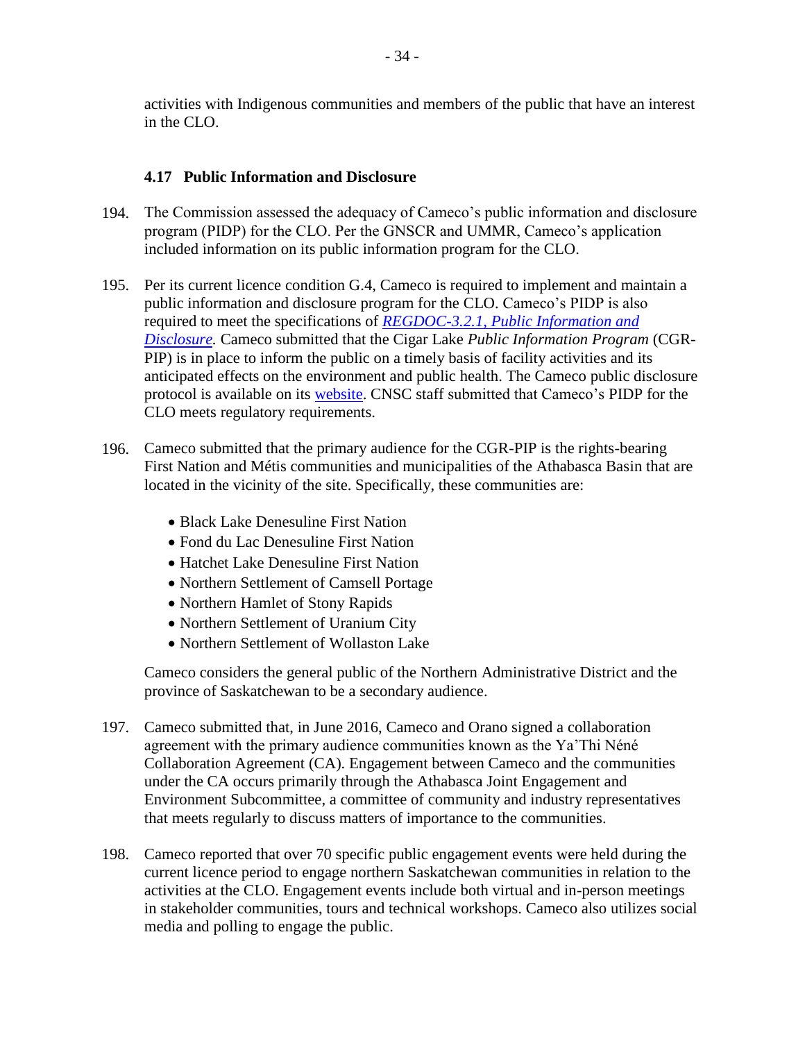activities with Indigenous communities and members of the public that have an interest in the CLO.

### 4.17 Public Information and Disclosure

194. The Commission assessed the adequacy of Cameco's public information and disclosure program (PIDP) for the CLO. Per the GNSCR and UMMR, Cameco's application included information on its public information program for the CLO.

195. Per its current licence condition G.4, Cameco is required to implement and maintain a public information and disclosure program for the CLO. Cameco's PIDP is also required to meet the specifications of *REGDOC-3.2.1, Public Information and Disclosure.* Cameco submitted that the Cigar Lake *Public Information Program* (CGR-PIP) is in place to inform the public on a timely basis of facility activities and its anticipated effects on the environment and public health. The Cameco public disclosure protocol is available on its website. CNSC staff submitted that Cameco's PIDP for the CLO meets regulatory requirements.

196. Cameco submitted that the primary audience for the CGR-PIP is the rights-bearing First Nation and Métis communities and municipalities of the Athabasca Basin that are located in the vicinity of the site. Specifically, these communities are:

   - Black Lake Denesuline First Nation
   - Fond du Lac Denesuline First Nation
   - Hatchet Lake Denesuline First Nation
   - Northern Settlement of Camsell Portage
   - Northern Hamlet of Stony Rapids
   - Northern Settlement of Uranium City
   - Northern Settlement of Wollaston Lake

   Cameco considers the general public of the Northern Administrative District and the province of Saskatchewan to be a secondary audience.

197. Cameco submitted that, in June 2016, Cameco and Orano signed a collaboration agreement with the primary audience communities known as the Ya'Thi Néné Collaboration Agreement (CA). Engagement between Cameco and the communities under the CA occurs primarily through the Athabasca Joint Engagement and Environment Subcommittee, a committee of community and industry representatives that meets regularly to discuss matters of importance to the communities.

198. Cameco reported that over 70 specific public engagement events were held during the current licence period to engage northern Saskatchewan communities in relation to the activities at the CLO. Engagement events include both virtual and in-person meetings in stakeholder communities, tours and technical workshops. Cameco also utilizes social media and polling to engage the public.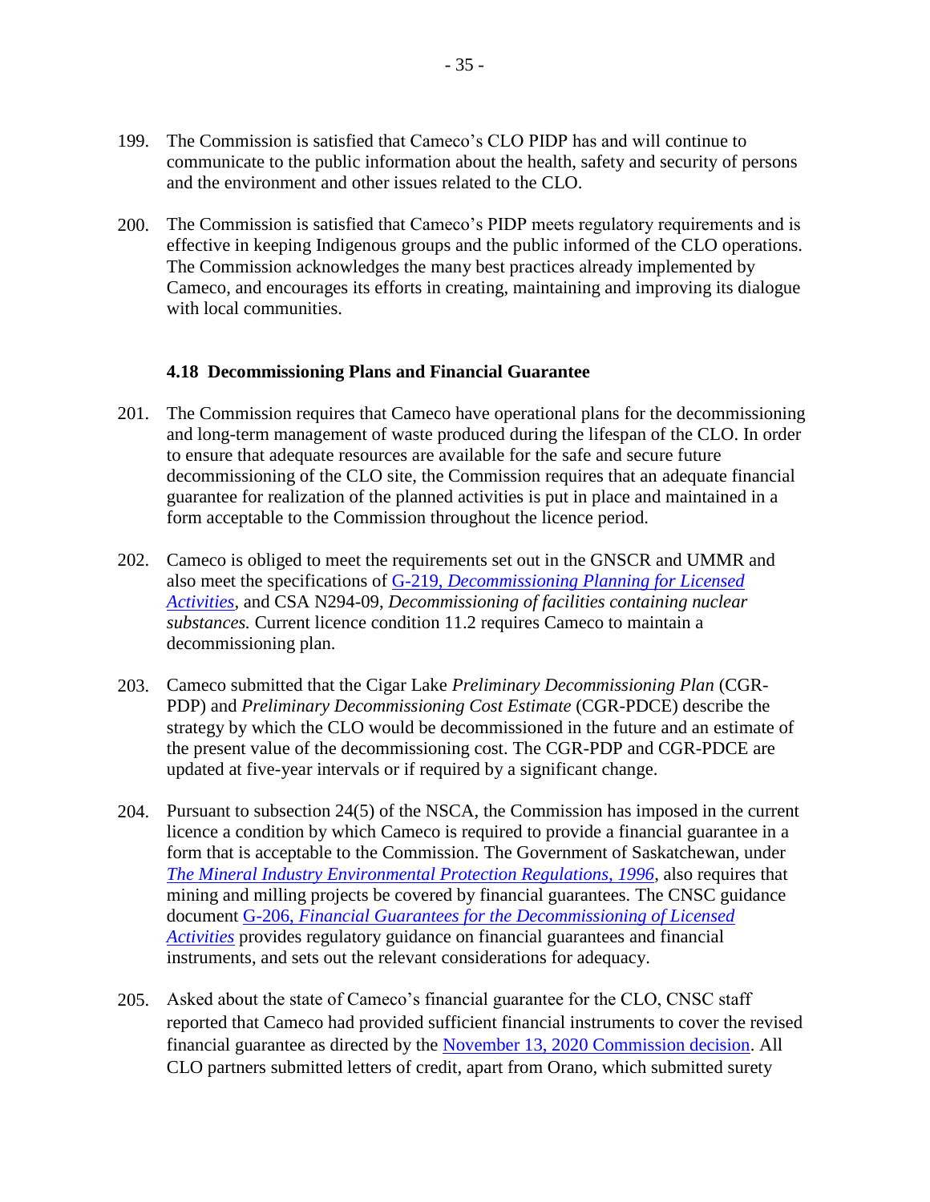199. The Commission is satisfied that Cameco's CLO PIDP has and will continue to communicate to the public information about the health, safety and security of persons and the environment and other issues related to the CLO.

200. The Commission is satisfied that Cameco's PIDP meets regulatory requirements and is effective in keeping Indigenous groups and the public informed of the CLO operations. The Commission acknowledges the many best practices already implemented by Cameco, and encourages its efforts in creating, maintaining and improving its dialogue with local communities.

### 4.18 Decommissioning Plans and Financial Guarantee

201. The Commission requires that Cameco have operational plans for the decommissioning and long-term management of waste produced during the lifespan of the CLO. In order to ensure that adequate resources are available for the safe and secure future decommissioning of the CLO site, the Commission requires that an adequate financial guarantee for realization of the planned activities is put in place and maintained in a form acceptable to the Commission throughout the licence period.

202. Cameco is obliged to meet the requirements set out in the GNSCR and UMMR and also meet the specifications of G-219, *Decommissioning Planning for Licensed Activities*, and CSA N294-09, *Decommissioning of facilities containing nuclear substances.* Current licence condition 11.2 requires Cameco to maintain a decommissioning plan.

203. Cameco submitted that the Cigar Lake *Preliminary Decommissioning Plan* (CGR-PDP) and *Preliminary Decommissioning Cost Estimate* (CGR-PDCE) describe the strategy by which the CLO would be decommissioned in the future and an estimate of the present value of the decommissioning cost. The CGR-PDP and CGR-PDCE are updated at five-year intervals or if required by a significant change.

204. Pursuant to subsection 24(5) of the NSCA, the Commission has imposed in the current licence a condition by which Cameco is required to provide a financial guarantee in a form that is acceptable to the Commission. The Government of Saskatchewan, under *The Mineral Industry Environmental Protection Regulations, 1996*, also requires that mining and milling projects be covered by financial guarantees. The CNSC guidance document G-206, *Financial Guarantees for the Decommissioning of Licensed Activities* provides regulatory guidance on financial guarantees and financial instruments, and sets out the relevant considerations for adequacy.

205. Asked about the state of Cameco's financial guarantee for the CLO, CNSC staff reported that Cameco had provided sufficient financial instruments to cover the revised financial guarantee as directed by the November 13, 2020 Commission decision. All CLO partners submitted letters of credit, apart from Orano, which submitted surety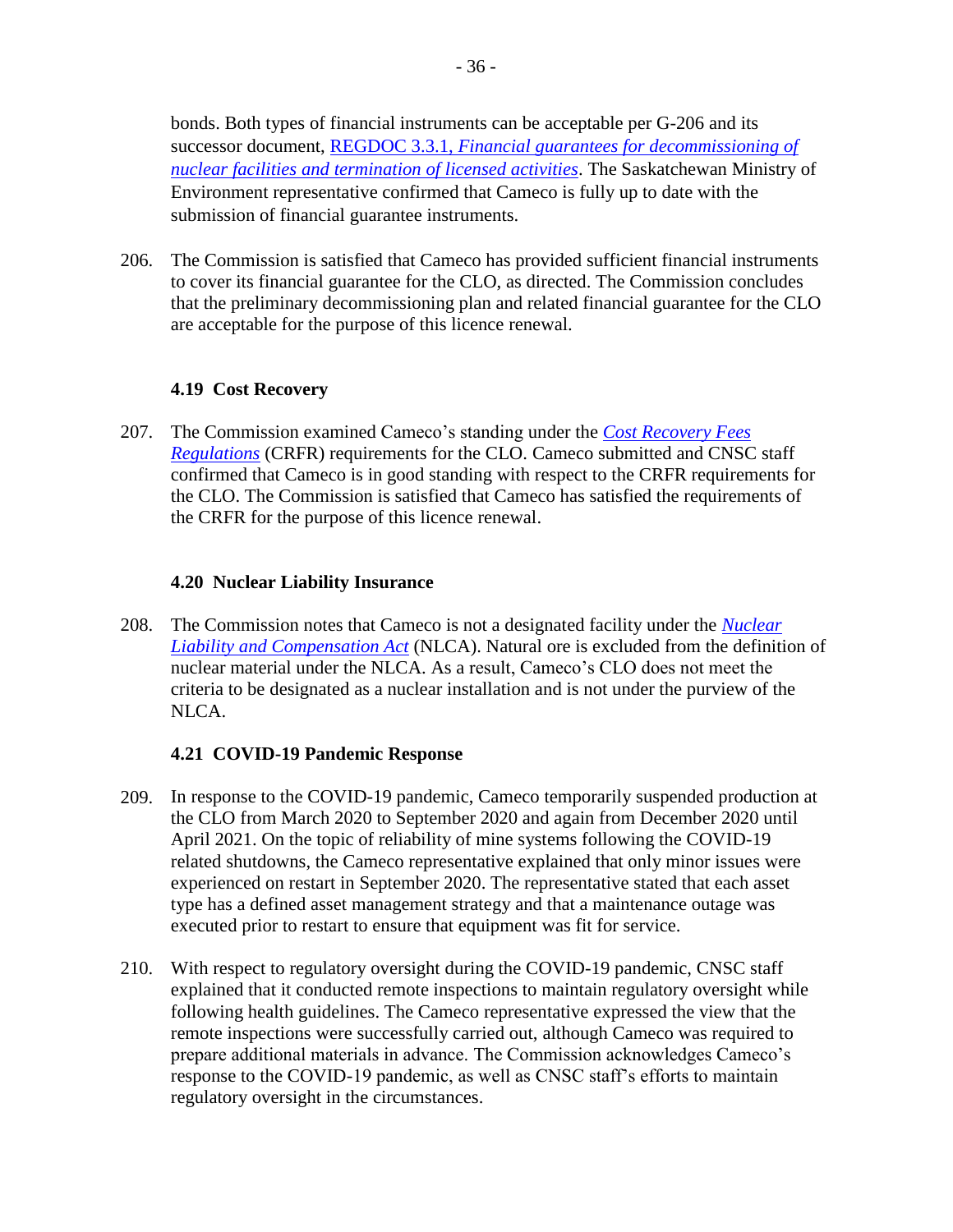bonds. Both types of financial instruments can be acceptable per G-206 and its successor document, [REGDOC 3.3.1, *Financial guarantees for decommissioning of nuclear facilities and termination of licensed activities*]. The Saskatchewan Ministry of Environment representative confirmed that Cameco is fully up to date with the submission of financial guarantee instruments.

206. The Commission is satisfied that Cameco has provided sufficient financial instruments to cover its financial guarantee for the CLO, as directed. The Commission concludes that the preliminary decommissioning plan and related financial guarantee for the CLO are acceptable for the purpose of this licence renewal.

### 4.19 Cost Recovery

207. The Commission examined Cameco's standing under the *Cost Recovery Fees Regulations* (CRFR) requirements for the CLO. Cameco submitted and CNSC staff confirmed that Cameco is in good standing with respect to the CRFR requirements for the CLO. The Commission is satisfied that Cameco has satisfied the requirements of the CRFR for the purpose of this licence renewal.

### 4.20 Nuclear Liability Insurance

208. The Commission notes that Cameco is not a designated facility under the *Nuclear Liability and Compensation Act* (NLCA). Natural ore is excluded from the definition of nuclear material under the NLCA. As a result, Cameco's CLO does not meet the criteria to be designated as a nuclear installation and is not under the purview of the NLCA.

### 4.21 COVID-19 Pandemic Response

209. In response to the COVID-19 pandemic, Cameco temporarily suspended production at the CLO from March 2020 to September 2020 and again from December 2020 until April 2021. On the topic of reliability of mine systems following the COVID-19 related shutdowns, the Cameco representative explained that only minor issues were experienced on restart in September 2020. The representative stated that each asset type has a defined asset management strategy and that a maintenance outage was executed prior to restart to ensure that equipment was fit for service.

210. With respect to regulatory oversight during the COVID-19 pandemic, CNSC staff explained that it conducted remote inspections to maintain regulatory oversight while following health guidelines. The Cameco representative expressed the view that the remote inspections were successfully carried out, although Cameco was required to prepare additional materials in advance. The Commission acknowledges Cameco's response to the COVID-19 pandemic, as well as CNSC staff's efforts to maintain regulatory oversight in the circumstances.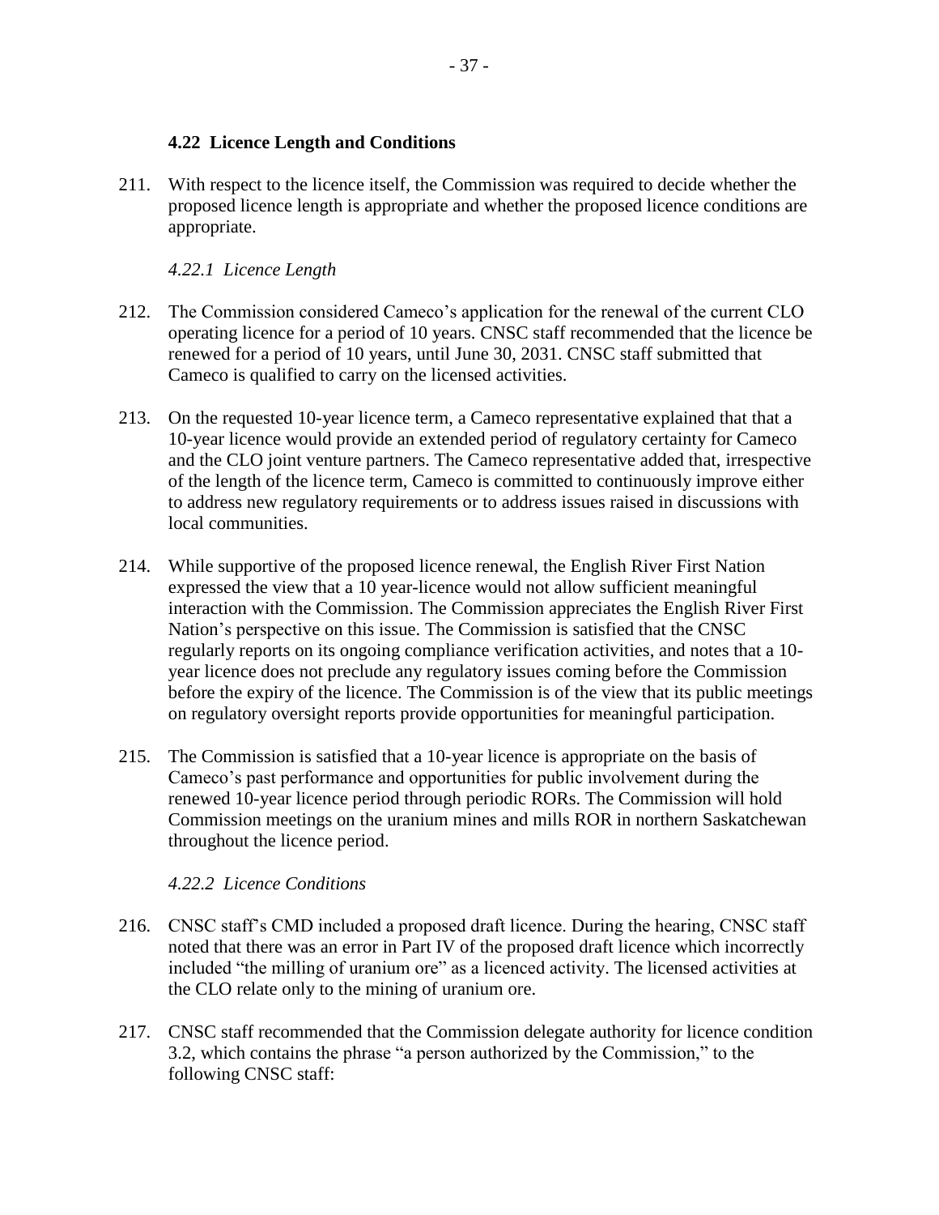### 4.22 Licence Length and Conditions

211. With respect to the licence itself, the Commission was required to decide whether the proposed licence length is appropriate and whether the proposed licence conditions are appropriate.

#### *4.22.1 Licence Length*

212. The Commission considered Cameco's application for the renewal of the current CLO operating licence for a period of 10 years. CNSC staff recommended that the licence be renewed for a period of 10 years, until June 30, 2031. CNSC staff submitted that Cameco is qualified to carry on the licensed activities.

213. On the requested 10-year licence term, a Cameco representative explained that that a 10-year licence would provide an extended period of regulatory certainty for Cameco and the CLO joint venture partners. The Cameco representative added that, irrespective of the length of the licence term, Cameco is committed to continuously improve either to address new regulatory requirements or to address issues raised in discussions with local communities.

214. While supportive of the proposed licence renewal, the English River First Nation expressed the view that a 10 year-licence would not allow sufficient meaningful interaction with the Commission. The Commission appreciates the English River First Nation's perspective on this issue. The Commission is satisfied that the CNSC regularly reports on its ongoing compliance verification activities, and notes that a 10-year licence does not preclude any regulatory issues coming before the Commission before the expiry of the licence. The Commission is of the view that its public meetings on regulatory oversight reports provide opportunities for meaningful participation.

215. The Commission is satisfied that a 10-year licence is appropriate on the basis of Cameco's past performance and opportunities for public involvement during the renewed 10-year licence period through periodic RORs. The Commission will hold Commission meetings on the uranium mines and mills ROR in northern Saskatchewan throughout the licence period.

#### *4.22.2 Licence Conditions*

216. CNSC staff's CMD included a proposed draft licence. During the hearing, CNSC staff noted that there was an error in Part IV of the proposed draft licence which incorrectly included "the milling of uranium ore" as a licenced activity. The licensed activities at the CLO relate only to the mining of uranium ore.

217. CNSC staff recommended that the Commission delegate authority for licence condition 3.2, which contains the phrase "a person authorized by the Commission," to the following CNSC staff: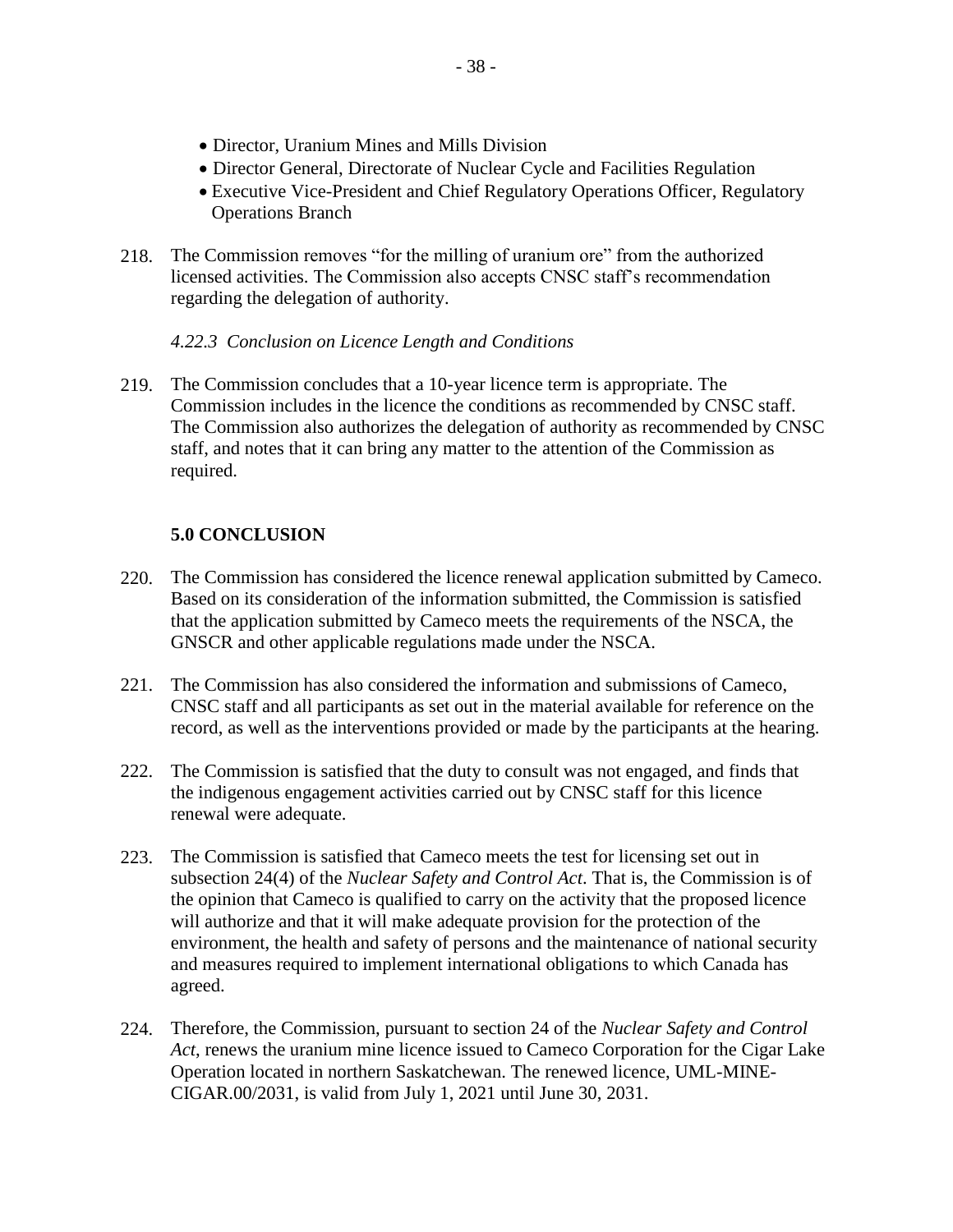- Director, Uranium Mines and Mills Division
- Director General, Directorate of Nuclear Cycle and Facilities Regulation
- Executive Vice-President and Chief Regulatory Operations Officer, Regulatory Operations Branch

218. The Commission removes "for the milling of uranium ore" from the authorized licensed activities. The Commission also accepts CNSC staff's recommendation regarding the delegation of authority.

#### *4.22.3 Conclusion on Licence Length and Conditions*

219. The Commission concludes that a 10-year licence term is appropriate. The Commission includes in the licence the conditions as recommended by CNSC staff. The Commission also authorizes the delegation of authority as recommended by CNSC staff, and notes that it can bring any matter to the attention of the Commission as required.

## 5.0 CONCLUSION

220. The Commission has considered the licence renewal application submitted by Cameco. Based on its consideration of the information submitted, the Commission is satisfied that the application submitted by Cameco meets the requirements of the NSCA, the GNSCR and other applicable regulations made under the NSCA.

221. The Commission has also considered the information and submissions of Cameco, CNSC staff and all participants as set out in the material available for reference on the record, as well as the interventions provided or made by the participants at the hearing.

222. The Commission is satisfied that the duty to consult was not engaged, and finds that the indigenous engagement activities carried out by CNSC staff for this licence renewal were adequate.

223. The Commission is satisfied that Cameco meets the test for licensing set out in subsection 24(4) of the *Nuclear Safety and Control Act*. That is, the Commission is of the opinion that Cameco is qualified to carry on the activity that the proposed licence will authorize and that it will make adequate provision for the protection of the environment, the health and safety of persons and the maintenance of national security and measures required to implement international obligations to which Canada has agreed.

224. Therefore, the Commission, pursuant to section 24 of the *Nuclear Safety and Control Act*, renews the uranium mine licence issued to Cameco Corporation for the Cigar Lake Operation located in northern Saskatchewan. The renewed licence, UML-MINE-CIGAR.00/2031, is valid from July 1, 2021 until June 30, 2031.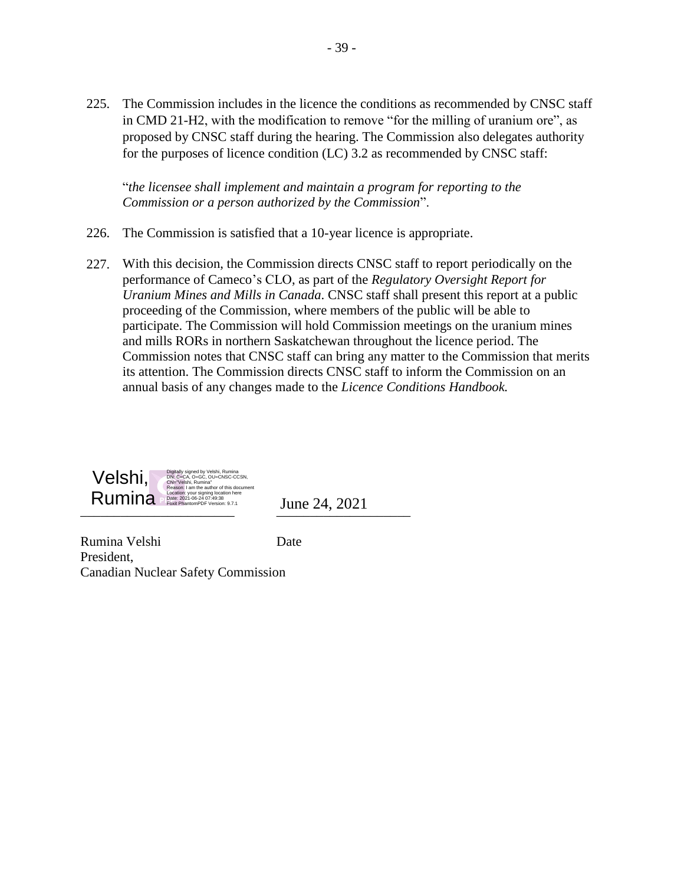225. The Commission includes in the licence the conditions as recommended by CNSC staff in CMD 21-H2, with the modification to remove “for the milling of uranium ore”, as proposed by CNSC staff during the hearing. The Commission also delegates authority for the purposes of licence condition (LC) 3.2 as recommended by CNSC staff:

“*the licensee shall implement and maintain a program for reporting to the Commission or a person authorized by the Commission*”.

226. The Commission is satisfied that a 10-year licence is appropriate.

227. With this decision, the Commission directs CNSC staff to report periodically on the performance of Cameco’s CLO, as part of the *Regulatory Oversight Report for Uranium Mines and Mills in Canada*. CNSC staff shall present this report at a public proceeding of the Commission, where members of the public will be able to participate. The Commission will hold Commission meetings on the uranium mines and mills RORs in northern Saskatchewan throughout the licence period. The Commission notes that CNSC staff can bring any matter to the Commission that merits its attention. The Commission directs CNSC staff to inform the Commission on an annual basis of any changes made to the *Licence Conditions Handbook.*

Velshi, Rumina

Digitally signed by Velshi, Rumina
DN: C=CA, O=GC, OU=CNSC-CCSN, CN="Velshi, Rumina"
Reason: I am the author of this document
Location: your signing location here
Date: 2021-06-24 07:49:38
Foxit PhantomPDF Version: 9.7.1

June 24, 2021

Rumina Velshi
President,
Canadian Nuclear Safety Commission

Date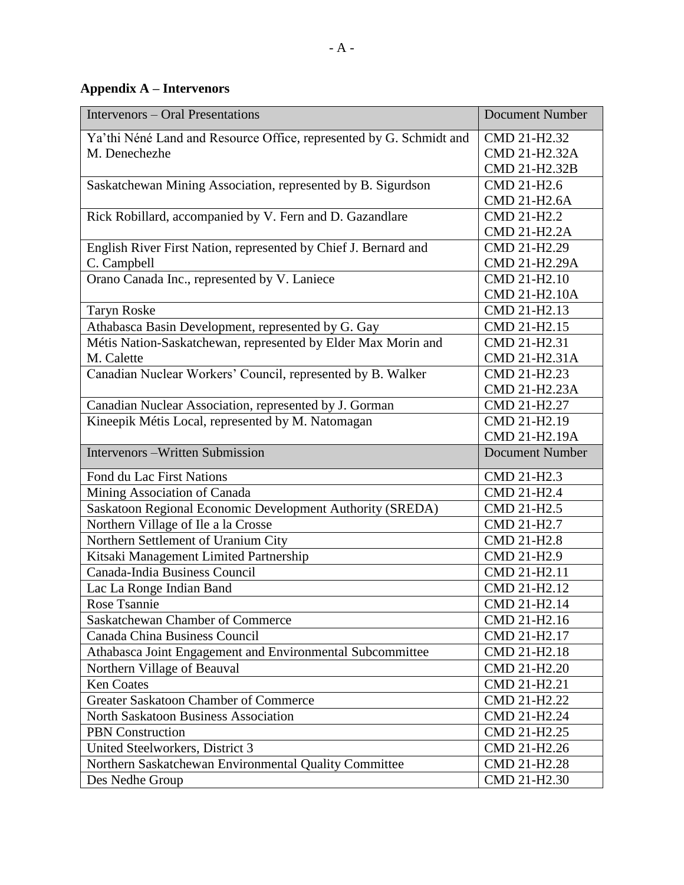**Appendix A – Intervenors**

| Intervenors – Oral Presentations | Document Number |
|---|---|
| Ya'thi Néné Land and Resource Office, represented by G. Schmidt and M. Denechezhe | CMD 21-H2.32<br>CMD 21-H2.32A<br>CMD 21-H2.32B |
| Saskatchewan Mining Association, represented by B. Sigurdson | CMD 21-H2.6<br>CMD 21-H2.6A |
| Rick Robillard, accompanied by V. Fern and D. Gazandlare | CMD 21-H2.2<br>CMD 21-H2.2A |
| English River First Nation, represented by Chief J. Bernard and C. Campbell | CMD 21-H2.29<br>CMD 21-H2.29A |
| Orano Canada Inc., represented by V. Laniece | CMD 21-H2.10<br>CMD 21-H2.10A |
| Taryn Roske | CMD 21-H2.13 |
| Athabasca Basin Development, represented by G. Gay | CMD 21-H2.15 |
| Métis Nation-Saskatchewan, represented by Elder Max Morin and M. Calette | CMD 21-H2.31<br>CMD 21-H2.31A |
| Canadian Nuclear Workers' Council, represented by B. Walker | CMD 21-H2.23<br>CMD 21-H2.23A |
| Canadian Nuclear Association, represented by J. Gorman | CMD 21-H2.27 |
| Kineepik Métis Local, represented by M. Natomagan | CMD 21-H2.19<br>CMD 21-H2.19A |
| **Intervenors –Written Submission** | **Document Number** |
| Fond du Lac First Nations | CMD 21-H2.3 |
| Mining Association of Canada | CMD 21-H2.4 |
| Saskatoon Regional Economic Development Authority (SREDA) | CMD 21-H2.5 |
| Northern Village of Ile a la Crosse | CMD 21-H2.7 |
| Northern Settlement of Uranium City | CMD 21-H2.8 |
| Kitsaki Management Limited Partnership | CMD 21-H2.9 |
| Canada-India Business Council | CMD 21-H2.11 |
| Lac La Ronge Indian Band | CMD 21-H2.12 |
| Rose Tsannie | CMD 21-H2.14 |
| Saskatchewan Chamber of Commerce | CMD 21-H2.16 |
| Canada China Business Council | CMD 21-H2.17 |
| Athabasca Joint Engagement and Environmental Subcommittee | CMD 21-H2.18 |
| Northern Village of Beauval | CMD 21-H2.20 |
| Ken Coates | CMD 21-H2.21 |
| Greater Saskatoon Chamber of Commerce | CMD 21-H2.22 |
| North Saskatoon Business Association | CMD 21-H2.24 |
| PBN Construction | CMD 21-H2.25 |
| United Steelworkers, District 3 | CMD 21-H2.26 |
| Northern Saskatchewan Environmental Quality Committee | CMD 21-H2.28 |
| Des Nedhe Group | CMD 21-H2.30 |